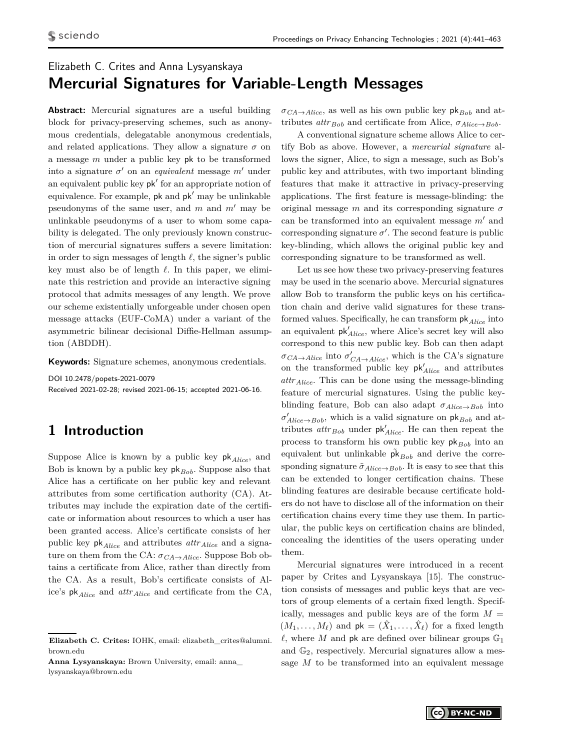Elizabeth C. Crites and Anna Lysyanskaya

# Mercurial Signatures for Variable-Length Messages

**Abstract:** Mercurial signatures are a useful building block for privacy-preserving schemes, such as anonymous credentials, delegatable anonymous credentials, and related applications. They allow a signature $\sigma$ on a message $m$ under a public key $\mathsf{pk}$ to be transformed into a signature $\sigma'$ on an *equivalent* message $m'$ under an equivalent public key $\mathsf{pk}'$ for an appropriate notion of equivalence. For example, $\mathsf{pk}$ and $\mathsf{pk}'$ may be unlinkable pseudonyms of the same user, and $m$ and $m'$ may be unlinkable pseudonyms of a user to whom some capability is delegated. The only previously known construction of mercurial signatures suffers a severe limitation: in order to sign messages of length $\ell$, the signer's public key must also be of length $\ell$. In this paper, we eliminate this restriction and provide an interactive signing protocol that admits messages of any length. We prove our scheme existentially unforgeable under chosen open message attacks (EUF-CoMA) under a variant of the asymmetric bilinear decisional Diffie-Hellman assumption (ABDDH).

**Keywords:** Signature schemes, anonymous credentials.

DOI 10.2478/popets-2021-0079
Received 2021-02-28; revised 2021-06-15; accepted 2021-06-16.

## 1 Introduction

Suppose Alice is known by a public key $\mathsf{pk}_{Alice}$, and Bob is known by a public key $\mathsf{pk}_{Bob}$. Suppose also that Alice has a certificate on her public key and relevant attributes from some certification authority (CA). Attributes may include the expiration date of the certificate or information about resources to which a user has been granted access. Alice's certificate consists of her public key $\mathsf{pk}_{Alice}$ and attributes $attr_{Alice}$ and a signature on them from the CA: $\sigma_{CA\rightarrow Alice}$. Suppose Bob obtains a certificate from Alice, rather than directly from the CA. As a result, Bob's certificate consists of Alice's $\mathsf{pk}_{Alice}$ and $attr_{Alice}$ and certificate from the CA, $\sigma_{CA\rightarrow Alice}$, as well as his own public key $\mathsf{pk}_{Bob}$ and attributes $attr_{Bob}$ and certificate from Alice, $\sigma_{Alice\rightarrow Bob}$.

A conventional signature scheme allows Alice to certify Bob as above. However, a *mercurial signature* allows the signer, Alice, to sign a message, such as Bob's public key and attributes, with two important blinding features that make it attractive in privacy-preserving applications. The first feature is message-blinding: the original message $m$ and its corresponding signature $\sigma$ can be transformed into an equivalent message $m'$ and corresponding signature $\sigma'$. The second feature is public key-blinding, which allows the original public key and corresponding signature to be transformed as well.

Let us see how these two privacy-preserving features may be used in the scenario above. Mercurial signatures allow Bob to transform the public keys on his certification chain and derive valid signatures for these transformed values. Specifically, he can transform $\mathsf{pk}_{Alice}$ into an equivalent $\mathsf{pk}'_{Alice}$, where Alice's secret key will also correspond to this new public key. Bob can then adapt $\sigma_{CA\rightarrow Alice}$ into $\sigma'_{CA\rightarrow Alice}$, which is the CA's signature on the transformed public key $\mathsf{pk}'_{Alice}$ and attributes $attr_{Alice}$. This can be done using the message-blinding feature of mercurial signatures. Using the public key-blinding feature, Bob can also adapt $\sigma_{Alice\rightarrow Bob}$ into $\sigma'_{Alice\rightarrow Bob}$, which is a valid signature on $\mathsf{pk}_{Bob}$ and attributes $attr_{Bob}$ under $\mathsf{pk}'_{Alice}$. He can then repeat the process to transform his own public key $\mathsf{pk}_{Bob}$ into an equivalent but unlinkable $\tilde{\mathsf{pk}}_{Bob}$ and derive the corresponding signature $\tilde{\sigma}_{Alice\rightarrow Bob}$. It is easy to see that this can be extended to longer certification chains. These blinding features are desirable because certificate holders do not have to disclose all of the information on their certification chains every time they use them. In particular, the public keys on certification chains are blinded, concealing the identities of the users operating under them.

Mercurial signatures were introduced in a recent paper by Crites and Lysyanskaya [15]. The construction consists of messages and public keys that are vectors of group elements of a certain fixed length. Specifically, messages and public keys are of the form $M = (M_1, \ldots, M_\ell)$ and $\mathsf{pk} = (\hat{X}_1, \ldots, \hat{X}_\ell)$ for a fixed length $\ell$, where $M$ and $\mathsf{pk}$ are defined over bilinear groups $\mathbb{G}_1$ and $\mathbb{G}_2$, respectively. Mercurial signatures allow a message $M$ to be transformed into an equivalent message

---

**Elizabeth C. Crites:** IOHK, email: elizabeth_crites@alumni.brown.edu

**Anna Lysyanskaya:** Brown University, email: anna_lysyanskaya@brown.edu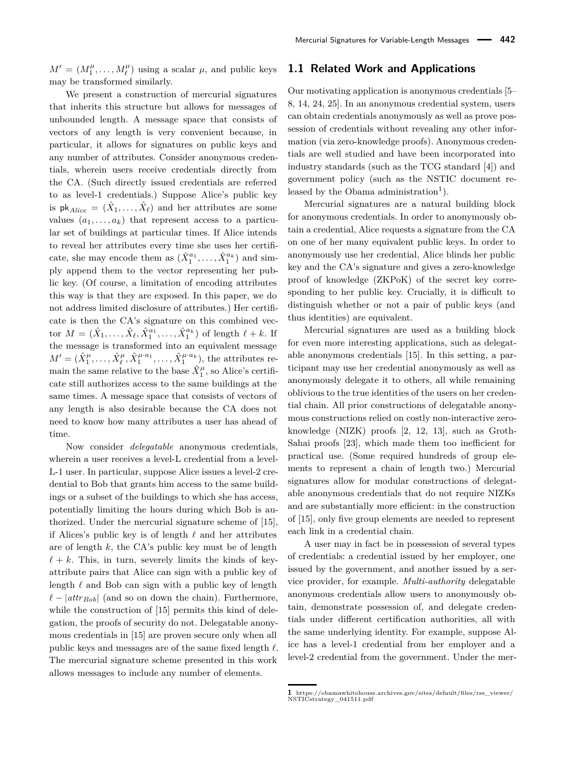$M' = (M_1^\mu, \ldots, M_\ell^\mu)$ using a scalar $\mu$, and public keys may be transformed similarly.

We present a construction of mercurial signatures that inherits this structure but allows for messages of unbounded length. A message space that consists of vectors of any length is very convenient because, in particular, it allows for signatures on public keys and any number of attributes. Consider anonymous credentials, wherein users receive credentials directly from the CA. (Such directly issued credentials are referred to as level-1 credentials.) Suppose Alice's public key is $\mathsf{pk}_{Alice} = (\hat{X}_1, \ldots, \hat{X}_\ell)$ and her attributes are some values $(a_1, \ldots, a_k)$ that represent access to a particular set of buildings at particular times. If Alice intends to reveal her attributes every time she uses her certificate, she may encode them as $(\hat{X}_1^{a_1}, \ldots, \hat{X}_1^{a_k})$ and simply append them to the vector representing her public key. (Of course, a limitation of encoding attributes this way is that they are exposed. In this paper, we do not address limited disclosure of attributes.) Her certificate is then the CA's signature on this combined vector $M = (\hat{X}_1, \ldots, \hat{X}_\ell, \hat{X}_1^{a_1}, \ldots, \hat{X}_1^{a_k})$ of length $\ell + k$. If the message is transformed into an equivalent message $M' = (\hat{X}_1^\mu, \ldots, \hat{X}_\ell^\mu, \hat{X}_1^{\mu \cdot a_1}, \ldots, \hat{X}_1^{\mu \cdot a_k})$, the attributes remain the same relative to the base $\hat{X}_1^\mu$, so Alice's certificate still authorizes access to the same buildings at the same times. A message space that consists of vectors of any length is also desirable because the CA does not need to know how many attributes a user has ahead of time.

Now consider *delegatable* anonymous credentials, wherein a user receives a level-L credential from a level-L-1 user. In particular, suppose Alice issues a level-2 credential to Bob that grants him access to the same buildings or a subset of the buildings to which she has access, potentially limiting the hours during which Bob is authorized. Under the mercurial signature scheme of [15], if Alices's public key is of length $\ell$ and her attributes are of length $k$, the CA's public key must be of length $\ell + k$. This, in turn, severely limits the kinds of key-attribute pairs that Alice can sign with a public key of length $\ell$ and Bob can sign with a public key of length $\ell - |attr_{Bob}|$ (and so on down the chain). Furthermore, while the construction of [15] permits this kind of delegation, the proofs of security do not. Delegatable anonymous credentials in [15] are proven secure only when all public keys and messages are of the same fixed length $\ell$. The mercurial signature scheme presented in this work allows messages to include any number of elements.

## 1.1 Related Work and Applications

Our motivating application is anonymous credentials [5–8, 14, 24, 25]. In an anonymous credential system, users can obtain credentials anonymously as well as prove possession of credentials without revealing any other information (via zero-knowledge proofs). Anonymous credentials are well studied and have been incorporated into industry standards (such as the TCG standard [4]) and government policy (such as the NSTIC document released by the Obama administration[1]).

Mercurial signatures are a natural building block for anonymous credentials. In order to anonymously obtain a credential, Alice requests a signature from the CA on one of her many equivalent public keys. In order to anonymously use her credential, Alice blinds her public key and the CA's signature and gives a zero-knowledge proof of knowledge (ZKPoK) of the secret key corresponding to her public key. Crucially, it is difficult to distinguish whether or not a pair of public keys (and thus identities) are equivalent.

Mercurial signatures are used as a building block for even more interesting applications, such as delegatable anonymous credentials [15]. In this setting, a participant may use her credential anonymously as well as anonymously delegate it to others, all while remaining oblivious to the true identities of the users on her credential chain. All prior constructions of delegatable anonymous constructions relied on costly non-interactive zero-knowledge (NIZK) proofs [2, 12, 13], such as Groth-Sahai proofs [23], which made them too inefficient for practical use. (Some required hundreds of group elements to represent a chain of length two.) Mercurial signatures allow for modular constructions of delegatable anonymous credentials that do not require NIZKs and are substantially more efficient: in the construction of [15], only five group elements are needed to represent each link in a credential chain.

A user may in fact be in possession of several types of credentials: a credential issued by her employer, one issued by the government, and another issued by a service provider, for example. *Multi-authority* delegatable anonymous credentials allow users to anonymously obtain, demonstrate possession of, and delegate credentials under different certification authorities, all with the same underlying identity. For example, suppose Alice has a level-1 credential from her employer and a level-2 credential from the government. Under the mer-

---

1 https://obamawhitehouse.archives.gov/sites/default/files/rss_viewer/NSTICstrategy_041511.pdf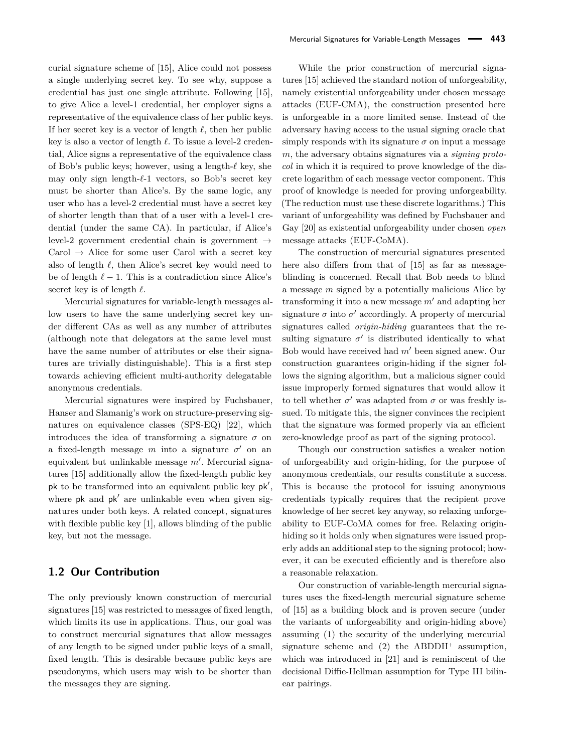curial signature scheme of [15], Alice could not possess a single underlying secret key. To see why, suppose a credential has just one single attribute. Following [15], to give Alice a level-1 credential, her employer signs a representative of the equivalence class of her public keys. If her secret key is a vector of length $\ell$, then her public key is also a vector of length $\ell$. To issue a level-2 credential, Alice signs a representative of the equivalence class of Bob's public keys; however, using a length-$\ell$ key, she may only sign length-$\ell$-1 vectors, so Bob's secret key must be shorter than Alice's. By the same logic, any user who has a level-2 credential must have a secret key of shorter length than that of a user with a level-1 credential (under the same CA). In particular, if Alice's level-2 government credential chain is government $\rightarrow$ Carol $\rightarrow$ Alice for some user Carol with a secret key also of length $\ell$, then Alice's secret key would need to be of length $\ell - 1$. This is a contradiction since Alice's secret key is of length $\ell$.

Mercurial signatures for variable-length messages allow users to have the same underlying secret key under different CAs as well as any number of attributes (although note that delegators at the same level must have the same number of attributes or else their signatures are trivially distinguishable). This is a first step towards achieving efficient multi-authority delegatable anonymous credentials.

Mercurial signatures were inspired by Fuchsbauer, Hanser and Slamanig's work on structure-preserving signatures on equivalence classes (SPS-EQ) [22], which introduces the idea of transforming a signature $\sigma$ on a fixed-length message $m$ into a signature $\sigma'$ on an equivalent but unlinkable message $m'$. Mercurial signatures [15] additionally allow the fixed-length public key $\mathsf{pk}$ to be transformed into an equivalent public key $\mathsf{pk}'$, where $\mathsf{pk}$ and $\mathsf{pk}'$ are unlinkable even when given signatures under both keys. A related concept, signatures with flexible public key [1], allows blinding of the public key, but not the message.

## 1.2 Our Contribution

The only previously known construction of mercurial signatures [15] was restricted to messages of fixed length, which limits its use in applications. Thus, our goal was to construct mercurial signatures that allow messages of any length to be signed under public keys of a small, fixed length. This is desirable because public keys are pseudonyms, which users may wish to be shorter than the messages they are signing.

While the prior construction of mercurial signatures [15] achieved the standard notion of unforgeability, namely existential unforgeability under chosen message attacks (EUF-CMA), the construction presented here is unforgeable in a more limited sense. Instead of the adversary having access to the usual signing oracle that simply responds with its signature $\sigma$ on input a message $m$, the adversary obtains signatures via a *signing protocol* in which it is required to prove knowledge of the discrete logarithm of each message vector component. This proof of knowledge is needed for proving unforgeability. (The reduction must use these discrete logarithms.) This variant of unforgeability was defined by Fuchsbauer and Gay [20] as existential unforgeability under chosen *open* message attacks (EUF-CoMA).

The construction of mercurial signatures presented here also differs from that of [15] as far as message-blinding is concerned. Recall that Bob needs to blind a message $m$ signed by a potentially malicious Alice by transforming it into a new message $m'$ and adapting her signature $\sigma$ into $\sigma'$ accordingly. A property of mercurial signatures called *origin-hiding* guarantees that the resulting signature $\sigma'$ is distributed identically to what Bob would have received had $m'$ been signed anew. Our construction guarantees origin-hiding if the signer follows the signing algorithm, but a malicious signer could issue improperly formed signatures that would allow it to tell whether $\sigma'$ was adapted from $\sigma$ or was freshly issued. To mitigate this, the signer convinces the recipient that the signature was formed properly via an efficient zero-knowledge proof as part of the signing protocol.

Though our construction satisfies a weaker notion of unforgeability and origin-hiding, for the purpose of anonymous credentials, our results constitute a success. This is because the protocol for issuing anonymous credentials typically requires that the recipient prove knowledge of her secret key anyway, so relaxing unforgeability to EUF-CoMA comes for free. Relaxing origin-hiding so it holds only when signatures were issued properly adds an additional step to the signing protocol; however, it can be executed efficiently and is therefore also a reasonable relaxation.

Our construction of variable-length mercurial signatures uses the fixed-length mercurial signature scheme of [15] as a building block and is proven secure (under the variants of unforgeability and origin-hiding above) assuming (1) the security of the underlying mercurial signature scheme and (2) the ABDDH$^+$ assumption, which was introduced in [21] and is reminiscent of the decisional Diffie-Hellman assumption for Type III bilinear pairings.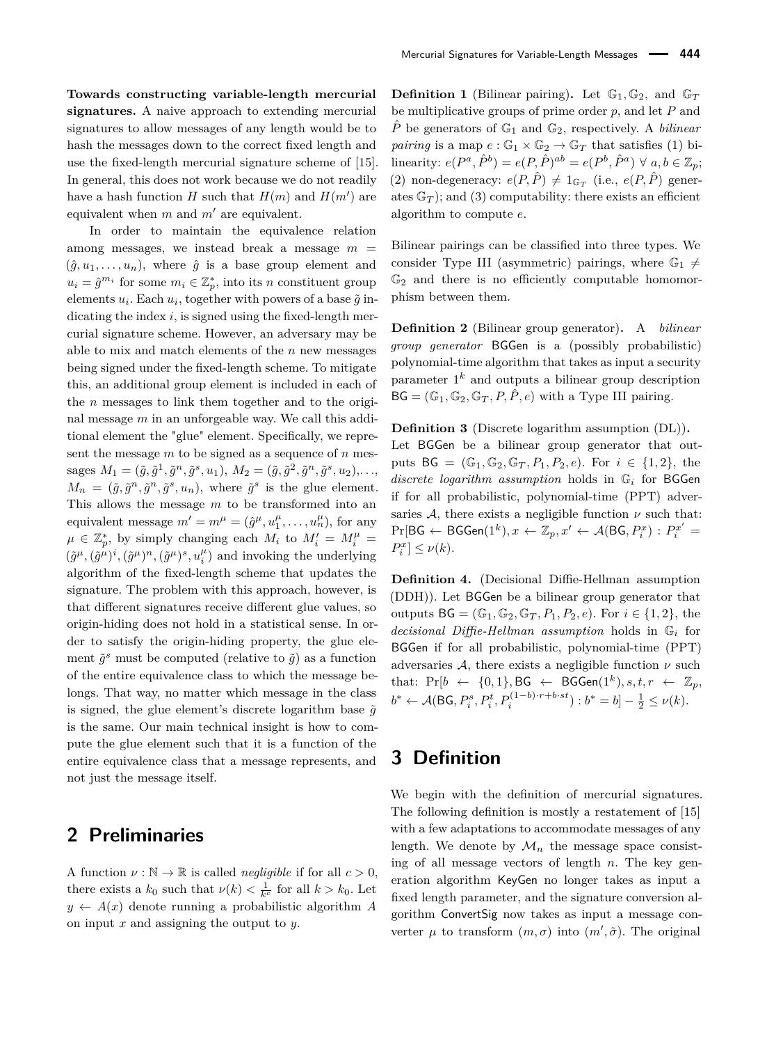**Towards constructing variable-length mercurial signatures.** A naive approach to extending mercurial signatures to allow messages of any length would be to hash the messages down to the correct fixed length and use the fixed-length mercurial signature scheme of [15]. In general, this does not work because we do not readily have a hash function $H$ such that $H(m)$ and $H(m')$ are equivalent when $m$ and $m'$ are equivalent.

In order to maintain the equivalence relation among messages, we instead break a message $m = (\hat{g}, u_1, \ldots, u_n)$, where $\hat{g}$ is a base group element and $u_i = \hat{g}^{m_i}$ for some $m_i \in \mathbb{Z}_p^*$, into its $n$ constituent group elements $u_i$. Each $u_i$, together with powers of a base $\tilde{g}$ indicating the index $i$, is signed using the fixed-length mercurial signature scheme. However, an adversary may be able to mix and match elements of the $n$ new messages being signed under the fixed-length scheme. To mitigate this, an additional group element is included in each of the $n$ messages to link them together and to the original message $m$ in an unforgeable way. We call this additional element the "glue" element. Specifically, we represent the message $m$ to be signed as a sequence of $n$ messages $M_1 = (\tilde{g}, \tilde{g}^1, \tilde{g}^n, \tilde{g}^s, u_1)$, $M_2 = (\tilde{g}, \tilde{g}^2, \tilde{g}^n, \tilde{g}^s, u_2), \ldots$, $M_n = (\tilde{g}, \tilde{g}^n, \tilde{g}^n, \tilde{g}^s, u_n)$, where $\tilde{g}^s$ is the glue element. This allows the message $m$ to be transformed into an equivalent message $m' = m^\mu = (\hat{g}^\mu, u_1^\mu, \ldots, u_n^\mu)$, for any $\mu \in \mathbb{Z}_p^*$, by simply changing each $M_i$ to $M_i' = M_i^\mu = (\tilde{g}^\mu, (\tilde{g}^\mu)^i, (\tilde{g}^\mu)^n, (\tilde{g}^\mu)^s, u_i^\mu)$ and invoking the underlying algorithm of the fixed-length scheme that updates the signature. The problem with this approach, however, is that different signatures receive different glue values, so origin-hiding does not hold in a statistical sense. In order to satisfy the origin-hiding property, the glue element $\tilde{g}^s$ must be computed (relative to $\tilde{g}$) as a function of the entire equivalence class to which the message belongs. That way, no matter which message in the class is signed, the glue element's discrete logarithm base $\tilde{g}$ is the same. Our main technical insight is how to compute the glue element such that it is a function of the entire equivalence class that a message represents, and not just the message itself.

## 2 Preliminaries

A function $\nu : \mathbb{N} \rightarrow \mathbb{R}$ is called *negligible* if for all $c > 0$, there exists a $k_0$ such that $\nu(k) < \frac{1}{k^c}$ for all $k > k_0$. Let $y \leftarrow A(x)$ denote running a probabilistic algorithm $A$ on input $x$ and assigning the output to $y$.

**Definition 1** (Bilinear pairing)**.** Let $\mathbb{G}_1, \mathbb{G}_2$, and $\mathbb{G}_T$ be multiplicative groups of prime order $p$, and let $P$ and $\hat{P}$ be generators of $\mathbb{G}_1$ and $\mathbb{G}_2$, respectively. A *bilinear pairing* is a map $e : \mathbb{G}_1 \times \mathbb{G}_2 \rightarrow \mathbb{G}_T$ that satisfies (1) bilinearity: $e(P^a, \hat{P}^b) = e(P, \hat{P})^{ab} = e(P^b, \hat{P}^a)\ \forall\ a, b \in \mathbb{Z}_p$; (2) non-degeneracy: $e(P, \hat{P}) \neq 1_{\mathbb{G}_T}$ (i.e., $e(P, \hat{P})$ generates $\mathbb{G}_T$); and (3) computability: there exists an efficient algorithm to compute $e$.

Bilinear pairings can be classified into three types. We consider Type III (asymmetric) pairings, where $\mathbb{G}_1 \neq \mathbb{G}_2$ and there is no efficiently computable homomorphism between them.

**Definition 2** (Bilinear group generator)**.** A *bilinear group generator* BGGen is a (possibly probabilistic) polynomial-time algorithm that takes as input a security parameter $1^k$ and outputs a bilinear group description $\mathsf{BG} = (\mathbb{G}_1, \mathbb{G}_2, \mathbb{G}_T, P, \hat{P}, e)$ with a Type III pairing.

**Definition 3** (Discrete logarithm assumption (DL))**.** Let BGGen be a bilinear group generator that outputs $\mathsf{BG} = (\mathbb{G}_1, \mathbb{G}_2, \mathbb{G}_T, P_1, P_2, e)$. For $i \in \{1, 2\}$, the *discrete logarithm assumption* holds in $\mathbb{G}_i$ for BGGen if for all probabilistic, polynomial-time (PPT) adversaries $\mathcal{A}$, there exists a negligible function $\nu$ such that: $\Pr[\mathsf{BG} \leftarrow \mathsf{BGGen}(1^k), x \leftarrow \mathbb{Z}_p, x' \leftarrow \mathcal{A}(\mathsf{BG}, P_i^x) : P_i^{x'} = P_i^x] \leq \nu(k)$.

**Definition 4.** (Decisional Diffie-Hellman assumption (DDH)). Let BGGen be a bilinear group generator that outputs $\mathsf{BG} = (\mathbb{G}_1, \mathbb{G}_2, \mathbb{G}_T, P_1, P_2, e)$. For $i \in \{1, 2\}$, the *decisional Diffie-Hellman assumption* holds in $\mathbb{G}_i$ for BGGen if for all probabilistic, polynomial-time (PPT) adversaries $\mathcal{A}$, there exists a negligible function $\nu$ such that: $\Pr[b \leftarrow \{0, 1\}, \mathsf{BG} \leftarrow \mathsf{BGGen}(1^k), s, t, r \leftarrow \mathbb{Z}_p, b^* \leftarrow \mathcal{A}(\mathsf{BG}, P_i^s, P_i^t, P_i^{(1-b)\cdot r + b \cdot st}) : b^* = b] - \frac{1}{2} \leq \nu(k)$.

## 3 Definition

We begin with the definition of mercurial signatures. The following definition is mostly a restatement of [15] with a few adaptations to accommodate messages of any length. We denote by $\mathcal{M}_n$ the message space consisting of all message vectors of length $n$. The key generation algorithm KeyGen no longer takes as input a fixed length parameter, and the signature conversion algorithm ConvertSig now takes as input a message converter $\mu$ to transform $(m, \sigma)$ into $(m', \tilde{\sigma})$. The original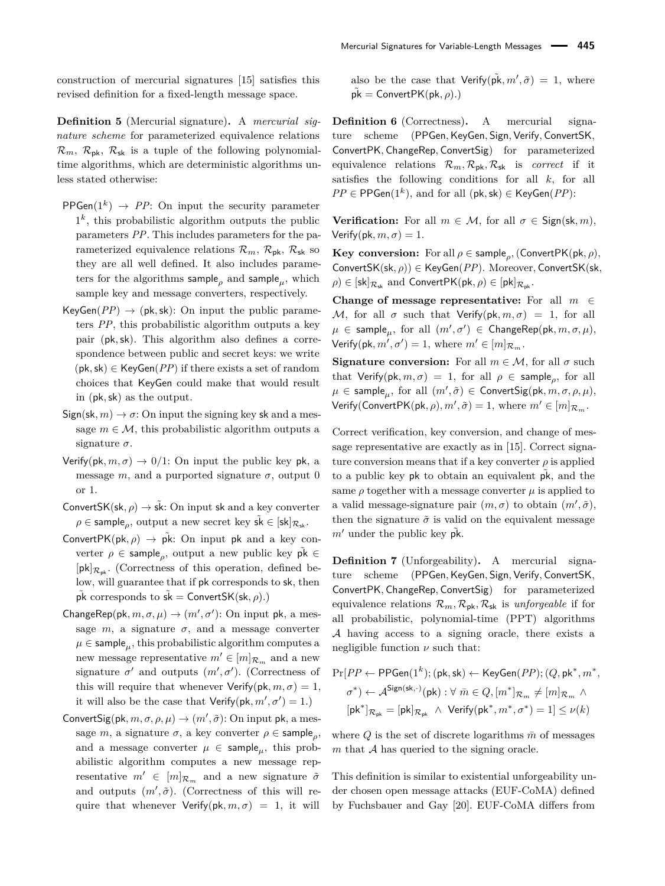construction of mercurial signatures [15] satisfies this revised definition for a fixed-length message space.

**Definition 5** (Mercurial signature)**.** A *mercurial signature scheme* for parameterized equivalence relations $\mathcal{R}_m$, $\mathcal{R}_{\mathsf{pk}}$, $\mathcal{R}_{\mathsf{sk}}$ is a tuple of the following polynomial-time algorithms, which are deterministic algorithms unless stated otherwise:

- $\mathsf{PPGen}(1^k) \to PP$: On input the security parameter $1^k$, this probabilistic algorithm outputs the public parameters $PP$. This includes parameters for the parameterized equivalence relations $\mathcal{R}_m$, $\mathcal{R}_{\mathsf{pk}}$, $\mathcal{R}_{\mathsf{sk}}$ so they are all well defined. It also includes parameters for the algorithms $\mathsf{sample}_\rho$ and $\mathsf{sample}_\mu$, which sample key and message converters, respectively.
- $\mathsf{KeyGen}(PP) \to (\mathsf{pk}, \mathsf{sk})$: On input the public parameters $PP$, this probabilistic algorithm outputs a key pair $(\mathsf{pk}, \mathsf{sk})$. This algorithm also defines a correspondence between public and secret keys: we write $(\mathsf{pk}, \mathsf{sk}) \in \mathsf{KeyGen}(PP)$ if there exists a set of random choices that $\mathsf{KeyGen}$ could make that would result in $(\mathsf{pk}, \mathsf{sk})$ as the output.
- $\mathsf{Sign}(\mathsf{sk}, m) \to \sigma$: On input the signing key $\mathsf{sk}$ and a message $m \in \mathcal{M}$, this probabilistic algorithm outputs a signature $\sigma$.
- $\mathsf{Verify}(\mathsf{pk}, m, \sigma) \to 0/1$: On input the public key $\mathsf{pk}$, a message $m$, and a purported signature $\sigma$, output 0 or 1.
- $\mathsf{ConvertSK}(\mathsf{sk}, \rho) \to \tilde{\mathsf{sk}}$: On input $\mathsf{sk}$ and a key converter $\rho \in \mathsf{sample}_\rho$, output a new secret key $\tilde{\mathsf{sk}} \in [\mathsf{sk}]_{\mathcal{R}_{\mathsf{sk}}}$.
- $\mathsf{ConvertPK}(\mathsf{pk}, \rho) \to \tilde{\mathsf{pk}}$: On input $\mathsf{pk}$ and a key converter $\rho \in \mathsf{sample}_\rho$, output a new public key $\tilde{\mathsf{pk}} \in [\mathsf{pk}]_{\mathcal{R}_{\mathsf{pk}}}$. (Correctness of this operation, defined below, will guarantee that if $\mathsf{pk}$ corresponds to $\mathsf{sk}$, then $\tilde{\mathsf{pk}}$ corresponds to $\tilde{\mathsf{sk}} = \mathsf{ConvertSK}(\mathsf{sk}, \rho)$.)
- $\mathsf{ChangeRep}(\mathsf{pk}, m, \sigma, \mu) \to (m', \sigma')$: On input $\mathsf{pk}$, a message $m$, a signature $\sigma$, and a message converter $\mu \in \mathsf{sample}_\mu$, this probabilistic algorithm computes a new message representative $m' \in [m]_{\mathcal{R}_m}$ and a new signature $\sigma'$ and outputs $(m', \sigma')$. (Correctness of this will require that whenever $\mathsf{Verify}(\mathsf{pk}, m, \sigma) = 1$, it will also be the case that $\mathsf{Verify}(\mathsf{pk}, m', \sigma') = 1$.)
- $\mathsf{ConvertSig}(\mathsf{pk}, m, \sigma, \rho, \mu) \to (m', \tilde{\sigma})$: On input $\mathsf{pk}$, a message $m$, a signature $\sigma$, a key converter $\rho \in \mathsf{sample}_\rho$, and a message converter $\mu \in \mathsf{sample}_\mu$, this probabilistic algorithm computes a new message representative $m' \in [m]_{\mathcal{R}_m}$ and a new signature $\tilde{\sigma}$ and outputs $(m', \tilde{\sigma})$. (Correctness of this will require that whenever $\mathsf{Verify}(\mathsf{pk}, m, \sigma) = 1$, it will also be the case that $\mathsf{Verify}(\tilde{\mathsf{pk}}, m', \tilde{\sigma}) = 1$, where $\tilde{\mathsf{pk}} = \mathsf{ConvertPK}(\mathsf{pk}, \rho)$.)

**Definition 6** (Correctness)**.** A mercurial signature scheme $(\mathsf{PPGen}, \mathsf{KeyGen}, \mathsf{Sign}, \mathsf{Verify}, \mathsf{ConvertSK}, \mathsf{ConvertPK}, \mathsf{ChangeRep}, \mathsf{ConvertSig})$ for parameterized equivalence relations $\mathcal{R}_m, \mathcal{R}_{\mathsf{pk}}, \mathcal{R}_{\mathsf{sk}}$ is *correct* if it satisfies the following conditions for all $k$, for all $PP \in \mathsf{PPGen}(1^k)$, and for all $(\mathsf{pk}, \mathsf{sk}) \in \mathsf{KeyGen}(PP)$:

**Verification:** For all $m \in \mathcal{M}$, for all $\sigma \in \mathsf{Sign}(\mathsf{sk}, m)$, $\mathsf{Verify}(\mathsf{pk}, m, \sigma) = 1$.

**Key conversion:** For all $\rho \in \mathsf{sample}_\rho$, $(\mathsf{ConvertPK}(\mathsf{pk}, \rho), \mathsf{ConvertSK}(\mathsf{sk}, \rho)) \in \mathsf{KeyGen}(PP)$. Moreover, $\mathsf{ConvertSK}(\mathsf{sk}, \rho) \in [\mathsf{sk}]_{\mathcal{R}_{\mathsf{sk}}}$ and $\mathsf{ConvertPK}(\mathsf{pk}, \rho) \in [\mathsf{pk}]_{\mathcal{R}_{\mathsf{pk}}}$.

**Change of message representative:** For all $m \in \mathcal{M}$, for all $\sigma$ such that $\mathsf{Verify}(\mathsf{pk}, m, \sigma) = 1$, for all $\mu \in \mathsf{sample}_\mu$, for all $(m', \sigma') \in \mathsf{ChangeRep}(\mathsf{pk}, m, \sigma, \mu)$, $\mathsf{Verify}(\mathsf{pk}, m', \sigma') = 1$, where $m' \in [m]_{\mathcal{R}_m}$.

**Signature conversion:** For all $m \in \mathcal{M}$, for all $\sigma$ such that $\mathsf{Verify}(\mathsf{pk}, m, \sigma) = 1$, for all $\rho \in \mathsf{sample}_\rho$, for all $\mu \in \mathsf{sample}_\mu$, for all $(m', \tilde{\sigma}) \in \mathsf{ConvertSig}(\mathsf{pk}, m, \sigma, \rho, \mu)$, $\mathsf{Verify}(\mathsf{ConvertPK}(\mathsf{pk}, \rho), m', \tilde{\sigma}) = 1$, where $m' \in [m]_{\mathcal{R}_m}$.

Correct verification, key conversion, and change of message representative are exactly as in [15]. Correct signature conversion means that if a key converter $\rho$ is applied to a public key $\mathsf{pk}$ to obtain an equivalent $\tilde{\mathsf{pk}}$, and the same $\rho$ together with a message converter $\mu$ is applied to a valid message-signature pair $(m, \sigma)$ to obtain $(m', \tilde{\sigma})$, then the signature $\tilde{\sigma}$ is valid on the equivalent message $m'$ under the public key $\tilde{\mathsf{pk}}$.

**Definition 7** (Unforgeability)**.** A mercurial signature scheme $(\mathsf{PPGen}, \mathsf{KeyGen}, \mathsf{Sign}, \mathsf{Verify}, \mathsf{ConvertSK}, \mathsf{ConvertPK}, \mathsf{ChangeRep}, \mathsf{ConvertSig})$ for parameterized equivalence relations $\mathcal{R}_m, \mathcal{R}_{\mathsf{pk}}, \mathcal{R}_{\mathsf{sk}}$ is *unforgeable* if for all probabilistic, polynomial-time (PPT) algorithms $\mathcal{A}$ having access to a signing oracle, there exists a negligible function $\nu$ such that:

$$\Pr[PP \leftarrow \mathsf{PPGen}(1^k); (\mathsf{pk}, \mathsf{sk}) \leftarrow \mathsf{KeyGen}(PP); (Q, \mathsf{pk}^*, m^*, \sigma^*) \leftarrow \mathcal{A}^{\mathsf{Sign}(\mathsf{sk}, \cdot)}(\mathsf{pk}) : \forall\ \bar{m} \in Q, [m^*]_{\mathcal{R}_m} \neq [m]_{\mathcal{R}_m} \wedge [\mathsf{pk}^*]_{\mathcal{R}_{\mathsf{pk}}} = [\mathsf{pk}]_{\mathcal{R}_{\mathsf{pk}}} \wedge \mathsf{Verify}(\mathsf{pk}^*, m^*, \sigma^*) = 1] \leq \nu(k)$$

where $Q$ is the set of discrete logarithms $\bar{m}$ of messages $m$ that $\mathcal{A}$ has queried to the signing oracle.

This definition is similar to existential unforgeability under chosen open message attacks (EUF-CoMA) defined by Fuchsbauer and Gay [20]. EUF-CoMA differs from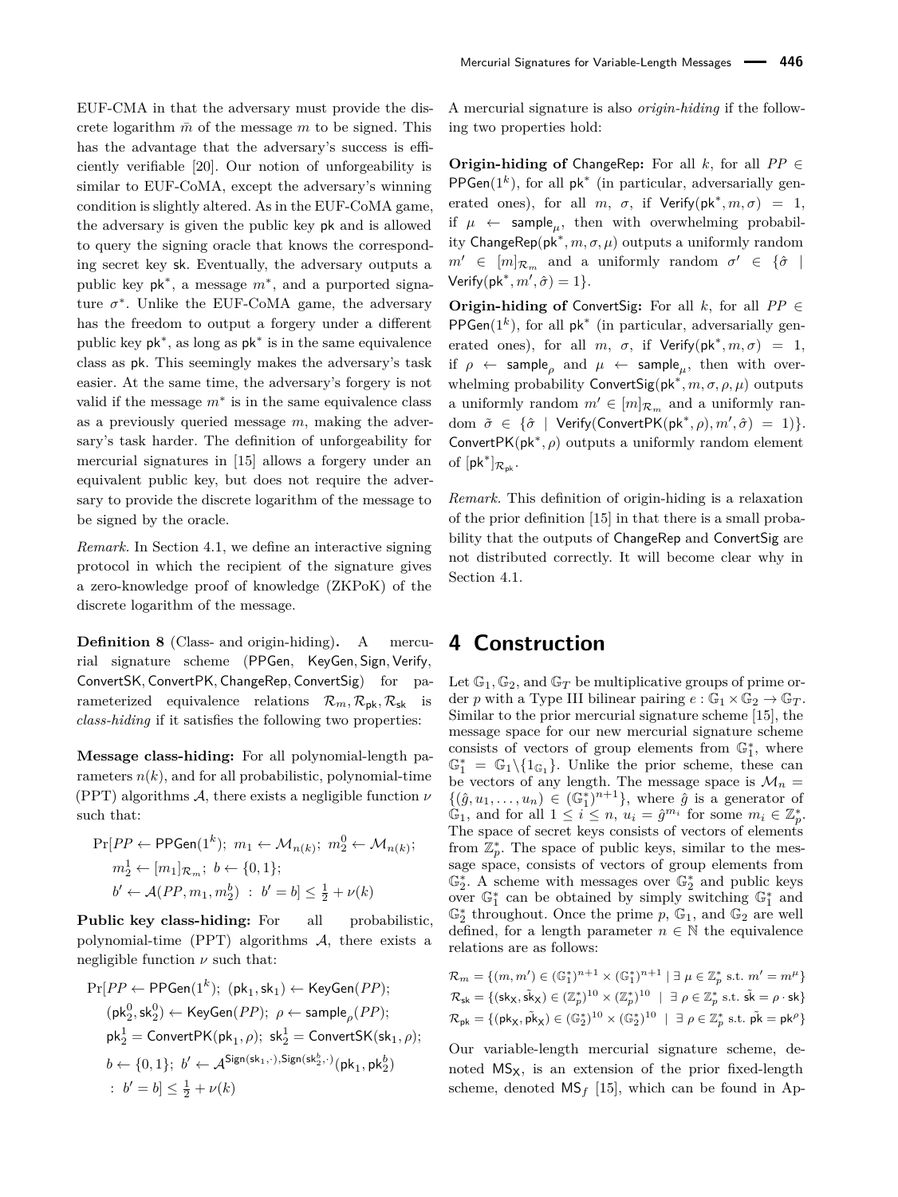EUF-CMA in that the adversary must provide the discrete logarithm $\bar{m}$ of the message $m$ to be signed. This has the advantage that the adversary's success is efficiently verifiable [20]. Our notion of unforgeability is similar to EUF-CoMA, except the adversary's winning condition is slightly altered. As in the EUF-CoMA game, the adversary is given the public key $\mathsf{pk}$ and is allowed to query the signing oracle that knows the corresponding secret key $\mathsf{sk}$. Eventually, the adversary outputs a public key $\mathsf{pk}^*$, a message $m^*$, and a purported signature $\sigma^*$. Unlike the EUF-CoMA game, the adversary has the freedom to output a forgery under a different public key $\mathsf{pk}^*$, as long as $\mathsf{pk}^*$ is in the same equivalence class as $\mathsf{pk}$. This seemingly makes the adversary's task easier. At the same time, the adversary's forgery is not valid if the message $m^*$ is in the same equivalence class as a previously queried message $m$, making the adversary's task harder. The definition of unforgeability for mercurial signatures in [15] allows a forgery under an equivalent public key, but does not require the adversary to provide the discrete logarithm of the message to be signed by the oracle.

*Remark.* In Section 4.1, we define an interactive signing protocol in which the recipient of the signature gives a zero-knowledge proof of knowledge (ZKPoK) of the discrete logarithm of the message.

**Definition 8** (Class- and origin-hiding)**.** A mercurial signature scheme ($\mathsf{PPGen}$, $\mathsf{KeyGen}, \mathsf{Sign}, \mathsf{Verify}$, $\mathsf{ConvertSK}, \mathsf{ConvertPK}, \mathsf{ChangeRep}, \mathsf{ConvertSig}$) for parameterized equivalence relations $\mathcal{R}_m, \mathcal{R}_{\mathsf{pk}}, \mathcal{R}_{\mathsf{sk}}$ is *class-hiding* if it satisfies the following two properties:

**Message class-hiding:** For all polynomial-length parameters $n(k)$, and for all probabilistic, polynomial-time (PPT) algorithms $\mathcal{A}$, there exists a negligible function $\nu$ such that:

$$\begin{aligned}\Pr[&PP \leftarrow \mathsf{PPGen}(1^k);\ m_1 \leftarrow \mathcal{M}_{n(k)};\ m_2^0 \leftarrow \mathcal{M}_{n(k)};\\ &m_2^1 \leftarrow [m_1]_{\mathcal{R}_m};\ b \leftarrow \{0,1\};\\ &b' \leftarrow \mathcal{A}(PP, m_1, m_2^b)\ :\ b' = b] \leq \tfrac{1}{2} + \nu(k)\end{aligned}$$

**Public key class-hiding:** For all probabilistic, polynomial-time (PPT) algorithms $\mathcal{A}$, there exists a negligible function $\nu$ such that:

$$\begin{aligned}\Pr[&PP \leftarrow \mathsf{PPGen}(1^k);\ (\mathsf{pk}_1, \mathsf{sk}_1) \leftarrow \mathsf{KeyGen}(PP);\\ &(\mathsf{pk}_2^0, \mathsf{sk}_2^0) \leftarrow \mathsf{KeyGen}(PP);\ \rho \leftarrow \mathsf{sample}_\rho(PP);\\ &\mathsf{pk}_2^1 = \mathsf{ConvertPK}(\mathsf{pk}_1, \rho);\ \mathsf{sk}_2^1 = \mathsf{ConvertSK}(\mathsf{sk}_1, \rho);\\ &b \leftarrow \{0,1\};\ b' \leftarrow \mathcal{A}^{\mathsf{Sign}(\mathsf{sk}_1,\cdot),\mathsf{Sign}(\mathsf{sk}_2^b,\cdot)}(\mathsf{pk}_1, \mathsf{pk}_2^b)\\ &:\ b' = b] \leq \tfrac{1}{2} + \nu(k)\end{aligned}$$

A mercurial signature is also *origin-hiding* if the following two properties hold:

**Origin-hiding of** $\mathsf{ChangeRep}$**:** For all $k$, for all $PP \in \mathsf{PPGen}(1^k)$, for all $\mathsf{pk}^*$ (in particular, adversarially generated ones), for all $m$, $\sigma$, if $\mathsf{Verify}(\mathsf{pk}^*, m, \sigma) = 1$, if $\mu \leftarrow \mathsf{sample}_\mu$, then with overwhelming probability $\mathsf{ChangeRep}(\mathsf{pk}^*, m, \sigma, \mu)$ outputs a uniformly random $m' \in [m]_{\mathcal{R}_m}$ and a uniformly random $\sigma' \in \{\hat{\sigma} \mid \mathsf{Verify}(\mathsf{pk}^*, m', \hat{\sigma}) = 1\}$.

**Origin-hiding of** $\mathsf{ConvertSig}$**:** For all $k$, for all $PP \in \mathsf{PPGen}(1^k)$, for all $\mathsf{pk}^*$ (in particular, adversarially generated ones), for all $m$, $\sigma$, if $\mathsf{Verify}(\mathsf{pk}^*, m, \sigma) = 1$, if $\rho \leftarrow \mathsf{sample}_\rho$ and $\mu \leftarrow \mathsf{sample}_\mu$, then with overwhelming probability $\mathsf{ConvertSig}(\mathsf{pk}^*, m, \sigma, \rho, \mu)$ outputs a uniformly random $m' \in [m]_{\mathcal{R}_m}$ and a uniformly random $\tilde{\sigma} \in \{\hat{\sigma} \mid \mathsf{Verify}(\mathsf{ConvertPK}(\mathsf{pk}^*, \rho), m', \hat{\sigma}) = 1)\}$. $\mathsf{ConvertPK}(\mathsf{pk}^*, \rho)$ outputs a uniformly random element of $[\mathsf{pk}^*]_{\mathcal{R}_{\mathsf{pk}}}$.

*Remark.* This definition of origin-hiding is a relaxation of the prior definition [15] in that there is a small probability that the outputs of $\mathsf{ChangeRep}$ and $\mathsf{ConvertSig}$ are not distributed correctly. It will become clear why in Section 4.1.

# 4 Construction

Let $\mathbb{G}_1, \mathbb{G}_2$, and $\mathbb{G}_T$ be multiplicative groups of prime order $p$ with a Type III bilinear pairing $e : \mathbb{G}_1 \times \mathbb{G}_2 \to \mathbb{G}_T$. Similar to the prior mercurial signature scheme [15], the message space for our new mercurial signature scheme consists of vectors of group elements from $\mathbb{G}_1^*$, where $\mathbb{G}_1^* = \mathbb{G}_1 \backslash \{1_{\mathbb{G}_1}\}$. Unlike the prior scheme, these can be vectors of any length. The message space is $\mathcal{M}_n = \{(\hat{g}, u_1, \ldots, u_n) \in (\mathbb{G}_1^*)^{n+1}\}$, where $\hat{g}$ is a generator of $\mathbb{G}_1$, and for all $1 \leq i \leq n$, $u_i = \hat{g}^{m_i}$ for some $m_i \in \mathbb{Z}_p^*$. The space of secret keys consists of vectors of elements from $\mathbb{Z}_p^*$. The space of public keys, similar to the message space, consists of vectors of group elements from $\mathbb{G}_2^*$. A scheme with messages over $\mathbb{G}_2^*$ and public keys over $\mathbb{G}_1^*$ can be obtained by simply switching $\mathbb{G}_1^*$ and $\mathbb{G}_2^*$ throughout. Once the prime $p$, $\mathbb{G}_1$, and $\mathbb{G}_2$ are well defined, for a length parameter $n \in \mathbb{N}$ the equivalence relations are as follows:

$$\mathcal{R}_m = \{(m, m') \in (\mathbb{G}_1^*)^{n+1} \times (\mathbb{G}_1^*)^{n+1} \mid \exists\, \mu \in \mathbb{Z}_p^* \text{ s.t. } m' = m^\mu\}$$
$$\mathcal{R}_{\mathsf{sk}} = \{(\mathsf{sk}_\mathsf{X}, \tilde{\mathsf{sk}}_\mathsf{X}) \in (\mathbb{Z}_p^*)^{10} \times (\mathbb{Z}_p^*)^{10} \mid \exists\, \rho \in \mathbb{Z}_p^* \text{ s.t. } \tilde{\mathsf{sk}} = \rho \cdot \mathsf{sk}\}$$
$$\mathcal{R}_{\mathsf{pk}} = \{(\mathsf{pk}_\mathsf{X}, \tilde{\mathsf{pk}}_\mathsf{X}) \in (\mathbb{G}_2^*)^{10} \times (\mathbb{G}_2^*)^{10} \mid \exists\, \rho \in \mathbb{Z}_p^* \text{ s.t. } \tilde{\mathsf{pk}} = \mathsf{pk}^\rho\}$$

Our variable-length mercurial signature scheme, denoted $\mathsf{MS}_\mathsf{X}$, is an extension of the prior fixed-length scheme, denoted $\mathsf{MS}_f$ [15], which can be found in Ap-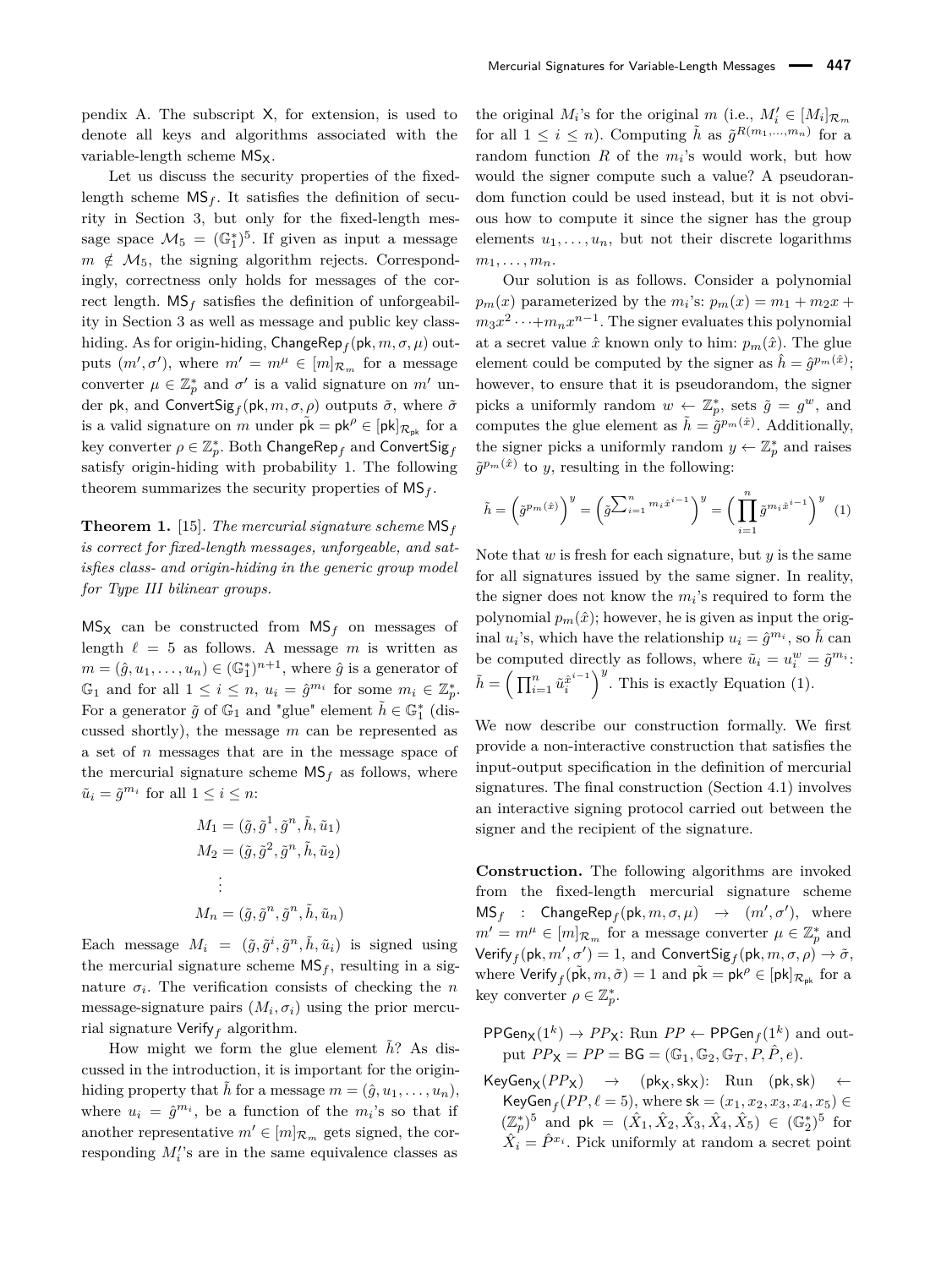pendix A. The subscript X, for extension, is used to denote all keys and algorithms associated with the variable-length scheme $\mathsf{MS_X}$.

Let us discuss the security properties of the fixed-length scheme $\mathsf{MS}_f$. It satisfies the definition of security in Section 3, but only for the fixed-length message space $\mathcal{M}_5 = (\mathbb{G}_1^*)^5$. If given as input a message $m \notin \mathcal{M}_5$, the signing algorithm rejects. Correspondingly, correctness only holds for messages of the correct length. $\mathsf{MS}_f$ satisfies the definition of unforgeability in Section 3 as well as message and public key class-hiding. As for origin-hiding, $\mathsf{ChangeRep}_f(\mathsf{pk}, m, \sigma, \mu)$ outputs $(m', \sigma')$, where $m' = m^\mu \in [m]_{\mathcal{R}_m}$ for a message converter $\mu \in \mathbb{Z}_p^*$ and $\sigma'$ is a valid signature on $m'$ under $\mathsf{pk}$, and $\mathsf{ConvertSig}_f(\mathsf{pk}, m, \sigma, \rho)$ outputs $\tilde{\sigma}$, where $\tilde{\sigma}$ is a valid signature on $m$ under $\tilde{\mathsf{pk}} = \mathsf{pk}^\rho \in [\mathsf{pk}]_{\mathcal{R}_{\mathsf{pk}}}$ for a key converter $\rho \in \mathbb{Z}_p^*$. Both $\mathsf{ChangeRep}_f$ and $\mathsf{ConvertSig}_f$ satisfy origin-hiding with probability 1. The following theorem summarizes the security properties of $\mathsf{MS}_f$.

**Theorem 1.** [15]. *The mercurial signature scheme $\mathsf{MS}_f$ is correct for fixed-length messages, unforgeable, and satisfies class- and origin-hiding in the generic group model for Type III bilinear groups.*

$\mathsf{MS_X}$ can be constructed from $\mathsf{MS}_f$ on messages of length $\ell = 5$ as follows. A message $m$ is written as $m = (\hat{g}, u_1, \ldots, u_n) \in (\mathbb{G}_1^*)^{n+1}$, where $\hat{g}$ is a generator of $\mathbb{G}_1$ and for all $1 \le i \le n$, $u_i = \hat{g}^{m_i}$ for some $m_i \in \mathbb{Z}_p^*$. For a generator $\tilde{g}$ of $\mathbb{G}_1$ and "glue" element $\tilde{h} \in \mathbb{G}_1^*$ (discussed shortly), the message $m$ can be represented as a set of $n$ messages that are in the message space of the mercurial signature scheme $\mathsf{MS}_f$ as follows, where $\tilde{u}_i = \tilde{g}^{m_i}$ for all $1 \le i \le n$:

$$
\begin{aligned}
M_1 &= (\tilde{g}, \tilde{g}^1, \tilde{g}^n, \tilde{h}, \tilde{u}_1) \\
M_2 &= (\tilde{g}, \tilde{g}^2, \tilde{g}^n, \tilde{h}, \tilde{u}_2) \\
&\vdots \\
M_n &= (\tilde{g}, \tilde{g}^n, \tilde{g}^n, \tilde{h}, \tilde{u}_n)
\end{aligned}
$$

Each message $M_i = (\tilde{g}, \tilde{g}^i, \tilde{g}^n, \tilde{h}, \tilde{u}_i)$ is signed using the mercurial signature scheme $\mathsf{MS}_f$, resulting in a signature $\sigma_i$. The verification consists of checking the $n$ message-signature pairs $(M_i, \sigma_i)$ using the prior mercurial signature $\mathsf{Verify}_f$ algorithm.

How might we form the glue element $\tilde{h}$? As discussed in the introduction, it is important for the origin-hiding property that $\tilde{h}$ for a message $m = (\hat{g}, u_1, \ldots, u_n)$, where $u_i = \hat{g}^{m_i}$, be a function of the $m_i$'s so that if another representative $m' \in [m]_{\mathcal{R}_m}$ gets signed, the corresponding $M_i'$'s are in the same equivalence classes as the original $M_i$'s for the original $m$ (i.e., $M_i' \in [M_i]_{\mathcal{R}_m}$ for all $1 \le i \le n$). Computing $\tilde{h}$ as $\tilde{g}^{R(m_1,\ldots,m_n)}$ for a random function $R$ of the $m_i$'s would work, but how would the signer compute such a value? A pseudorandom function could be used instead, but it is not obvious how to compute it since the signer has the group elements $u_1, \ldots, u_n$, but not their discrete logarithms $m_1, \ldots, m_n$.

Our solution is as follows. Consider a polynomial $p_m(x)$ parameterized by the $m_i$'s: $p_m(x) = m_1 + m_2 x + m_3 x^2 \cdots + m_n x^{n-1}$. The signer evaluates this polynomial at a secret value $\hat{x}$ known only to him: $p_m(\hat{x})$. The glue element could be computed by the signer as $\tilde{h} = \hat{g}^{p_m(\hat{x})}$; however, to ensure that it is pseudorandom, the signer picks a uniformly random $w \leftarrow \mathbb{Z}_p^*$, sets $\tilde{g} = g^w$, and computes the glue element as $\tilde{h} = \tilde{g}^{p_m(\hat{x})}$. Additionally, the signer picks a uniformly random $y \leftarrow \mathbb{Z}_p^*$ and raises $\tilde{g}^{p_m(\hat{x})}$ to $y$, resulting in the following:

$$
\tilde{h} = \left(\tilde{g}^{p_m(\hat{x})}\right)^y = \left(\tilde{g}^{\sum_{i=1}^n m_i \hat{x}^{i-1}}\right)^y = \left(\prod_{i=1}^n \tilde{g}^{m_i \hat{x}^{i-1}}\right)^y \quad (1)
$$

Note that $w$ is fresh for each signature, but $y$ is the same for all signatures issued by the same signer. In reality, the signer does not know the $m_i$'s required to form the polynomial $p_m(\hat{x})$; however, he is given as input the original $u_i$'s, which have the relationship $u_i = \hat{g}^{m_i}$, so $\tilde{h}$ can be computed directly as follows, where $\tilde{u}_i = u_i^w = \tilde{g}^{m_i}$: $\tilde{h} = \left(\prod_{i=1}^n \tilde{u}_i^{\hat{x}^{i-1}}\right)^y$. This is exactly Equation (1).

We now describe our construction formally. We first provide a non-interactive construction that satisfies the input-output specification in the definition of mercurial signatures. The final construction (Section 4.1) involves an interactive signing protocol carried out between the signer and the recipient of the signature.

**Construction.** The following algorithms are invoked from the fixed-length mercurial signature scheme $\mathsf{MS}_f$ : $\mathsf{ChangeRep}_f(\mathsf{pk}, m, \sigma, \mu) \rightarrow (m', \sigma')$, where $m' = m^\mu \in [m]_{\mathcal{R}_m}$ for a message converter $\mu \in \mathbb{Z}_p^*$ and $\mathsf{Verify}_f(\mathsf{pk}, m', \sigma') = 1$, and $\mathsf{ConvertSig}_f(\mathsf{pk}, m, \sigma, \rho) \rightarrow \tilde{\sigma}$, where $\mathsf{Verify}_f(\tilde{\mathsf{pk}}, m, \tilde{\sigma}) = 1$ and $\tilde{\mathsf{pk}} = \mathsf{pk}^\rho \in [\mathsf{pk}]_{\mathcal{R}_{\mathsf{pk}}}$ for a key converter $\rho \in \mathbb{Z}_p^*$.

$\mathsf{PPGen_X}(1^k) \rightarrow PP_\mathsf{X}$: Run $PP \leftarrow \mathsf{PPGen}_f(1^k)$ and output $PP_\mathsf{X} = PP = \mathsf{BG} = (\mathbb{G}_1, \mathbb{G}_2, \mathbb{G}_T, P, \hat{P}, e)$.

$\mathsf{KeyGen_X}(PP_\mathsf{X}) \rightarrow (\mathsf{pk_X}, \mathsf{sk_X})$: Run $(\mathsf{pk}, \mathsf{sk}) \leftarrow \mathsf{KeyGen}_f(PP, \ell = 5)$, where $\mathsf{sk} = (x_1, x_2, x_3, x_4, x_5) \in (\mathbb{Z}_p^*)^5$ and $\mathsf{pk} = (\hat{X}_1, \hat{X}_2, \hat{X}_3, \hat{X}_4, \hat{X}_5) \in (\mathbb{G}_2^*)^5$ for $\hat{X}_i = \hat{P}^{x_i}$. Pick uniformly at random a secret point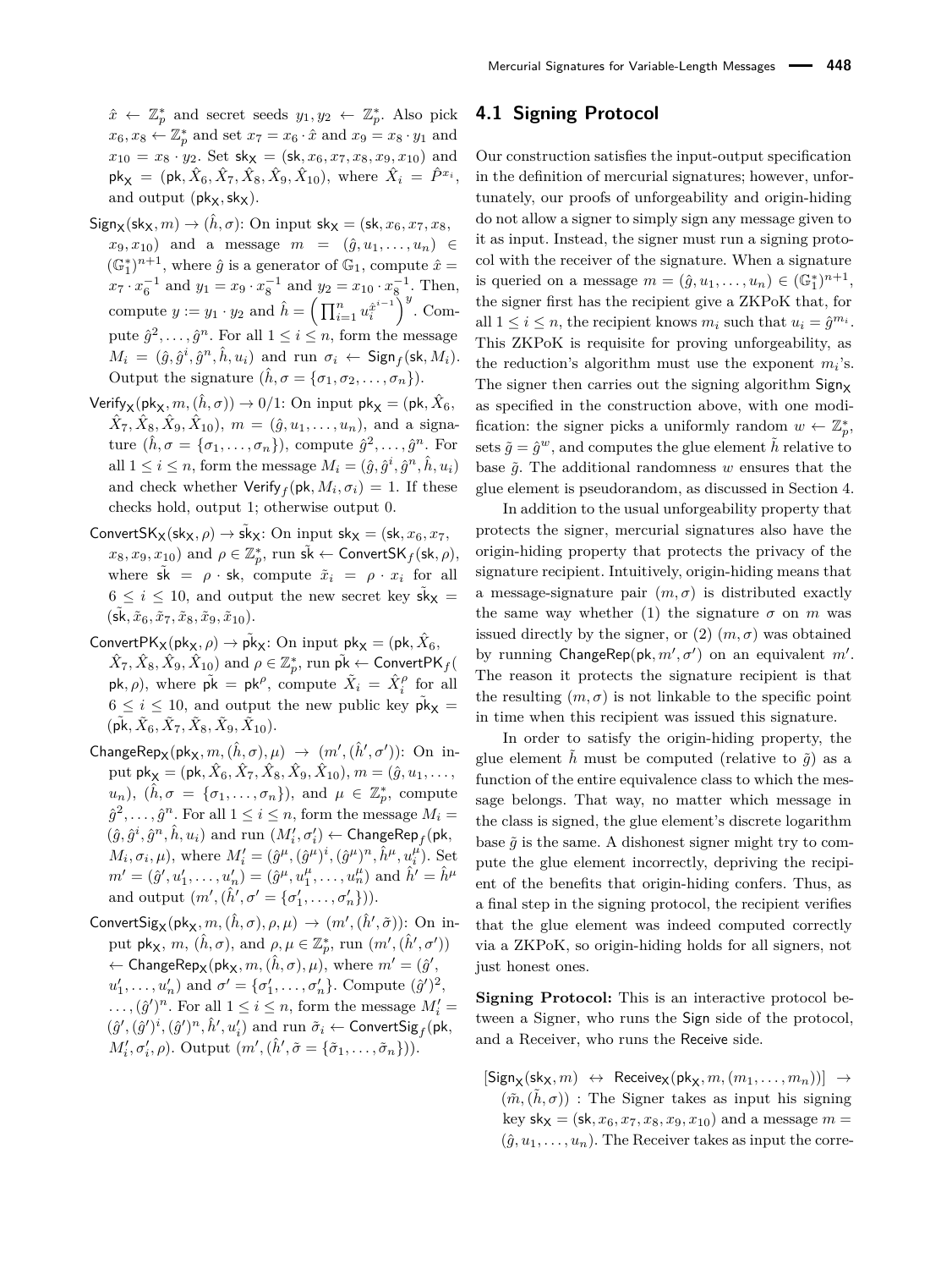$\hat{x} \leftarrow \mathbb{Z}_p^*$ and secret seeds $y_1, y_2 \leftarrow \mathbb{Z}_p^*$. Also pick $x_6, x_8 \leftarrow \mathbb{Z}_p^*$ and set $x_7 = x_6 \cdot \hat{x}$ and $x_9 = x_8 \cdot y_1$ and $x_{10} = x_8 \cdot y_2$. Set $\mathsf{sk}_\mathsf{X} = (\mathsf{sk}, x_6, x_7, x_8, x_9, x_{10})$ and $\mathsf{pk}_\mathsf{X} = (\mathsf{pk}, \hat{X}_6, \hat{X}_7, \hat{X}_8, \hat{X}_9, \hat{X}_{10})$, where $\hat{X}_i = \hat{P}^{x_i}$, and output $(\mathsf{pk}_\mathsf{X}, \mathsf{sk}_\mathsf{X})$.

- $\mathsf{Sign}_\mathsf{X}(\mathsf{sk}_\mathsf{X}, m) \rightarrow (\hat{h}, \sigma)$: On input $\mathsf{sk}_\mathsf{X} = (\mathsf{sk}, x_6, x_7, x_8, x_9, x_{10})$ and a message $m = (\hat{g}, u_1, \ldots, u_n) \in (\mathbb{G}_1^*)^{n+1}$, where $\hat{g}$ is a generator of $\mathbb{G}_1$, compute $\hat{x} = x_7 \cdot x_6^{-1}$ and $y_1 = x_9 \cdot x_8^{-1}$ and $y_2 = x_{10} \cdot x_8^{-1}$. Then, compute $y := y_1 \cdot y_2$ and $\hat{h} = \left(\prod_{i=1}^n u_i^{\hat{x}^{i-1}}\right)^y$. Compute $\hat{g}^2, \ldots, \hat{g}^n$. For all $1 \le i \le n$, form the message $M_i = (\hat{g}, \hat{g}^i, \hat{g}^n, \hat{h}, u_i)$ and run $\sigma_i \leftarrow \mathsf{Sign}_f(\mathsf{sk}, M_i)$. Output the signature $(\hat{h}, \sigma = \{\sigma_1, \sigma_2, \ldots, \sigma_n\})$.
- $\mathsf{Verify}_\mathsf{X}(\mathsf{pk}_\mathsf{X}, m, (\hat{h}, \sigma)) \rightarrow 0/1$: On input $\mathsf{pk}_\mathsf{X} = (\mathsf{pk}, \hat{X}_6, \hat{X}_7, \hat{X}_8, \hat{X}_9, \hat{X}_{10})$, $m = (\hat{g}, u_1, \ldots, u_n)$, and a signature $(\hat{h}, \sigma = \{\sigma_1, \ldots, \sigma_n\})$, compute $\hat{g}^2, \ldots, \hat{g}^n$. For all $1 \le i \le n$, form the message $M_i = (\hat{g}, \hat{g}^i, \hat{g}^n, \hat{h}, u_i)$ and check whether $\mathsf{Verify}_f(\mathsf{pk}, M_i, \sigma_i) = 1$. If these checks hold, output 1; otherwise output 0.
- $\mathsf{ConvertSK}_\mathsf{X}(\mathsf{sk}_\mathsf{X}, \rho) \rightarrow \tilde{\mathsf{sk}}_\mathsf{X}$: On input $\mathsf{sk}_\mathsf{X} = (\mathsf{sk}, x_6, x_7, x_8, x_9, x_{10})$ and $\rho \in \mathbb{Z}_p^*$, run $\tilde{\mathsf{sk}} \leftarrow \mathsf{ConvertSK}_f(\mathsf{sk}, \rho)$, where $\tilde{\mathsf{sk}} = \rho \cdot \mathsf{sk}$, compute $\tilde{x}_i = \rho \cdot x_i$ for all $6 \le i \le 10$, and output the new secret key $\tilde{\mathsf{sk}}_\mathsf{X} = (\tilde{\mathsf{sk}}, \tilde{x}_6, \tilde{x}_7, \tilde{x}_8, \tilde{x}_9, \tilde{x}_{10})$.
- $\mathsf{ConvertPK}_\mathsf{X}(\mathsf{pk}_\mathsf{X}, \rho) \rightarrow \tilde{\mathsf{pk}}_\mathsf{X}$: On input $\mathsf{pk}_\mathsf{X} = (\mathsf{pk}, \hat{X}_6, \hat{X}_7, \hat{X}_8, \hat{X}_9, \hat{X}_{10})$ and $\rho \in \mathbb{Z}_p^*$, run $\tilde{\mathsf{pk}} \leftarrow \mathsf{ConvertPK}_f(\mathsf{pk}, \rho)$, where $\tilde{\mathsf{pk}} = \mathsf{pk}^\rho$, compute $\tilde{X}_i = \hat{X}_i^\rho$ for all $6 \le i \le 10$, and output the new public key $\tilde{\mathsf{pk}}_\mathsf{X} = (\tilde{\mathsf{pk}}, \tilde{X}_6, \tilde{X}_7, \tilde{X}_8, \tilde{X}_9, \tilde{X}_{10})$.
- $\mathsf{ChangeRep}_\mathsf{X}(\mathsf{pk}_\mathsf{X}, m, (\hat{h}, \sigma), \mu) \rightarrow (m', (\hat{h}', \sigma'))$: On input $\mathsf{pk}_\mathsf{X} = (\mathsf{pk}, \hat{X}_6, \hat{X}_7, \hat{X}_8, \hat{X}_9, \hat{X}_{10})$, $m = (\hat{g}, u_1, \ldots, u_n)$, $(\hat{h}, \sigma = \{\sigma_1, \ldots, \sigma_n\})$, and $\mu \in \mathbb{Z}_p^*$, compute $\hat{g}^2, \ldots, \hat{g}^n$. For all $1 \le i \le n$, form the message $M_i = (\hat{g}, \hat{g}^i, \hat{g}^n, \hat{h}, u_i)$ and run $(M_i', \sigma_i') \leftarrow \mathsf{ChangeRep}_f(\mathsf{pk}, M_i, \sigma_i, \mu)$, where $M_i' = (\hat{g}^\mu, (\hat{g}^\mu)^i, (\hat{g}^\mu)^n, \hat{h}^\mu, u_i^\mu)$. Set $m' = (\hat{g}', u_1', \ldots, u_n') = (\hat{g}^\mu, u_1^\mu, \ldots, u_n^\mu)$ and $\hat{h}' = \hat{h}^\mu$ and output $(m', (\hat{h}', \sigma' = \{\sigma_1', \ldots, \sigma_n'\}))$.
- $\mathsf{ConvertSig}_\mathsf{X}(\mathsf{pk}_\mathsf{X}, m, (\hat{h}, \sigma), \rho, \mu) \rightarrow (m', (\hat{h}', \tilde{\sigma}))$: On input $\mathsf{pk}_\mathsf{X}$, $m$, $(\hat{h}, \sigma)$, and $\rho, \mu \in \mathbb{Z}_p^*$, run $(m', (\hat{h}', \sigma')) \leftarrow \mathsf{ChangeRep}_\mathsf{X}(\mathsf{pk}_\mathsf{X}, m, (\hat{h}, \sigma), \mu)$, where $m' = (\hat{g}', u_1', \ldots, u_n')$ and $\sigma' = \{\sigma_1', \ldots, \sigma_n'\}$. Compute $(\hat{g}')^2, \ldots, (\hat{g}')^n$. For all $1 \le i \le n$, form the message $M_i' = (\hat{g}', (\hat{g}')^i, (\hat{g}')^n, \hat{h}', u_i')$ and run $\tilde{\sigma}_i \leftarrow \mathsf{ConvertSig}_f(\mathsf{pk}, M_i', \sigma_i', \rho)$. Output $(m', (\hat{h}', \tilde{\sigma} = \{\tilde{\sigma}_1, \ldots, \tilde{\sigma}_n\}))$.

## 4.1 Signing Protocol

Our construction satisfies the input-output specification in the definition of mercurial signatures; however, unfortunately, our proofs of unforgeability and origin-hiding do not allow a signer to simply sign any message given to it as input. Instead, the signer must run a signing protocol with the receiver of the signature. When a signature is queried on a message $m = (\hat{g}, u_1, \ldots, u_n) \in (\mathbb{G}_1^*)^{n+1}$, the signer first has the recipient give a ZKPoK that, for all $1 \le i \le n$, the recipient knows $m_i$ such that $u_i = \hat{g}^{m_i}$. This ZKPoK is requisite for proving unforgeability, as the reduction's algorithm must use the exponent $m_i$'s. The signer then carries out the signing algorithm $\mathsf{Sign}_\mathsf{X}$ as specified in the construction above, with one modification: the signer picks a uniformly random $w \leftarrow \mathbb{Z}_p^*$, sets $\tilde{g} = \hat{g}^w$, and computes the glue element $\tilde{h}$ relative to base $\tilde{g}$. The additional randomness $w$ ensures that the glue element is pseudorandom, as discussed in Section 4.

In addition to the usual unforgeability property that protects the signer, mercurial signatures also have the origin-hiding property that protects the privacy of the signature recipient. Intuitively, origin-hiding means that a message-signature pair $(m, \sigma)$ is distributed exactly the same way whether (1) the signature $\sigma$ on $m$ was issued directly by the signer, or (2) $(m, \sigma)$ was obtained by running $\mathsf{ChangeRep}(\mathsf{pk}, m', \sigma')$ on an equivalent $m'$. The reason it protects the signature recipient is that the resulting $(m, \sigma)$ is not linkable to the specific point in time when this recipient was issued this signature.

In order to satisfy the origin-hiding property, the glue element $\tilde{h}$ must be computed (relative to $\tilde{g}$) as a function of the entire equivalence class to which the message belongs. That way, no matter which message in the class is signed, the glue element's discrete logarithm base $\tilde{g}$ is the same. A dishonest signer might try to compute the glue element incorrectly, depriving the recipient of the benefits that origin-hiding confers. Thus, as a final step in the signing protocol, the recipient verifies that the glue element was indeed computed correctly via a ZKPoK, so origin-hiding holds for all signers, not just honest ones.

**Signing Protocol:** This is an interactive protocol between a Signer, who runs the $\mathsf{Sign}$ side of the protocol, and a Receiver, who runs the $\mathsf{Receive}$ side.

$[\mathsf{Sign}_\mathsf{X}(\mathsf{sk}_\mathsf{X}, m) \leftrightarrow \mathsf{Receive}_\mathsf{X}(\mathsf{pk}_\mathsf{X}, m, (m_1, \ldots, m_n))] \rightarrow (\tilde{m}, (\tilde{h}, \sigma))$ : The Signer takes as input his signing key $\mathsf{sk}_\mathsf{X} = (\mathsf{sk}, x_6, x_7, x_8, x_9, x_{10})$ and a message $m = (\hat{g}, u_1, \ldots, u_n)$. The Receiver takes as input the corre-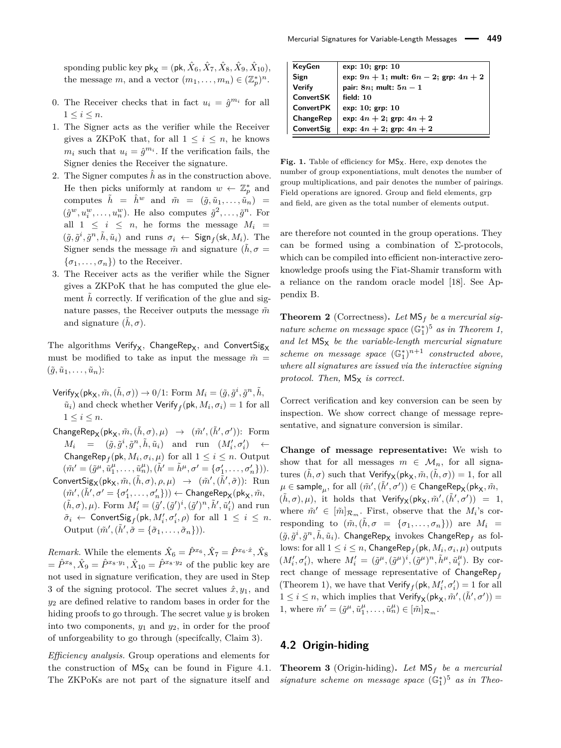sponding public key $\mathsf{pk}_\mathsf{X} = (\mathsf{pk}, \hat{X}_6, \hat{X}_7, \hat{X}_8, \hat{X}_9, \hat{X}_{10})$, the message $m$, and a vector $(m_1, \ldots, m_n) \in (\mathbb{Z}_p^*)^n$.

0. The Receiver checks that in fact $u_i = \hat{g}^{m_i}$ for all $1 \le i \le n$.
1. The Signer acts as the verifier while the Receiver gives a ZKPoK that, for all $1 \le i \le n$, he knows $m_i$ such that $u_i = \hat{g}^{m_i}$. If the verification fails, the Signer denies the Receiver the signature.
2. The Signer computes $\hat{h}$ as in the construction above. He then picks uniformly at random $w \leftarrow \mathbb{Z}_p^*$ and computes $\tilde{h} = \hat{h}^w$ and $\tilde{m} = (\tilde{g}, \tilde{u}_1, \ldots, \tilde{u}_n) = (\hat{g}^w, u_i^w, \ldots, u_n^w)$. He also computes $\tilde{g}^2, \ldots, \tilde{g}^n$. For all $1 \le i \le n$, he forms the message $M_i = (\tilde{g}, \tilde{g}^i, \tilde{g}^n, \tilde{h}, \tilde{u}_i)$ and runs $\sigma_i \leftarrow \mathsf{Sign}_f(\mathsf{sk}, M_i)$. The Signer sends the message $\tilde{m}$ and signature $(\tilde{h}, \sigma = \{\sigma_1, \ldots, \sigma_n\})$ to the Receiver.
3. The Receiver acts as the verifier while the Signer gives a ZKPoK that he has computed the glue element $\tilde{h}$ correctly. If verification of the glue and signature passes, the Receiver outputs the message $\tilde{m}$ and signature $(\tilde{h}, \sigma)$.

The algorithms $\mathsf{Verify}_\mathsf{X}$, $\mathsf{ChangeRep}_\mathsf{X}$, and $\mathsf{ConvertSig}_\mathsf{X}$ must be modified to take as input the message $\tilde{m} = (\tilde{g}, \tilde{u}_1, \ldots, \tilde{u}_n)$:

$\mathsf{Verify}_\mathsf{X}(\mathsf{pk}_\mathsf{X}, \tilde{m}, (\tilde{h}, \sigma)) \to 0/1$: Form $M_i = (\tilde{g}, \tilde{g}^i, \tilde{g}^n, \tilde{h}, \tilde{u}_i)$ and check whether $\mathsf{Verify}_f(\mathsf{pk}, M_i, \sigma_i) = 1$ for all $1 \le i \le n$.

$\mathsf{ChangeRep}_\mathsf{X}(\mathsf{pk}_\mathsf{X}, \tilde{m}, (\tilde{h}, \sigma), \mu) \to (\tilde{m}', (\tilde{h}', \sigma'))$: Form $M_i = (\tilde{g}, \tilde{g}^i, \tilde{g}^n, \tilde{h}, \tilde{u}_i)$ and run $(M_i', \sigma_i') \leftarrow \mathsf{ChangeRep}_f(\mathsf{pk}, M_i, \sigma_i, \mu)$ for all $1 \le i \le n$. Output $(\tilde{m}' = (\tilde{g}^\mu, \tilde{u}_1^\mu, \ldots, \tilde{u}_n^\mu), (\tilde{h}' = \tilde{h}^\mu, \sigma' = \{\sigma_1', \ldots, \sigma_n'\}))$.

$\mathsf{ConvertSig}_\mathsf{X}(\mathsf{pk}_\mathsf{X}, \tilde{m}, (\tilde{h}, \sigma), \rho, \mu) \to (\tilde{m}', (\tilde{h}', \tilde{\sigma}))$: Run $(\tilde{m}', (\tilde{h}', \sigma' = \{\sigma_1', \ldots, \sigma_n'\})) \leftarrow \mathsf{ChangeRep}_\mathsf{X}(\mathsf{pk}_\mathsf{X}, \tilde{m}, (\tilde{h}, \sigma), \mu)$. Form $M_i' = (\tilde{g}', (\tilde{g}')^i, (\tilde{g}')^n, \tilde{h}', \tilde{u}_i')$ and run $\tilde{\sigma}_i \leftarrow \mathsf{ConvertSig}_f(\mathsf{pk}, M_i', \sigma_i', \rho)$ for all $1 \le i \le n$. Output $(\tilde{m}', (\tilde{h}', \tilde{\sigma} = \{\tilde{\sigma}_1, \ldots, \tilde{\sigma}_n\}))$.

*Remark.* While the elements $\hat{X}_6 = \hat{P}^{x_6}, \hat{X}_7 = \hat{P}^{x_6 \cdot \hat{x}}, \hat{X}_8 = \hat{P}^{x_8}, \hat{X}_9 = \hat{P}^{x_8 \cdot y_1}, \hat{X}_{10} = \hat{P}^{x_8 \cdot y_2}$ of the public key are not used in signature verification, they are used in Step 3 of the signing protocol. The secret values $\hat{x}, y_1$, and $y_2$ are defined relative to random bases in order for the hiding proofs to go through. The secret value $y$ is broken into two components, $y_1$ and $y_2$, in order for the proof of unforgeability to go through (specifcally, Claim 3).

*Efficiency analysis.* Group operations and elements for the construction of $\mathsf{MS}_\mathsf{X}$ can be found in Figure 4.1. The ZKPoKs are not part of the signature itself and are therefore not counted in the group operations. They can be formed using a combination of Σ-protocols, which can be compiled into efficient non-interactive zero-knowledge proofs using the Fiat-Shamir transform with a reliance on the random oracle model [18]. See Appendix B.

| | |
|---|---|
| **KeyGen** | **exp: 10; grp: 10** |
| **Sign** | **exp: $9n+1$; mult: $6n-2$; grp: $4n+2$** |
| **Verify** | **pair: $8n$; mult: $5n-1$** |
| **ConvertSK** | **field: 10** |
| **ConvertPK** | **exp: 10; grp: 10** |
| **ChangeRep** | **exp: $4n+2$; grp: $4n+2$** |
| **ConvertSig** | **exp: $4n+2$; grp: $4n+2$** |

**Fig. 1.** Table of efficiency for $\mathsf{MS}_\mathsf{X}$. Here, exp denotes the number of group exponentiations, mult denotes the number of group multiplications, and pair denotes the number of pairings. Field operations are ignored. Group and field elements, grp and field, are given as the total number of elements output.

**Theorem 2** (Correctness)**.** *Let $\mathsf{MS}_f$ be a mercurial signature scheme on message space $(\mathbb{G}_1^*)^5$ as in Theorem 1, and let $\mathsf{MS}_\mathsf{X}$ be the variable-length mercurial signature scheme on message space $(\mathbb{G}_1^*)^{n+1}$ constructed above, where all signatures are issued via the interactive signing protocol. Then, $\mathsf{MS}_\mathsf{X}$ is correct.*

Correct verification and key conversion can be seen by inspection. We show correct change of message representative, and signature conversion is similar.

**Change of message representative:** We wish to show that for all messages $m \in \mathcal{M}_n$, for all signatures $(\tilde{h}, \sigma)$ such that $\mathsf{Verify}_\mathsf{X}(\mathsf{pk}_\mathsf{X}, \tilde{m}, (\tilde{h}, \sigma)) = 1$, for all $\mu \in \mathsf{sample}_\mu$, for all $(\tilde{m}', (\tilde{h}', \sigma')) \in \mathsf{ChangeRep}_\mathsf{X}(\mathsf{pk}_\mathsf{X}, \tilde{m}, (\tilde{h}, \sigma), \mu)$, it holds that $\mathsf{Verify}_\mathsf{X}(\mathsf{pk}_\mathsf{X}, \tilde{m}', (\tilde{h}', \sigma')) = 1$, where $\tilde{m}' \in [\tilde{m}]_{\mathcal{R}_m}$. First, observe that the $M_i$'s corresponding to $(\tilde{m}, (\tilde{h}, \sigma = \{\sigma_1, \ldots, \sigma_n\}))$ are $M_i = (\tilde{g}, \tilde{g}^i, \tilde{g}^n, \tilde{h}, \tilde{u}_i)$. $\mathsf{ChangeRep}_\mathsf{X}$ invokes $\mathsf{ChangeRep}_f$ as follows: for all $1 \le i \le n$, $\mathsf{ChangeRep}_f(\mathsf{pk}, M_i, \sigma_i, \mu)$ outputs $(M_i', \sigma_i')$, where $M_i' = (\tilde{g}^\mu, (\tilde{g}^\mu)^i, (\tilde{g}^\mu)^n, \tilde{h}^\mu, \tilde{u}_i^\mu)$. By correct change of message representative of $\mathsf{ChangeRep}_f$ (Theorem 1), we have that $\mathsf{Verify}_f(\mathsf{pk}, M_i', \sigma_i') = 1$ for all $1 \le i \le n$, which implies that $\mathsf{Verify}_\mathsf{X}(\mathsf{pk}_\mathsf{X}, \tilde{m}', (\tilde{h}', \sigma')) = 1$, where $\tilde{m}' = (\tilde{g}^\mu, \tilde{u}_1^\mu, \ldots, \tilde{u}_n^\mu) \in [\tilde{m}]_{\mathcal{R}_m}$.

## 4.2 Origin-hiding

**Theorem 3** (Origin-hiding)**.** *Let $\mathsf{MS}_f$ be a mercurial signature scheme on message space $(\mathbb{G}_1^*)^5$ as in Theo-*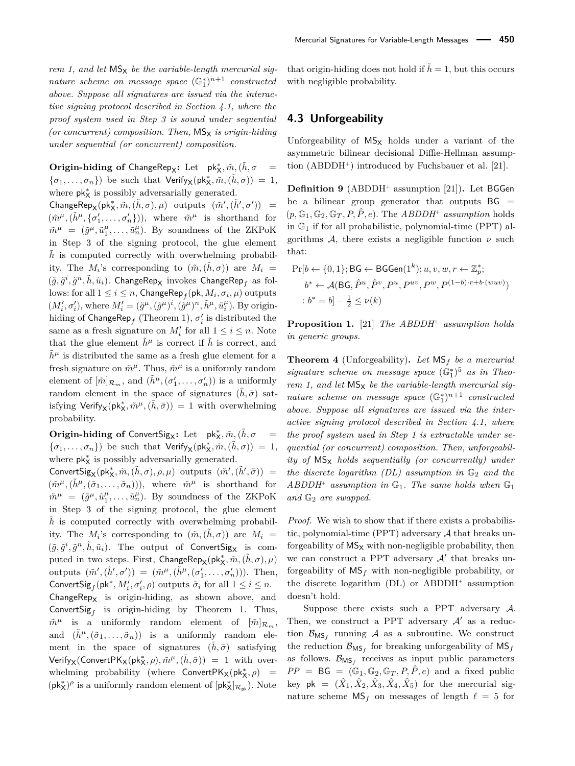*rem 1, and let $\mathsf{MS_X}$ be the variable-length mercurial signature scheme on message space $(\mathbb{G}_1^*)^{n+1}$ constructed above. Suppose all signatures are issued via the interactive signing protocol described in Section 4.1, where the proof system used in Step 3 is sound under sequential (or concurrent) composition. Then, $\mathsf{MS_X}$ is origin-hiding under sequential (or concurrent) composition.*

**Origin-hiding of $\mathsf{ChangeRep_X}$:** Let $\mathsf{pk}^*_\mathsf{X}, \tilde{m}, (\tilde{h}, \sigma = \{\sigma_1, \ldots, \sigma_n\})$ be such that $\mathsf{Verify_X}(\mathsf{pk}^*_\mathsf{X}, \tilde{m}, (\tilde{h}, \sigma)) = 1$, where $\mathsf{pk}^*_\mathsf{X}$ is possibly adversarially generated.

$\mathsf{ChangeRep_X}(\mathsf{pk}^*_\mathsf{X}, \tilde{m}, (\tilde{h}, \sigma), \mu)$ outputs $(\tilde{m}', (\tilde{h}', \sigma')) = (\tilde{m}^\mu, (\tilde{h}^\mu, \{\sigma'_1, \ldots, \sigma'_n\}))$, where $\tilde{m}^\mu$ is shorthand for $\tilde{m}^\mu = (\tilde{g}^\mu, \tilde{u}_1^\mu, \ldots, \tilde{u}_n^\mu)$. By soundness of the ZKPoK in Step 3 of the signing protocol, the glue element $\tilde{h}$ is computed correctly with overwhelming probability. The $M_i$'s corresponding to $(\tilde{m}, (\tilde{h}, \sigma))$ are $M_i = (\tilde{g}, \tilde{g}^i, \tilde{g}^n, \tilde{h}, \tilde{u}_i)$. $\mathsf{ChangeRep_X}$ invokes $\mathsf{ChangeRep}_f$ as follows: for all $1 \leq i \leq n$, $\mathsf{ChangeRep}_f(\mathsf{pk}, M_i, \sigma_i, \mu)$ outputs $(M'_i, \sigma'_i)$, where $M'_i = (\tilde{g}^\mu, (\tilde{g}^\mu)^i, (\tilde{g}^\mu)^n, \tilde{h}^\mu, \tilde{u}_i^\mu)$. By origin-hiding of $\mathsf{ChangeRep}_f$ (Theorem 1), $\sigma'_i$ is distributed the same as a fresh signature on $M'_i$ for all $1 \leq i \leq n$. Note that the glue element $\tilde{h}^\mu$ is correct if $\tilde{h}$ is correct, and $\tilde{h}^\mu$ is distributed the same as a fresh glue element for a fresh signature on $\tilde{m}^\mu$. Thus, $\tilde{m}^\mu$ is a uniformly random element of $[\tilde{m}]_{\mathcal{R}_m}$, and $(\tilde{h}^\mu, (\sigma'_1, \ldots, \sigma'_n))$ is a uniformly random element in the space of signatures $(\bar{h}, \bar{\sigma})$ satisfying $\mathsf{Verify_X}(\mathsf{pk}^*_\mathsf{X}, \tilde{m}^\mu, (\bar{h}, \bar{\sigma})) = 1$ with overwhelming probability.

**Origin-hiding of $\mathsf{ConvertSig_X}$:** Let $\mathsf{pk}^*_\mathsf{X}, \tilde{m}, (\tilde{h}, \sigma = \{\sigma_1, \ldots, \sigma_n\})$ be such that $\mathsf{Verify_X}(\mathsf{pk}^*_\mathsf{X}, \tilde{m}, (\tilde{h}, \sigma)) = 1$, where $\mathsf{pk}^*_\mathsf{X}$ is possibly adversarially generated.

$\mathsf{ConvertSig_X}(\mathsf{pk}^*_\mathsf{X}, \tilde{m}, (\tilde{h}, \sigma), \rho, \mu)$ outputs $(\tilde{m}', (\tilde{h}', \tilde{\sigma})) = (\tilde{m}^\mu, (\tilde{h}^\mu, (\tilde{\sigma}_1, \ldots, \tilde{\sigma}_n)))$, where $\tilde{m}^\mu$ is shorthand for $\tilde{m}^\mu = (\tilde{g}^\mu, \tilde{u}_1^\mu, \ldots, \tilde{u}_n^\mu)$. By soundness of the ZKPoK in Step 3 of the signing protocol, the glue element $\tilde{h}$ is computed correctly with overwhelming probability. The $M_i$'s corresponding to $(\tilde{m}, (\tilde{h}, \sigma))$ are $M_i = (\tilde{g}, \tilde{g}^i, \tilde{g}^n, \tilde{h}, \tilde{u}_i)$. The output of $\mathsf{ConvertSig_X}$ is computed in two steps. First, $\mathsf{ChangeRep_X}(\mathsf{pk}^*_\mathsf{X}, \tilde{m}, (\tilde{h}, \sigma), \mu)$ outputs $(\tilde{m}', (\tilde{h}', \sigma')) = (\tilde{m}^\mu, (\tilde{h}^\mu, (\sigma'_1, \ldots, \sigma'_n)))$. Then, $\mathsf{ConvertSig}_f(\mathsf{pk}^*, M'_i, \sigma'_i, \rho)$ outputs $\tilde{\sigma}_i$ for all $1 \leq i \leq n$.

$\mathsf{ChangeRep_X}$ is origin-hiding, as shown above, and $\mathsf{ConvertSig}_f$ is origin-hiding by Theorem 1. Thus, $\tilde{m}^\mu$ is a uniformly random element of $[\tilde{m}]_{\mathcal{R}_m}$, and $(\tilde{h}^\mu, (\tilde{\sigma}_1, \ldots, \tilde{\sigma}_n))$ is a uniformly random element in the space of signatures $(\bar{h}, \bar{\sigma})$ satisfying $\mathsf{Verify_X}(\mathsf{ConvertPK_X}(\mathsf{pk}^*_\mathsf{X}, \rho), \tilde{m}^\mu, (\bar{h}, \bar{\sigma})) = 1$ with overwhelming probability (where $\mathsf{ConvertPK_X}(\mathsf{pk}^*_\mathsf{X}, \rho) = (\mathsf{pk}^*_\mathsf{X})^\rho$ is a uniformly random element of $[\mathsf{pk}^*_\mathsf{X}]_{\mathcal{R}_\mathsf{pk}}$). Note that origin-hiding does not hold if $\tilde{h} = 1$, but this occurs with negligible probability.

### 4.3 Unforgeability

Unforgeability of $\mathsf{MS_X}$ holds under a variant of the asymmetric bilinear decisional Diffie-Hellman assumption (ABDDH$^+$) introduced by Fuchsbauer et al. [21].

**Definition 9** (ABDDH$^+$ assumption [21])**.** Let $\mathsf{BGGen}$ be a bilinear group generator that outputs $\mathsf{BG} = (p, \mathbb{G}_1, \mathbb{G}_2, \mathbb{G}_T, P, \hat{P}, e)$. The *ABDDH$^+$ assumption* holds in $\mathbb{G}_1$ if for all probabilistic, polynomial-time (PPT) algorithms $\mathcal{A}$, there exists a negligible function $\nu$ such that:

$$\begin{aligned}
&\Pr[b \leftarrow \{0,1\}; \mathsf{BG} \leftarrow \mathsf{BGGen}(1^k); u, v, w, r \leftarrow \mathbb{Z}_p^*;\\
&\quad b^* \leftarrow \mathcal{A}(\mathsf{BG}, \hat{P}^u, \hat{P}^v, P^u, P^{uv}, P^w, P^{(1-b)\cdot r + b\cdot(wuv)})\\
&\quad : b^* = b] - \tfrac{1}{2} \leq \nu(k)
\end{aligned}$$

**Proposition 1.** [21] *The ABDDH$^+$ assumption holds in generic groups.*

**Theorem 4** (Unforgeability)**.** *Let $\mathsf{MS}_f$ be a mercurial signature scheme on message space $(\mathbb{G}_1^*)^5$ as in Theorem 1, and let $\mathsf{MS_X}$ be the variable-length mercurial signature scheme on message space $(\mathbb{G}_1^*)^{n+1}$ constructed above. Suppose all signatures are issued via the interactive signing protocol described in Section 4.1, where the proof system used in Step 1 is extractable under sequential (or concurrent) composition. Then, unforgeability of $\mathsf{MS_X}$ holds sequentially (or concurrently) under the discrete logarithm (DL) assumption in $\mathbb{G}_2$ and the ABDDH$^+$ assumption in $\mathbb{G}_1$. The same holds when $\mathbb{G}_1$ and $\mathbb{G}_2$ are swapped.*

*Proof.* We wish to show that if there exists a probabilistic, polynomial-time (PPT) adversary $\mathcal{A}$ that breaks unforgeability of $\mathsf{MS_X}$ with non-negligible probability, then we can construct a PPT adversary $\mathcal{A}'$ that breaks unforgeability of $\mathsf{MS}_f$ with non-negligible probability, or the discrete logarithm (DL) or ABDDH$^+$ assumption doesn't hold.

Suppose there exists such a PPT adversary $\mathcal{A}$. Then, we construct a PPT adversary $\mathcal{A}'$ as a reduction $\mathcal{B}_{\mathsf{MS}_f}$ running $\mathcal{A}$ as a subroutine. We construct the reduction $\mathcal{B}_{\mathsf{MS}_f}$ for breaking unforgeability of $\mathsf{MS}_f$ as follows. $\mathcal{B}_{\mathsf{MS}_f}$ receives as input public parameters $PP = \mathsf{BG} = (\mathbb{G}_1, \mathbb{G}_2, \mathbb{G}_T, P, \hat{P}, e)$ and a fixed public key $\mathsf{pk} = (\hat{X}_1, \hat{X}_2, \hat{X}_3, \hat{X}_4, \hat{X}_5)$ for the mercurial signature scheme $\mathsf{MS}_f$ on messages of length $\ell = 5$ for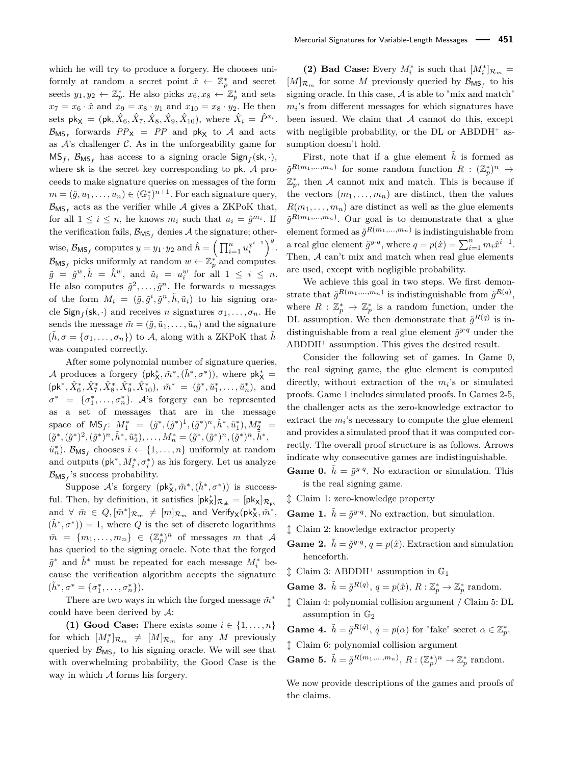which he will try to produce a forgery. He chooses uniformly at random a secret point $\hat{x} \leftarrow \mathbb{Z}_p^*$ and secret seeds $y_1, y_2 \leftarrow \mathbb{Z}_p^*$. He also picks $x_6, x_8 \leftarrow \mathbb{Z}_p^*$ and sets $x_7 = x_6 \cdot \hat{x}$ and $x_9 = x_8 \cdot y_1$ and $x_{10} = x_8 \cdot y_2$. He then sets $\mathsf{pk}_\mathsf{X} = (\mathsf{pk}, \hat{X}_6, \hat{X}_7, \hat{X}_8, \hat{X}_9, \hat{X}_{10})$, where $\hat{X}_i = \hat{P}^{x_i}$. $\mathcal{B}_{\mathsf{MS}_f}$ forwards $PP_\mathsf{X} = PP$ and $\mathsf{pk}_\mathsf{X}$ to $\mathcal{A}$ and acts as $\mathcal{A}$'s challenger $\mathcal{C}$. As in the unforgeability game for $\mathsf{MS}_f$, $\mathcal{B}_{\mathsf{MS}_f}$ has access to a signing oracle $\mathsf{Sign}_f(\mathsf{sk}, \cdot)$, where $\mathsf{sk}$ is the secret key corresponding to $\mathsf{pk}$. $\mathcal{A}$ proceeds to make signature queries on messages of the form $m = (\hat{g}, u_1, \ldots, u_n) \in (\mathbb{G}_1^*)^{n+1}$. For each signature query, $\mathcal{B}_{\mathsf{MS}_f}$ acts as the verifier while $\mathcal{A}$ gives a ZKPoK that, for all $1 \leq i \leq n$, he knows $m_i$ such that $u_i = \hat{g}^{m_i}$. If the verification fails, $\mathcal{B}_{\mathsf{MS}_f}$ denies $\mathcal{A}$ the signature; otherwise, $\mathcal{B}_{\mathsf{MS}_f}$ computes $y = y_1 \cdot y_2$ and $\hat{h} = \left(\prod_{i=1}^n u_i^{\hat{x}^{i-1}}\right)^y$. $\mathcal{B}_{\mathsf{MS}_f}$ picks uniformly at random $w \leftarrow \mathbb{Z}_p^*$ and computes $\tilde{g} = \hat{g}^w, \tilde{h} = \hat{h}^w$, and $\tilde{u}_i = u_i^w$ for all $1 \leq i \leq n$. He also computes $\tilde{g}^2, \ldots, \tilde{g}^n$. He forwards $n$ messages of the form $M_i = (\tilde{g}, \tilde{g}^i, \tilde{g}^n, \tilde{h}, \tilde{u}_i)$ to his signing oracle $\mathsf{Sign}_f(\mathsf{sk}, \cdot)$ and receives $n$ signatures $\sigma_1, \ldots, \sigma_n$. He sends the message $\tilde{m} = (\tilde{g}, \tilde{u}_1, \ldots, \tilde{u}_n)$ and the signature $(\tilde{h}, \sigma = \{\sigma_1, \ldots, \sigma_n\})$ to $\mathcal{A}$, along with a ZKPoK that $\tilde{h}$ was computed correctly.

After some polynomial number of signature queries, $\mathcal{A}$ produces a forgery $(\mathsf{pk}_\mathsf{X}^*, \tilde{m}^*, (\tilde{h}^*, \sigma^*))$, where $\mathsf{pk}_\mathsf{X}^* = (\mathsf{pk}^*, \hat{X}_6^*, \hat{X}_7^*, \hat{X}_8^*, \hat{X}_9^*, \hat{X}_{10}^*)$, $\tilde{m}^* = (\tilde{g}^*, \tilde{u}_1^*, \ldots, \tilde{u}_n^*)$, and $\sigma^* = \{\sigma_1^*, \ldots, \sigma_n^*\}$. $\mathcal{A}$'s forgery can be represented as a set of messages that are in the message space of $\mathsf{MS}_f$: $M_1^* = (\tilde{g}^*, (\tilde{g}^*)^1, (\tilde{g}^*)^n, \tilde{h}^*, \tilde{u}_1^*), M_2^* = (\tilde{g}^*, (\tilde{g}^*)^2, (\tilde{g}^*)^n, \tilde{h}^*, \tilde{u}_2^*), \ldots, M_n^* = (\tilde{g}^*, (\tilde{g}^*)^n, (\tilde{g}^*)^n, \tilde{h}^*, \tilde{u}_n^*)$. $\mathcal{B}_{\mathsf{MS}_f}$ chooses $i \leftarrow \{1, \ldots, n\}$ uniformly at random and outputs $(\mathsf{pk}^*, M_i^*, \sigma_i^*)$ as his forgery. Let us analyze $\mathcal{B}_{\mathsf{MS}_f}$'s success probability.

Suppose $\mathcal{A}$'s forgery $(\mathsf{pk}_\mathsf{X}^*, \tilde{m}^*, (\tilde{h}^*, \sigma^*))$ is successful. Then, by definition, it satisfies $[\mathsf{pk}_\mathsf{X}^*]_{\mathcal{R}_{\mathsf{pk}}} = [\mathsf{pk}_\mathsf{X}]_{\mathcal{R}_{\mathsf{pk}}}$ and $\forall\ \bar{m} \in Q, [\tilde{m}^*]_{\mathcal{R}_m} \neq [m]_{\mathcal{R}_m}$ and $\mathsf{Verify}_\mathsf{X}(\mathsf{pk}_\mathsf{X}^*, \tilde{m}^*, (\tilde{h}^*, \sigma^*)) = 1$, where $Q$ is the set of discrete logarithms $\bar{m} = \{m_1, \ldots, m_n\} \in (\mathbb{Z}_p^*)^n$ of messages $m$ that $\mathcal{A}$ has queried to the signing oracle. Note that the forged $\tilde{g}^*$ and $\tilde{h}^*$ must be repeated for each message $M_i^*$ because the verification algorithm accepts the signature $(\tilde{h}^*, \sigma^* = \{\sigma_1^*, \ldots, \sigma_n^*\})$.

There are two ways in which the forged message $\tilde{m}^*$ could have been derived by $\mathcal{A}$:

**(1) Good Case:** There exists some $i \in \{1, \ldots, n\}$ for which $[M_i^*]_{\mathcal{R}_m} \neq [M]_{\mathcal{R}_m}$ for any $M$ previously queried by $\mathcal{B}_{\mathsf{MS}_f}$ to his signing oracle. We will see that with overwhelming probability, the Good Case is the way in which $\mathcal{A}$ forms his forgery.

**(2) Bad Case:** Every $M_i^*$ is such that $[M_i^*]_{\mathcal{R}_m} = [M]_{\mathcal{R}_m}$ for some $M$ previously queried by $\mathcal{B}_{\mathsf{MS}_f}$ to his signing oracle. In this case, $\mathcal{A}$ is able to "mix and match" $m_i$'s from different messages for which signatures have been issued. We claim that $\mathcal{A}$ cannot do this, except with negligible probability, or the DL or ABDDH⁺ assumption doesn't hold.

First, note that if a glue element $\tilde{h}$ is formed as $\tilde{g}^{R(m_1,\ldots,m_n)}$ for some random function $R : (\mathbb{Z}_p^*)^n \to \mathbb{Z}_p^*$, then $\mathcal{A}$ cannot mix and match. This is because if the vectors $(m_1, \ldots, m_n)$ are distinct, then the values $R(m_1, \ldots, m_n)$ are distinct as well as the glue elements $\tilde{g}^{R(m_1,\ldots,m_n)}$. Our goal is to demonstrate that a glue element formed as $\tilde{g}^{R(m_1,\ldots,m_n)}$ is indistinguishable from a real glue element $\tilde{g}^{y \cdot q}$, where $q = p(\hat{x}) = \sum_{i=1}^n m_i \hat{x}^{i-1}$. Then, $\mathcal{A}$ can't mix and match when real glue elements are used, except with negligible probability.

We achieve this goal in two steps. We first demonstrate that $\tilde{g}^{R(m_1,\ldots,m_n)}$ is indistinguishable from $\tilde{g}^{R(q)}$, where $R : \mathbb{Z}_p^* \to \mathbb{Z}_p^*$ is a random function, under the DL assumption. We then demonstrate that $\tilde{g}^{R(q)}$ is indistinguishable from a real glue element $\tilde{g}^{y \cdot q}$ under the ABDDH⁺ assumption. This gives the desired result.

Consider the following set of games. In Game 0, the real signing game, the glue element is computed directly, without extraction of the $m_i$'s or simulated proofs. Game 1 includes simulated proofs. In Games 2-5, the challenger acts as the zero-knowledge extractor to extract the $m_i$'s necessary to compute the glue element and provides a simulated proof that it was computed correctly. The overall proof structure is as follows. Arrows indicate why consecutive games are indistinguishable.

**Game 0.** $\tilde{h} = \tilde{g}^{y \cdot q}$. No extraction or simulation. This is the real signing game.

$\updownarrow$ Claim 1: zero-knowledge property

**Game 1.** $\tilde{h} = \tilde{g}^{y \cdot q}$. No extraction, but simulation.

$\updownarrow$ Claim 2: knowledge extractor property

**Game 2.** $\tilde{h} = \tilde{g}^{y \cdot q}$, $q = p(\hat{x})$. Extraction and simulation henceforth.

$\updownarrow$ Claim 3: ABDDH⁺ assumption in $\mathbb{G}_1$

**Game 3.** $\tilde{h} = \tilde{g}^{R(q)}$, $q = p(\hat{x})$, $R : \mathbb{Z}_p^* \to \mathbb{Z}_p^*$ random.

$\updownarrow$ Claim 4: polynomial collision argument / Claim 5: DL assumption in $\mathbb{G}_2$

**Game 4.** $\tilde{h} = \tilde{g}^{R(\dot{q})}$, $\dot{q} = p(\alpha)$ for "fake" secret $\alpha \in \mathbb{Z}_p^*$.

$\updownarrow$ Claim 6: polynomial collision argument

**Game 5.** $\tilde{h} = \tilde{g}^{R(m_1,\ldots,m_n)}$, $R : (\mathbb{Z}_p^*)^n \to \mathbb{Z}_p^*$ random.

We now provide descriptions of the games and proofs of the claims.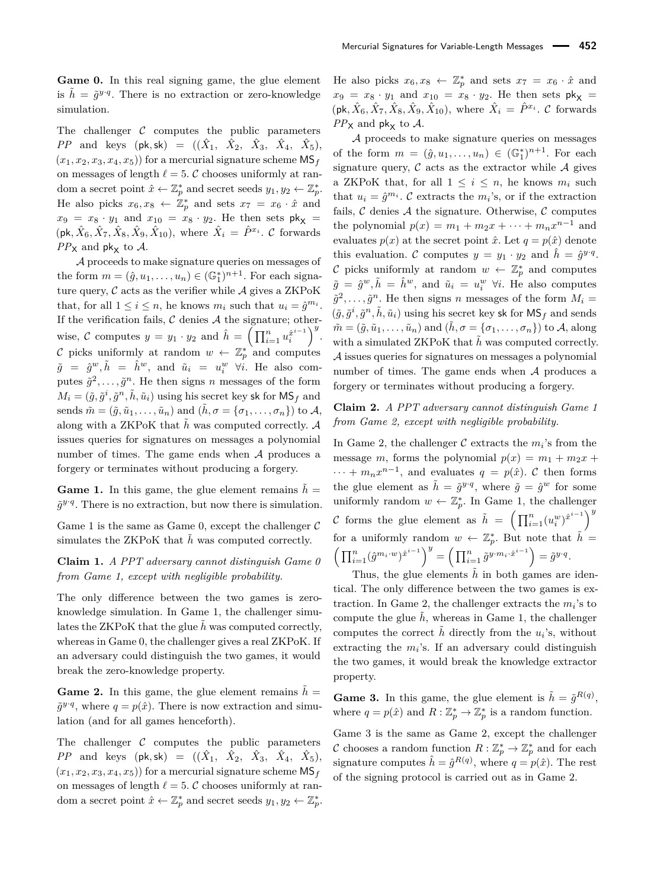**Game 0.** In this real signing game, the glue element is $\tilde{h} = \tilde{g}^{y \cdot q}$. There is no extraction or zero-knowledge simulation.

The challenger $\mathcal{C}$ computes the public parameters $PP$ and keys $(\mathsf{pk}, \mathsf{sk}) = ((\hat{X}_1, \hat{X}_2, \hat{X}_3, \hat{X}_4, \hat{X}_5), (x_1, x_2, x_3, x_4, x_5))$ for a mercurial signature scheme $\mathsf{MS}_f$ on messages of length $\ell = 5$. $\mathcal{C}$ chooses uniformly at random a secret point $\hat{x} \leftarrow \mathbb{Z}_p^*$ and secret seeds $y_1, y_2 \leftarrow \mathbb{Z}_p^*$. He also picks $x_6, x_8 \leftarrow \mathbb{Z}_p^*$ and sets $x_7 = x_6 \cdot \hat{x}$ and $x_9 = x_8 \cdot y_1$ and $x_{10} = x_8 \cdot y_2$. He then sets $\mathsf{pk}_{\mathsf{X}} = (\mathsf{pk}, \hat{X}_6, \hat{X}_7, \hat{X}_8, \hat{X}_9, \hat{X}_{10})$, where $\hat{X}_i = \hat{P}^{x_i}$. $\mathcal{C}$ forwards $PP_{\mathsf{X}}$ and $\mathsf{pk}_{\mathsf{X}}$ to $\mathcal{A}$.

$\mathcal{A}$ proceeds to make signature queries on messages of the form $m = (\hat{g}, u_1, \ldots, u_n) \in (\mathbb{G}_1^*)^{n+1}$. For each signature query, $\mathcal{C}$ acts as the verifier while $\mathcal{A}$ gives a ZKPoK that, for all $1 \leq i \leq n$, he knows $m_i$ such that $u_i = \hat{g}^{m_i}$. If the verification fails, $\mathcal{C}$ denies $\mathcal{A}$ the signature; otherwise, $\mathcal{C}$ computes $y = y_1 \cdot y_2$ and $\hat{h} = \left(\prod_{i=1}^{n} u_i^{\hat{x}^{i-1}}\right)^y$. $\mathcal{C}$ picks uniformly at random $w \leftarrow \mathbb{Z}_p^*$ and computes $\tilde{g} = \hat{g}^w, \tilde{h} = \hat{h}^w$, and $\tilde{u}_i = u_i^w \; \forall i$. He also computes $\tilde{g}^2, \ldots, \tilde{g}^n$. He then signs $n$ messages of the form $M_i = (\tilde{g}, \tilde{g}^i, \tilde{g}^n, \tilde{h}, \tilde{u}_i)$ using his secret key $\mathsf{sk}$ for $\mathsf{MS}_f$ and sends $\tilde{m} = (\tilde{g}, \tilde{u}_1, \ldots, \tilde{u}_n)$ and $(\tilde{h}, \sigma = \{\sigma_1, \ldots, \sigma_n\})$ to $\mathcal{A}$, along with a ZKPoK that $\tilde{h}$ was computed correctly. $\mathcal{A}$ issues queries for signatures on messages a polynomial number of times. The game ends when $\mathcal{A}$ produces a forgery or terminates without producing a forgery.

**Game 1.** In this game, the glue element remains $\tilde{h} = \tilde{g}^{y \cdot q}$. There is no extraction, but now there is simulation.

Game 1 is the same as Game 0, except the challenger $\mathcal{C}$ simulates the ZKPoK that $\tilde{h}$ was computed correctly.

**Claim 1.** *A PPT adversary cannot distinguish Game 0 from Game 1, except with negligible probability.*

The only difference between the two games is zero-knowledge simulation. In Game 1, the challenger simulates the ZKPoK that the glue $\tilde{h}$ was computed correctly, whereas in Game 0, the challenger gives a real ZKPoK. If an adversary could distinguish the two games, it would break the zero-knowledge property.

**Game 2.** In this game, the glue element remains $\tilde{h} = \tilde{g}^{y \cdot q}$, where $q = p(\hat{x})$. There is now extraction and simulation (and for all games henceforth).

The challenger $\mathcal{C}$ computes the public parameters $PP$ and keys $(\mathsf{pk}, \mathsf{sk}) = ((\hat{X}_1, \hat{X}_2, \hat{X}_3, \hat{X}_4, \hat{X}_5), (x_1, x_2, x_3, x_4, x_5))$ for a mercurial signature scheme $\mathsf{MS}_f$ on messages of length $\ell = 5$. $\mathcal{C}$ chooses uniformly at random a secret point $\hat{x} \leftarrow \mathbb{Z}_p^*$ and secret seeds $y_1, y_2 \leftarrow \mathbb{Z}_p^*$. He also picks $x_6, x_8 \leftarrow \mathbb{Z}_p^*$ and sets $x_7 = x_6 \cdot \hat{x}$ and $x_9 = x_8 \cdot y_1$ and $x_{10} = x_8 \cdot y_2$. He then sets $\mathsf{pk}_{\mathsf{X}} = (\mathsf{pk}, \hat{X}_6, \hat{X}_7, \hat{X}_8, \hat{X}_9, \hat{X}_{10})$, where $\hat{X}_i = \hat{P}^{x_i}$. $\mathcal{C}$ forwards $PP_{\mathsf{X}}$ and $\mathsf{pk}_{\mathsf{X}}$ to $\mathcal{A}$.

$\mathcal{A}$ proceeds to make signature queries on messages of the form $m = (\hat{g}, u_1, \ldots, u_n) \in (\mathbb{G}_1^*)^{n+1}$. For each signature query, $\mathcal{C}$ acts as the extractor while $\mathcal{A}$ gives a ZKPoK that, for all $1 \leq i \leq n$, he knows $m_i$ such that $u_i = \hat{g}^{m_i}$. $\mathcal{C}$ extracts the $m_i$'s, or if the extraction fails, $\mathcal{C}$ denies $\mathcal{A}$ the signature. Otherwise, $\mathcal{C}$ computes the polynomial $p(x) = m_1 + m_2 x + \cdots + m_n x^{n-1}$ and evaluates $p(x)$ at the secret point $\hat{x}$. Let $q = p(\hat{x})$ denote this evaluation. $\mathcal{C}$ computes $y = y_1 \cdot y_2$ and $\hat{h} = \hat{g}^{y \cdot q}$. $\mathcal{C}$ picks uniformly at random $w \leftarrow \mathbb{Z}_p^*$ and computes $\tilde{g} = \hat{g}^w, \tilde{h} = \hat{h}^w$, and $\tilde{u}_i = u_i^w \; \forall i$. He also computes $\tilde{g}^2, \ldots, \tilde{g}^n$. He then signs $n$ messages of the form $M_i = (\tilde{g}, \tilde{g}^i, \tilde{g}^n, \tilde{h}, \tilde{u}_i)$ using his secret key $\mathsf{sk}$ for $\mathsf{MS}_f$ and sends $\tilde{m} = (\tilde{g}, \tilde{u}_1, \ldots, \tilde{u}_n)$ and $(\tilde{h}, \sigma = \{\sigma_1, \ldots, \sigma_n\})$ to $\mathcal{A}$, along with a simulated ZKPoK that $\tilde{h}$ was computed correctly. $\mathcal{A}$ issues queries for signatures on messages a polynomial number of times. The game ends when $\mathcal{A}$ produces a forgery or terminates without producing a forgery.

**Claim 2.** *A PPT adversary cannot distinguish Game 1 from Game 2, except with negligible probability.*

In Game 2, the challenger $\mathcal{C}$ extracts the $m_i$'s from the message $m$, forms the polynomial $p(x) = m_1 + m_2 x + \cdots + m_n x^{n-1}$, and evaluates $q = p(\hat{x})$. $\mathcal{C}$ then forms the glue element as $\tilde{h} = \tilde{g}^{y \cdot q}$, where $\tilde{g} = \hat{g}^w$ for some uniformly random $w \leftarrow \mathbb{Z}_p^*$. In Game 1, the challenger $\mathcal{C}$ forms the glue element as $\tilde{h} = \left(\prod_{i=1}^{n} (u_i^w)^{\hat{x}^{i-1}}\right)^y$ for a uniformly random $w \leftarrow \mathbb{Z}_p^*$. But note that $\tilde{h} = \left(\prod_{i=1}^{n} (\hat{g}^{m_i \cdot w})^{\hat{x}^{i-1}}\right)^y = \left(\prod_{i=1}^{n} \tilde{g}^{y \cdot m_i \cdot \hat{x}^{i-1}}\right) = \tilde{g}^{y \cdot q}$.

Thus, the glue elements $\tilde{h}$ in both games are identical. The only difference between the two games is extraction. In Game 2, the challenger extracts the $m_i$'s to compute the glue $\tilde{h}$, whereas in Game 1, the challenger computes the correct $\tilde{h}$ directly from the $u_i$'s, without extracting the $m_i$'s. If an adversary could distinguish the two games, it would break the knowledge extractor property.

**Game 3.** In this game, the glue element is $\tilde{h} = \tilde{g}^{R(q)}$, where $q = p(\hat{x})$ and $R : \mathbb{Z}_p^* \rightarrow \mathbb{Z}_p^*$ is a random function.

Game 3 is the same as Game 2, except the challenger $\mathcal{C}$ chooses a random function $R : \mathbb{Z}_p^* \rightarrow \mathbb{Z}_p^*$ and for each signature computes $\hat{h} = \hat{g}^{R(q)}$, where $q = p(\hat{x})$. The rest of the signing protocol is carried out as in Game 2.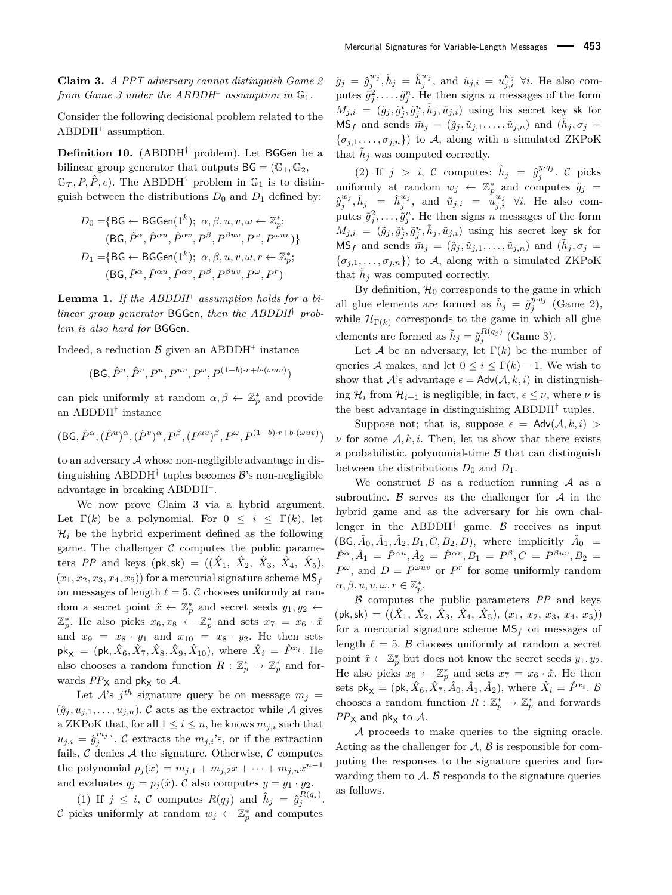**Claim 3.** *A PPT adversary cannot distinguish Game 2 from Game 3 under the ABDDH$^+$ assumption in $\mathbb{G}_1$.*

Consider the following decisional problem related to the ABDDH$^+$ assumption.

**Definition 10.** (ABDDH$^\dagger$ problem). Let $\mathsf{BGGen}$ be a bilinear group generator that outputs $\mathsf{BG} = (\mathbb{G}_1, \mathbb{G}_2, \mathbb{G}_T, P, \hat{P}, e)$. The ABDDH$^\dagger$ problem in $\mathbb{G}_1$ is to distinguish between the distributions $D_0$ and $D_1$ defined by:

$$D_0 = \{\mathsf{BG} \leftarrow \mathsf{BGGen}(1^k);\ \alpha, \beta, u, v, \omega \leftarrow \mathbb{Z}_p^*; (\mathsf{BG}, \hat{P}^\alpha, \hat{P}^{\alpha u}, \hat{P}^{\alpha v}, P^\beta, P^{\beta uv}, P^\omega, P^{\omega uv})\}$$

$$D_1 = \{\mathsf{BG} \leftarrow \mathsf{BGGen}(1^k);\ \alpha, \beta, u, v, \omega, r \leftarrow \mathbb{Z}_p^*; (\mathsf{BG}, \hat{P}^\alpha, \hat{P}^{\alpha u}, \hat{P}^{\alpha v}, P^\beta, P^{\beta uv}, P^\omega, P^r)$$

**Lemma 1.** *If the ABDDH$^+$ assumption holds for a bilinear group generator* $\mathsf{BGGen}$*, then the ABDDH$^\dagger$ problem is also hard for* $\mathsf{BGGen}$*.*

Indeed, a reduction $\mathcal{B}$ given an ABDDH$^+$ instance

$$(\mathsf{BG}, \hat{P}^u, \hat{P}^v, P^u, P^{uv}, P^\omega, P^{(1-b)\cdot r + b\cdot(\omega uv)})$$

can pick uniformly at random $\alpha, \beta \leftarrow \mathbb{Z}_p^*$ and provide an ABDDH$^\dagger$ instance

$$(\mathsf{BG}, \hat{P}^\alpha, (\hat{P}^u)^\alpha, (\hat{P}^v)^\alpha, P^\beta, (P^{uv})^\beta, P^\omega, P^{(1-b)\cdot r + b\cdot(\omega uv)})$$

to an adversary $\mathcal{A}$ whose non-negligible advantage in distinguishing ABDDH$^\dagger$ tuples becomes $\mathcal{B}$'s non-negligible advantage in breaking ABDDH$^+$.

We now prove Claim 3 via a hybrid argument. Let $\Gamma(k)$ be a polynomial. For $0 \le i \le \Gamma(k)$, let $\mathcal{H}_i$ be the hybrid experiment defined as the following game. The challenger $\mathcal{C}$ computes the public parameters $PP$ and keys $(\mathsf{pk}, \mathsf{sk}) = ((\hat{X}_1, \hat{X}_2, \hat{X}_3, \hat{X}_4, \hat{X}_5), (x_1, x_2, x_3, x_4, x_5))$ for a mercurial signature scheme $\mathsf{MS}_f$ on messages of length $\ell = 5$. $\mathcal{C}$ chooses uniformly at random a secret point $\hat{x} \leftarrow \mathbb{Z}_p^*$ and secret seeds $y_1, y_2 \leftarrow \mathbb{Z}_p^*$. He also picks $x_6, x_8 \leftarrow \mathbb{Z}_p^*$ and sets $x_7 = x_6 \cdot \hat{x}$ and $x_9 = x_8 \cdot y_1$ and $x_{10} = x_8 \cdot y_2$. He then sets $\mathsf{pk}_\mathsf{X} = (\mathsf{pk}, \hat{X}_6, \hat{X}_7, \hat{X}_8, \hat{X}_9, \hat{X}_{10})$, where $\hat{X}_i = \hat{P}^{x_i}$. He also chooses a random function $R : \mathbb{Z}_p^* \to \mathbb{Z}_p^*$ and forwards $PP_\mathsf{X}$ and $\mathsf{pk}_\mathsf{X}$ to $\mathcal{A}$.

Let $\mathcal{A}$'s $j^{th}$ signature query be on message $m_j = (\hat{g}_j, u_{j,1}, \ldots, u_{j,n})$. $\mathcal{C}$ acts as the extractor while $\mathcal{A}$ gives a ZKPoK that, for all $1 \le i \le n$, he knows $m_{j,i}$ such that $u_{j,i} = \hat{g}_j^{m_{j,i}}$. $\mathcal{C}$ extracts the $m_{j,i}$'s, or if the extraction fails, $\mathcal{C}$ denies $\mathcal{A}$ the signature. Otherwise, $\mathcal{C}$ computes the polynomial $p_j(x) = m_{j,1} + m_{j,2}x + \cdots + m_{j,n}x^{n-1}$ and evaluates $q_j = p_j(\hat{x})$. $\mathcal{C}$ also computes $y = y_1 \cdot y_2$.

(1) If $j \le i$, $\mathcal{C}$ computes $R(q_j)$ and $\hat{h}_j = \hat{g}_j^{R(q_j)}$. $\mathcal{C}$ picks uniformly at random $w_j \leftarrow \mathbb{Z}_p^*$ and computes $\tilde{g}_j = \hat{g}_j^{w_j}, \tilde{h}_j = \hat{h}_j^{w_j}$, and $\tilde{u}_{j,i} = u_{j,i}^{w_j}$ $\forall i$. He also computes $\tilde{g}_j^2, \ldots, \tilde{g}_j^n$. He then signs $n$ messages of the form $M_{j,i} = (\tilde{g}_j, \tilde{g}_j^i, \tilde{g}_j^n, \tilde{h}_j, \tilde{u}_{j,i})$ using his secret key $\mathsf{sk}$ for $\mathsf{MS}_f$ and sends $\tilde{m}_j = (\tilde{g}_j, \tilde{u}_{j,1}, \ldots, \tilde{u}_{j,n})$ and $(\tilde{h}_j, \sigma_j = \{\sigma_{j,1}, \ldots, \sigma_{j,n}\})$ to $\mathcal{A}$, along with a simulated ZKPoK that $\tilde{h}_j$ was computed correctly.

(2) If $j > i$, $\mathcal{C}$ computes: $\hat{h}_j = \hat{g}_j^{y\cdot q_j}$. $\mathcal{C}$ picks uniformly at random $w_j \leftarrow \mathbb{Z}_p^*$ and computes $\tilde{g}_j = \hat{g}_j^{w_j}, \tilde{h}_j = \hat{h}_j^{w_j}$, and $\tilde{u}_{j,i} = u_{j,i}^{w_j}$ $\forall i$. He also computes $\tilde{g}_j^2, \ldots, \tilde{g}_j^n$. He then signs $n$ messages of the form $M_{j,i} = (\tilde{g}_j, \tilde{g}_j^i, \tilde{g}_j^n, \tilde{h}_j, \tilde{u}_{j,i})$ using his secret key $\mathsf{sk}$ for $\mathsf{MS}_f$ and sends $\tilde{m}_j = (\tilde{g}_j, \tilde{u}_{j,1}, \ldots, \tilde{u}_{j,n})$ and $(\tilde{h}_j, \sigma_j = \{\sigma_{j,1}, \ldots, \sigma_{j,n}\})$ to $\mathcal{A}$, along with a simulated ZKPoK that $\tilde{h}_j$ was computed correctly.

By definition, $\mathcal{H}_0$ corresponds to the game in which all glue elements are formed as $\tilde{h}_j = \tilde{g}_j^{y\cdot q_j}$ (Game 2), while $\mathcal{H}_{\Gamma(k)}$ corresponds to the game in which all glue elements are formed as $\tilde{h}_j = \tilde{g}_j^{R(q_j)}$ (Game 3).

Let $\mathcal{A}$ be an adversary, let $\Gamma(k)$ be the number of queries $\mathcal{A}$ makes, and let $0 \le i \le \Gamma(k) - 1$. We wish to show that $\mathcal{A}$'s advantage $\epsilon = \mathsf{Adv}(\mathcal{A}, k, i)$ in distinguishing $\mathcal{H}_i$ from $\mathcal{H}_{i+1}$ is negligible; in fact, $\epsilon \le \nu$, where $\nu$ is the best advantage in distinguishing ABDDH$^\dagger$ tuples.

Suppose not; that is, suppose $\epsilon = \mathsf{Adv}(\mathcal{A}, k, i) > \nu$ for some $\mathcal{A}, k, i$. Then, let us show that there exists a probabilistic, polynomial-time $\mathcal{B}$ that can distinguish between the distributions $D_0$ and $D_1$.

We construct $\mathcal{B}$ as a reduction running $\mathcal{A}$ as a subroutine. $\mathcal{B}$ serves as the challenger for $\mathcal{A}$ in the hybrid game and as the adversary for his own challenger in the ABDDH$^\dagger$ game. $\mathcal{B}$ receives as input $(\mathsf{BG}, \hat{A}_0, \hat{A}_1, \hat{A}_2, B_1, C, B_2, D)$, where implicitly $\hat{A}_0 = \hat{P}^\alpha, \hat{A}_1 = \hat{P}^{\alpha u}, \hat{A}_2 = \hat{P}^{\alpha v}, B_1 = P^\beta, C = P^{\beta uv}, B_2 = P^\omega$, and $D = P^{\omega uv}$ or $P^r$ for some uniformly random $\alpha, \beta, u, v, \omega, r \in \mathbb{Z}_p^*$.

$\mathcal{B}$ computes the public parameters $PP$ and keys $(\mathsf{pk}, \mathsf{sk}) = ((\hat{X}_1, \hat{X}_2, \hat{X}_3, \hat{X}_4, \hat{X}_5), (x_1, x_2, x_3, x_4, x_5))$ for a mercurial signature scheme $\mathsf{MS}_f$ on messages of length $\ell = 5$. $\mathcal{B}$ chooses uniformly at random a secret point $\hat{x} \leftarrow \mathbb{Z}_p^*$ but does not know the secret seeds $y_1, y_2$. He also picks $x_6 \leftarrow \mathbb{Z}_p^*$ and sets $x_7 = x_6 \cdot \hat{x}$. He then sets $\mathsf{pk}_\mathsf{X} = (\mathsf{pk}, \hat{X}_6, \hat{X}_7, \hat{A}_0, \hat{A}_1, \hat{A}_2)$, where $\hat{X}_i = \hat{P}^{x_i}$. $\mathcal{B}$ chooses a random function $R : \mathbb{Z}_p^* \to \mathbb{Z}_p^*$ and forwards $PP_\mathsf{X}$ and $\mathsf{pk}_\mathsf{X}$ to $\mathcal{A}$.

$\mathcal{A}$ proceeds to make queries to the signing oracle. Acting as the challenger for $\mathcal{A}$, $\mathcal{B}$ is responsible for computing the responses to the signature queries and forwarding them to $\mathcal{A}$. $\mathcal{B}$ responds to the signature queries as follows.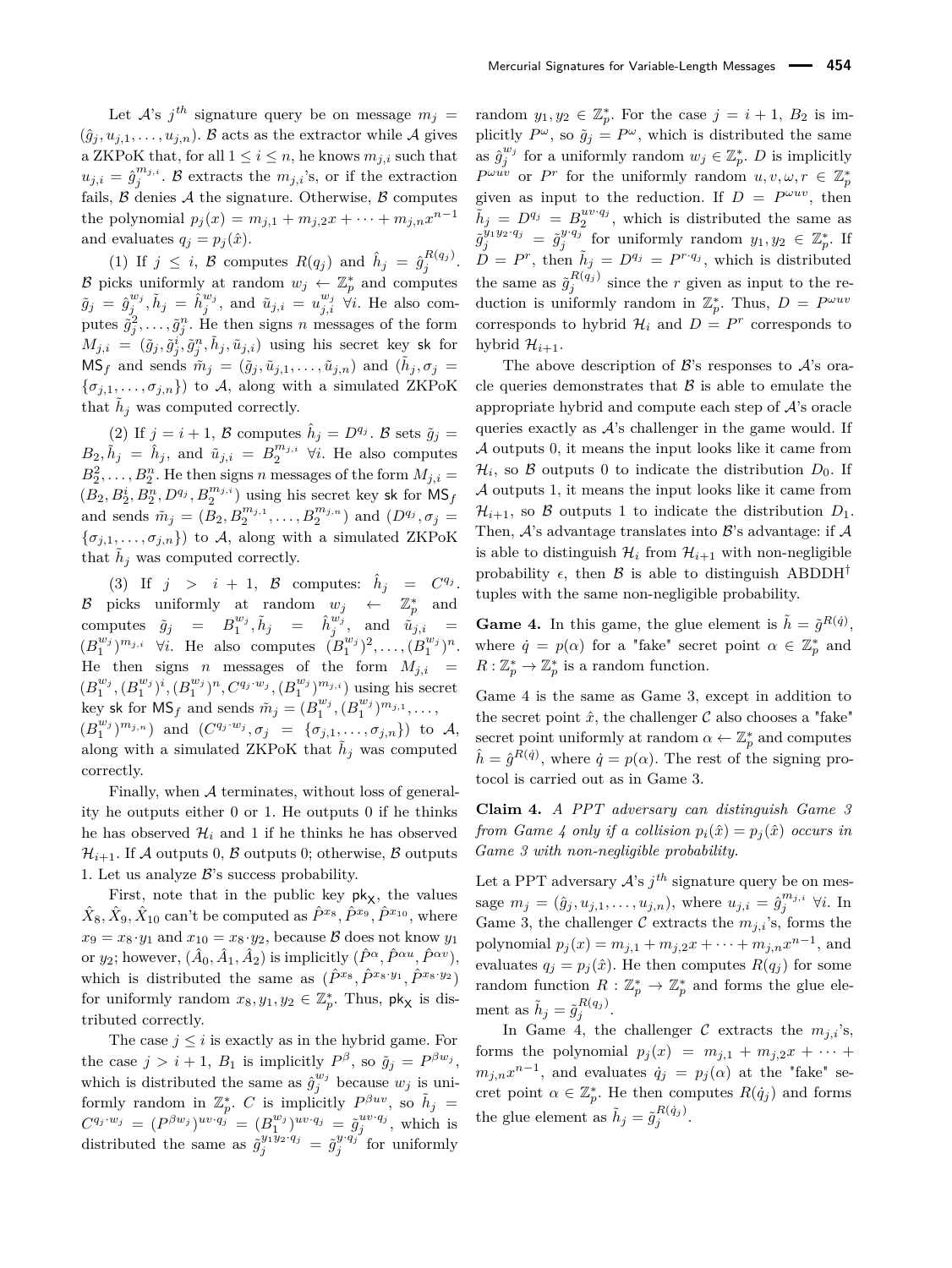Let $\mathcal{A}$'s $j^{th}$ signature query be on message $m_j = (\hat{g}_j, u_{j,1}, \ldots, u_{j,n})$. $\mathcal{B}$ acts as the extractor while $\mathcal{A}$ gives a ZKPoK that, for all $1 \le i \le n$, he knows $m_{j,i}$ such that $u_{j,i} = \hat{g}_j^{m_{j,i}}$. $\mathcal{B}$ extracts the $m_{j,i}$'s, or if the extraction fails, $\mathcal{B}$ denies $\mathcal{A}$ the signature. Otherwise, $\mathcal{B}$ computes the polynomial $p_j(x) = m_{j,1} + m_{j,2}x + \cdots + m_{j,n}x^{n-1}$ and evaluates $q_j = p_j(\hat{x})$.

(1) If $j \le i$, $\mathcal{B}$ computes $R(q_j)$ and $\hat{h}_j = \hat{g}_j^{R(q_j)}$. $\mathcal{B}$ picks uniformly at random $w_j \leftarrow \mathbb{Z}_p^*$ and computes $\tilde{g}_j = \hat{g}_j^{w_j}, \tilde{h}_j = \hat{h}_j^{w_j}$, and $\tilde{u}_{j,i} = u_{j,i}^{w_j}$ $\forall i$. He also computes $\tilde{g}_j^2, \ldots, \tilde{g}_j^n$. He then signs $n$ messages of the form $M_{j,i} = (\tilde{g}_j, \tilde{g}_j^i, \tilde{g}_j^n, \tilde{h}_j, \tilde{u}_{j,i})$ using his secret key sk for $\mathsf{MS}_f$ and sends $\tilde{m}_j = (\tilde{g}_j, \tilde{u}_{j,1}, \ldots, \tilde{u}_{j,n})$ and $(\tilde{h}_j, \sigma_j = \{\sigma_{j,1}, \ldots, \sigma_{j,n}\})$ to $\mathcal{A}$, along with a simulated ZKPoK that $\tilde{h}_j$ was computed correctly.

(2) If $j = i+1$, $\mathcal{B}$ computes $\hat{h}_j = D^{q_j}$. $\mathcal{B}$ sets $\tilde{g}_j = B_2, \tilde{h}_j = \hat{h}_j$, and $\tilde{u}_{j,i} = B_2^{m_{j,i}}$ $\forall i$. He also computes $B_2^2, \ldots, B_2^n$. He then signs $n$ messages of the form $M_{j,i} = (B_2, B_2^i, B_2^n, D^{q_j}, B_2^{m_{j,i}})$ using his secret key sk for $\mathsf{MS}_f$ and sends $\tilde{m}_j = (B_2, B_2^{m_{j,1}}, \ldots, B_2^{m_{j,n}})$ and $(D^{q_j}, \sigma_j = \{\sigma_{j,1}, \ldots, \sigma_{j,n}\})$ to $\mathcal{A}$, along with a simulated ZKPoK that $\tilde{h}_j$ was computed correctly.

(3) If $j > i+1$, $\mathcal{B}$ computes: $\hat{h}_j = C^{q_j}$. $\mathcal{B}$ picks uniformly at random $w_j \leftarrow \mathbb{Z}_p^*$ and computes $\tilde{g}_j = B_1^{w_j}, \tilde{h}_j = \hat{h}_j^{w_j}$, and $\tilde{u}_{j,i} = (B_1^{w_j})^{m_{j,i}}$ $\forall i$. He also computes $(B_1^{w_j})^2, \ldots, (B_1^{w_j})^n$. He then signs $n$ messages of the form $M_{j,i} = (B_1^{w_j}, (B_1^{w_j})^i, (B_1^{w_j})^n, C^{q_j \cdot w_j}, (B_1^{w_j})^{m_{j,i}})$ using his secret key sk for $\mathsf{MS}_f$ and sends $\tilde{m}_j = (B_1^{w_j}, (B_1^{w_j})^{m_{j,1}}, \ldots, (B_1^{w_j})^{m_{j,n}})$ and $(C^{q_j \cdot w_j}, \sigma_j = \{\sigma_{j,1}, \ldots, \sigma_{j,n}\})$ to $\mathcal{A}$, along with a simulated ZKPoK that $\tilde{h}_j$ was computed correctly.

Finally, when $\mathcal{A}$ terminates, without loss of generality he outputs either 0 or 1. He outputs 0 if he thinks he has observed $\mathcal{H}_i$ and 1 if he thinks he has observed $\mathcal{H}_{i+1}$. If $\mathcal{A}$ outputs 0, $\mathcal{B}$ outputs 0; otherwise, $\mathcal{B}$ outputs 1. Let us analyze $\mathcal{B}$'s success probability.

First, note that in the public key $\mathsf{pk_X}$, the values $\hat{X}_8, \hat{X}_9, \hat{X}_{10}$ can't be computed as $\hat{P}^{x_8}, \hat{P}^{x_9}, \hat{P}^{x_{10}}$, where $x_9 = x_8 \cdot y_1$ and $x_{10} = x_8 \cdot y_2$, because $\mathcal{B}$ does not know $y_1$ or $y_2$; however, $(\hat{A}_0, \hat{A}_1, \hat{A}_2)$ is implicitly $(\hat{P}^{\alpha}, \hat{P}^{\alpha u}, \hat{P}^{\alpha v})$, which is distributed the same as $(\hat{P}^{x_8}, \hat{P}^{x_8 \cdot y_1}, \hat{P}^{x_8 \cdot y_2})$ for uniformly random $x_8, y_1, y_2 \in \mathbb{Z}_p^*$. Thus, $\mathsf{pk_X}$ is distributed correctly.

The case $j \le i$ is exactly as in the hybrid game. For the case $j > i+1$, $B_1$ is implicitly $P^{\beta}$, so $\tilde{g}_j = P^{\beta w_j}$, which is distributed the same as $\hat{g}_j^{w_j}$ because $w_j$ is uniformly random in $\mathbb{Z}_p^*$. $C$ is implicitly $P^{\beta uv}$, so $\tilde{h}_j = C^{q_j \cdot w_j} = (P^{\beta w_j})^{uv \cdot q_j} = (B_1^{w_j})^{uv \cdot q_j} = \tilde{g}_j^{uv \cdot q_j}$, which is distributed the same as $\tilde{g}_j^{y_1 y_2 \cdot q_j} = \tilde{g}_j^{y \cdot q_j}$ for uniformly random $y_1, y_2 \in \mathbb{Z}_p^*$. For the case $j = i+1$, $B_2$ is implicitly $P^{\omega}$, so $\tilde{g}_j = P^{\omega}$, which is distributed the same as $\hat{g}_j^{w_j}$ for a uniformly random $w_j \in \mathbb{Z}_p^*$. $D$ is implicitly $P^{\omega uv}$ or $P^r$ for the uniformly random $u, v, \omega, r \in \mathbb{Z}_p^*$ given as input to the reduction. If $D = P^{\omega uv}$, then $\tilde{h}_j = D^{q_j} = B_2^{uv \cdot q_j}$, which is distributed the same as $\tilde{g}_j^{y_1 y_2 \cdot q_j} = \tilde{g}_j^{y \cdot q_j}$ for uniformly random $y_1, y_2 \in \mathbb{Z}_p^*$. If $D = P^r$, then $\tilde{h}_j = D^{q_j} = P^{r \cdot q_j}$, which is distributed the same as $\tilde{g}_j^{R(q_j)}$ since the $r$ given as input to the reduction is uniformly random in $\mathbb{Z}_p^*$. Thus, $D = P^{\omega uv}$ corresponds to hybrid $\mathcal{H}_i$ and $D = P^r$ corresponds to hybrid $\mathcal{H}_{i+1}$.

The above description of $\mathcal{B}$'s responses to $\mathcal{A}$'s oracle queries demonstrates that $\mathcal{B}$ is able to emulate the appropriate hybrid and compute each step of $\mathcal{A}$'s oracle queries exactly as $\mathcal{A}$'s challenger in the game would. If $\mathcal{A}$ outputs 0, it means the input looks like it came from $\mathcal{H}_i$, so $\mathcal{B}$ outputs 0 to indicate the distribution $D_0$. If $\mathcal{A}$ outputs 1, it means the input looks like it came from $\mathcal{H}_{i+1}$, so $\mathcal{B}$ outputs 1 to indicate the distribution $D_1$. Then, $\mathcal{A}$'s advantage translates into $\mathcal{B}$'s advantage: if $\mathcal{A}$ is able to distinguish $\mathcal{H}_i$ from $\mathcal{H}_{i+1}$ with non-negligible probability $\epsilon$, then $\mathcal{B}$ is able to distinguish ABDDH$^{\dagger}$ tuples with the same non-negligible probability.

**Game 4.** In this game, the glue element is $\tilde{h} = \tilde{g}^{R(\dot{q})}$, where $\dot{q} = p(\alpha)$ for a "fake" secret point $\alpha \in \mathbb{Z}_p^*$ and $R : \mathbb{Z}_p^* \to \mathbb{Z}_p^*$ is a random function.

Game 4 is the same as Game 3, except in addition to the secret point $\hat{x}$, the challenger $\mathcal{C}$ also chooses a "fake" secret point uniformly at random $\alpha \leftarrow \mathbb{Z}_p^*$ and computes $\hat{h} = \hat{g}^{R(\dot{q})}$, where $\dot{q} = p(\alpha)$. The rest of the signing protocol is carried out as in Game 3.

**Claim 4.** *A PPT adversary can distinguish Game 3 from Game 4 only if a collision $p_i(\hat{x}) = p_j(\hat{x})$ occurs in Game 3 with non-negligible probability.*

Let a PPT adversary $\mathcal{A}$'s $j^{th}$ signature query be on message $m_j = (\hat{g}_j, u_{j,1}, \ldots, u_{j,n})$, where $u_{j,i} = \hat{g}_j^{m_{j,i}}$ $\forall i$. In Game 3, the challenger $\mathcal{C}$ extracts the $m_{j,i}$'s, forms the polynomial $p_j(x) = m_{j,1} + m_{j,2}x + \cdots + m_{j,n}x^{n-1}$, and evaluates $q_j = p_j(\hat{x})$. He then computes $R(q_j)$ for some random function $R : \mathbb{Z}_p^* \to \mathbb{Z}_p^*$ and forms the glue element as $\tilde{h}_j = \tilde{g}_j^{R(q_j)}$.

In Game 4, the challenger $\mathcal{C}$ extracts the $m_{j,i}$'s, forms the polynomial $p_j(x) = m_{j,1} + m_{j,2}x + \cdots + m_{j,n}x^{n-1}$, and evaluates $\dot{q}_j = p_j(\alpha)$ at the "fake" secret point $\alpha \in \mathbb{Z}_p^*$. He then computes $R(\dot{q}_j)$ and forms the glue element as $\tilde{h}_j = \tilde{g}_j^{R(\dot{q}_j)}$.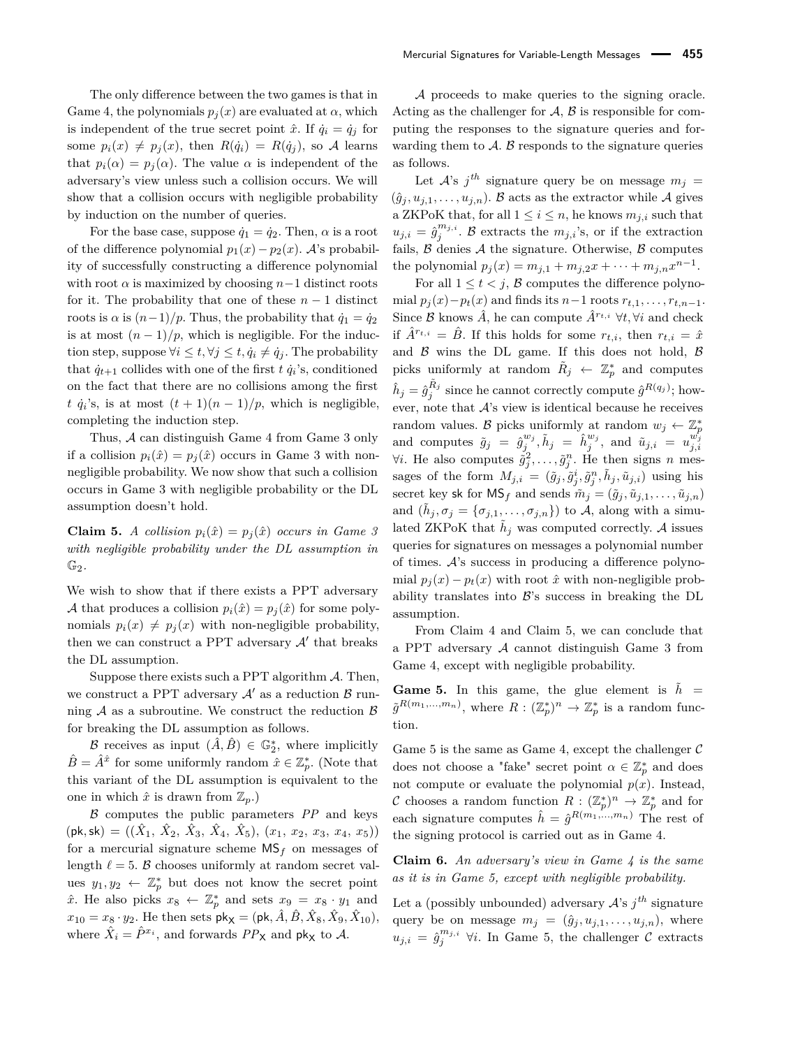The only difference between the two games is that in Game 4, the polynomials $p_j(x)$ are evaluated at $\alpha$, which is independent of the true secret point $\hat{x}$. If $\dot{q}_i = \dot{q}_j$ for some $p_i(x) \neq p_j(x)$, then $R(\dot{q}_i) = R(\dot{q}_j)$, so $\mathcal{A}$ learns that $p_i(\alpha) = p_j(\alpha)$. The value $\alpha$ is independent of the adversary's view unless such a collision occurs. We will show that a collision occurs with negligible probability by induction on the number of queries.

For the base case, suppose $\dot{q}_1 = \dot{q}_2$. Then, $\alpha$ is a root of the difference polynomial $p_1(x) - p_2(x)$. $\mathcal{A}$'s probability of successfully constructing a difference polynomial with root $\alpha$ is maximized by choosing $n-1$ distinct roots for it. The probability that one of these $n-1$ distinct roots is $\alpha$ is $(n-1)/p$. Thus, the probability that $\dot{q}_1 = \dot{q}_2$ is at most $(n-1)/p$, which is negligible. For the induction step, suppose $\forall i \leq t, \forall j \leq t, \dot{q}_i \neq \dot{q}_j$. The probability that $\dot{q}_{t+1}$ collides with one of the first $t$ $\dot{q}_i$'s, conditioned on the fact that there are no collisions among the first $t$ $\dot{q}_i$'s, is at most $(t+1)(n-1)/p$, which is negligible, completing the induction step.

Thus, $\mathcal{A}$ can distinguish Game 4 from Game 3 only if a collision $p_i(\hat{x}) = p_j(\hat{x})$ occurs in Game 3 with non-negligible probability. We now show that such a collision occurs in Game 3 with negligible probability or the DL assumption doesn't hold.

**Claim 5.** *A collision $p_i(\hat{x}) = p_j(\hat{x})$ occurs in Game 3 with negligible probability under the DL assumption in $\mathbb{G}_2$.*

We wish to show that if there exists a PPT adversary $\mathcal{A}$ that produces a collision $p_i(\hat{x}) = p_j(\hat{x})$ for some polynomials $p_i(x) \neq p_j(x)$ with non-negligible probability, then we can construct a PPT adversary $\mathcal{A}'$ that breaks the DL assumption.

Suppose there exists such a PPT algorithm $\mathcal{A}$. Then, we construct a PPT adversary $\mathcal{A}'$ as a reduction $\mathcal{B}$ running $\mathcal{A}$ as a subroutine. We construct the reduction $\mathcal{B}$ for breaking the DL assumption as follows.

$\mathcal{B}$ receives as input $(\hat{A}, \hat{B}) \in \mathbb{G}_2^*$, where implicitly $\hat{B} = \hat{A}^{\hat{x}}$ for some uniformly random $\hat{x} \in \mathbb{Z}_p^*$. (Note that this variant of the DL assumption is equivalent to the one in which $\hat{x}$ is drawn from $\mathbb{Z}_p$.)

$\mathcal{B}$ computes the public parameters $PP$ and keys $(\mathsf{pk}, \mathsf{sk}) = ((\hat{X}_1, \hat{X}_2, \hat{X}_3, \hat{X}_4, \hat{X}_5), (x_1, x_2, x_3, x_4, x_5))$ for a mercurial signature scheme $\mathsf{MS}_f$ on messages of length $\ell = 5$. $\mathcal{B}$ chooses uniformly at random secret values $y_1, y_2 \leftarrow \mathbb{Z}_p^*$ but does not know the secret point $\hat{x}$. He also picks $x_8 \leftarrow \mathbb{Z}_p^*$ and sets $x_9 = x_8 \cdot y_1$ and $x_{10} = x_8 \cdot y_2$. He then sets $\mathsf{pk}_\mathsf{X} = (\mathsf{pk}, \hat{A}, \hat{B}, \hat{X}_8, \hat{X}_9, \hat{X}_{10})$, where $\hat{X}_i = \hat{P}^{x_i}$, and forwards $PP_\mathsf{X}$ and $\mathsf{pk}_\mathsf{X}$ to $\mathcal{A}$.

$\mathcal{A}$ proceeds to make queries to the signing oracle. Acting as the challenger for $\mathcal{A}$, $\mathcal{B}$ is responsible for computing the responses to the signature queries and forwarding them to $\mathcal{A}$. $\mathcal{B}$ responds to the signature queries as follows.

Let $\mathcal{A}$'s $j^{th}$ signature query be on message $m_j = (\hat{g}_j, u_{j,1}, \dots, u_{j,n})$. $\mathcal{B}$ acts as the extractor while $\mathcal{A}$ gives a ZKPoK that, for all $1 \leq i \leq n$, he knows $m_{j,i}$ such that $u_{j,i} = \hat{g}_j^{m_{j,i}}$. $\mathcal{B}$ extracts the $m_{j,i}$'s, or if the extraction fails, $\mathcal{B}$ denies $\mathcal{A}$ the signature. Otherwise, $\mathcal{B}$ computes the polynomial $p_j(x) = m_{j,1} + m_{j,2}x + \cdots + m_{j,n}x^{n-1}$.

For all $1 \leq t < j$, $\mathcal{B}$ computes the difference polynomial $p_j(x) - p_t(x)$ and finds its $n-1$ roots $r_{t,1}, \dots, r_{t,n-1}$. Since $\mathcal{B}$ knows $\hat{A}$, he can compute $\hat{A}^{r_{t,i}}$ $\forall t, \forall i$ and check if $\hat{A}^{r_{t,i}} = \hat{B}$. If this holds for some $r_{t,i}$, then $r_{t,i} = \hat{x}$ and $\mathcal{B}$ wins the DL game. If this does not hold, $\mathcal{B}$ picks uniformly at random $\tilde{R}_j \leftarrow \mathbb{Z}_p^*$ and computes $\hat{h}_j = \hat{g}_j^{\tilde{R}_j}$ since he cannot correctly compute $\hat{g}^{R(q_j)}$; however, note that $\mathcal{A}$'s view is identical because he receives random values. $\mathcal{B}$ picks uniformly at random $w_j \leftarrow \mathbb{Z}_p^*$ and computes $\tilde{g}_j = \hat{g}_j^{w_j}, \tilde{h}_j = \hat{h}_j^{w_j}$, and $\tilde{u}_{j,i} = u_{j,i}^{w_j}$ $\forall i$. He also computes $\tilde{g}_j^2, \dots, \tilde{g}_j^n$. He then signs $n$ messages of the form $M_{j,i} = (\tilde{g}_j, \tilde{g}_j^i, \tilde{g}_j^n, \tilde{h}_j, \tilde{u}_{j,i})$ using his secret key $\mathsf{sk}$ for $\mathsf{MS}_f$ and sends $\tilde{m}_j = (\tilde{g}_j, \tilde{u}_{j,1}, \dots, \tilde{u}_{j,n})$ and $(\tilde{h}_j, \sigma_j = \{\sigma_{j,1}, \dots, \sigma_{j,n}\})$ to $\mathcal{A}$, along with a simulated ZKPoK that $\tilde{h}_j$ was computed correctly. $\mathcal{A}$ issues queries for signatures on messages a polynomial number of times. $\mathcal{A}$'s success in producing a difference polynomial $p_j(x) - p_t(x)$ with root $\hat{x}$ with non-negligible probability translates into $\mathcal{B}$'s success in breaking the DL assumption.

From Claim 4 and Claim 5, we can conclude that a PPT adversary $\mathcal{A}$ cannot distinguish Game 3 from Game 4, except with negligible probability.

**Game 5.** In this game, the glue element is $\tilde{h} = \tilde{g}^{R(m_1,\dots,m_n)}$, where $R : (\mathbb{Z}_p^*)^n \to \mathbb{Z}_p^*$ is a random function.

Game 5 is the same as Game 4, except the challenger $\mathcal{C}$ does not choose a "fake" secret point $\alpha \in \mathbb{Z}_p^*$ and does not compute or evaluate the polynomial $p(x)$. Instead, $\mathcal{C}$ chooses a random function $R : (\mathbb{Z}_p^*)^n \to \mathbb{Z}_p^*$ and for each signature computes $\hat{h} = \hat{g}^{R(m_1,\dots,m_n)}$ The rest of the signing protocol is carried out as in Game 4.

**Claim 6.** *An adversary's view in Game 4 is the same as it is in Game 5, except with negligible probability.*

Let a (possibly unbounded) adversary $\mathcal{A}$'s $j^{th}$ signature query be on message $m_j = (\hat{g}_j, u_{j,1}, \dots, u_{j,n})$, where $u_{j,i} = \hat{g}_j^{m_{j,i}}$ $\forall i$. In Game 5, the challenger $\mathcal{C}$ extracts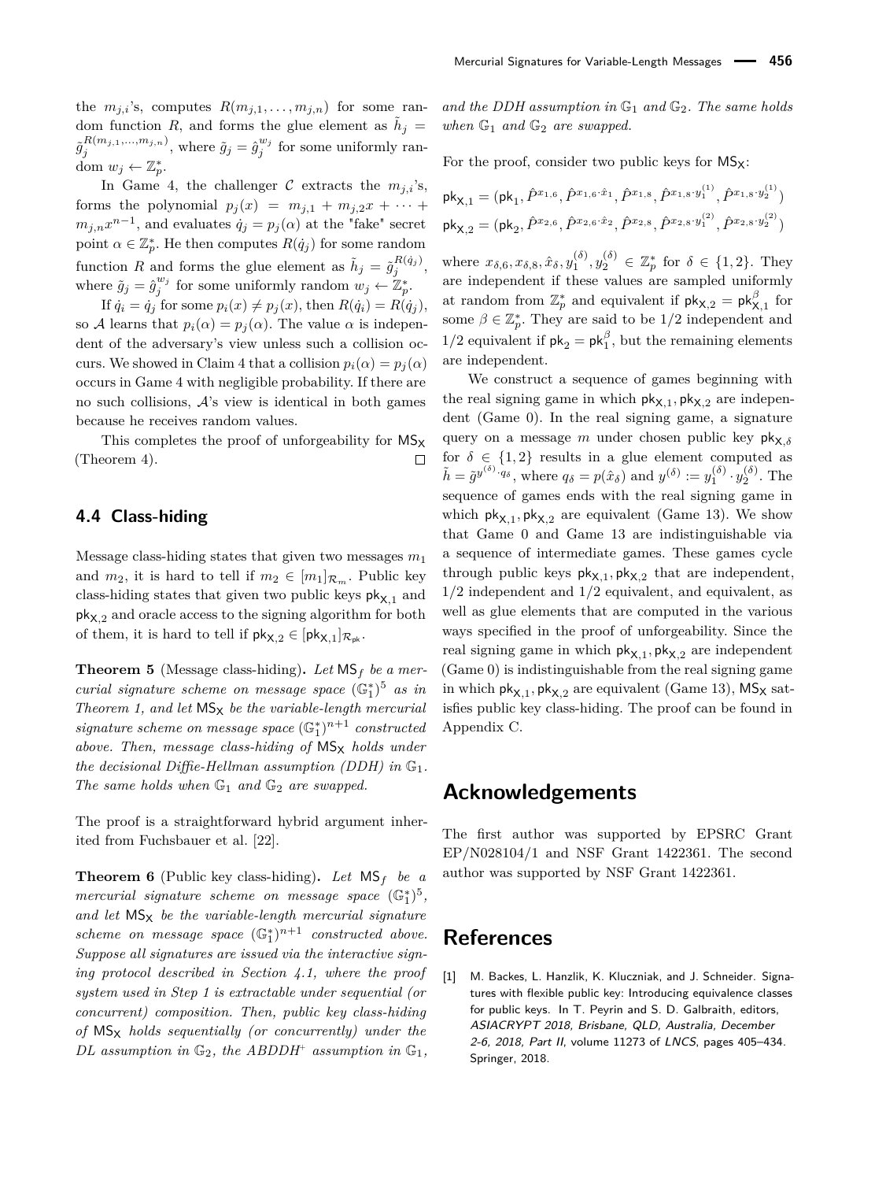the $m_{j,i}$'s, computes $R(m_{j,1}, \ldots, m_{j,n})$ for some random function $R$, and forms the glue element as $\tilde{h}_j = \tilde{g}_j^{R(m_{j,1},\ldots,m_{j,n})}$, where $\tilde{g}_j = \hat{g}_j^{w_j}$ for some uniformly random $w_j \leftarrow \mathbb{Z}_p^*$.

In Game 4, the challenger $\mathcal{C}$ extracts the $m_{j,i}$'s, forms the polynomial $p_j(x) = m_{j,1} + m_{j,2}x + \cdots + m_{j,n}x^{n-1}$, and evaluates $\dot{q}_j = p_j(\alpha)$ at the "fake" secret point $\alpha \in \mathbb{Z}_p^*$. He then computes $R(\dot{q}_j)$ for some random function $R$ and forms the glue element as $\tilde{h}_j = \tilde{g}_j^{R(\dot{q}_j)}$, where $\tilde{g}_j = \hat{g}_j^{w_j}$ for some uniformly random $w_j \leftarrow \mathbb{Z}_p^*$.

If $\dot{q}_i = \dot{q}_j$ for some $p_i(x) \neq p_j(x)$, then $R(\dot{q}_i) = R(\dot{q}_j)$, so $\mathcal{A}$ learns that $p_i(\alpha) = p_j(\alpha)$. The value $\alpha$ is independent of the adversary's view unless such a collision occurs. We showed in Claim 4 that a collision $p_i(\alpha) = p_j(\alpha)$ occurs in Game 4 with negligible probability. If there are no such collisions, $\mathcal{A}$'s view is identical in both games because he receives random values.

This completes the proof of unforgeability for $\mathsf{MS_X}$ (Theorem 4). ◻

### 4.4 Class-hiding

Message class-hiding states that given two messages $m_1$ and $m_2$, it is hard to tell if $m_2 \in [m_1]_{\mathcal{R}_m}$. Public key class-hiding states that given two public keys $\mathsf{pk}_{\mathsf{X},1}$ and $\mathsf{pk}_{\mathsf{X},2}$ and oracle access to the signing algorithm for both of them, it is hard to tell if $\mathsf{pk}_{\mathsf{X},2} \in [\mathsf{pk}_{\mathsf{X},1}]_{\mathcal{R}_{\mathsf{pk}}}$.

**Theorem 5** (Message class-hiding)**.** *Let $\mathsf{MS}_f$ be a mercurial signature scheme on message space $(\mathbb{G}_1^*)^5$ as in Theorem 1, and let $\mathsf{MS_X}$ be the variable-length mercurial signature scheme on message space $(\mathbb{G}_1^*)^{n+1}$ constructed above. Then, message class-hiding of $\mathsf{MS_X}$ holds under the decisional Diffie-Hellman assumption (DDH) in $\mathbb{G}_1$. The same holds when $\mathbb{G}_1$ and $\mathbb{G}_2$ are swapped.*

The proof is a straightforward hybrid argument inherited from Fuchsbauer et al. [22].

**Theorem 6** (Public key class-hiding)**.** *Let $\mathsf{MS}_f$ be a mercurial signature scheme on message space $(\mathbb{G}_1^*)^5$, and let $\mathsf{MS_X}$ be the variable-length mercurial signature scheme on message space $(\mathbb{G}_1^*)^{n+1}$ constructed above. Suppose all signatures are issued via the interactive signing protocol described in Section 4.1, where the proof system used in Step 1 is extractable under sequential (or concurrent) composition. Then, public key class-hiding of $\mathsf{MS_X}$ holds sequentially (or concurrently) under the DL assumption in $\mathbb{G}_2$, the ABDDH$^+$ assumption in $\mathbb{G}_1$, and the DDH assumption in $\mathbb{G}_1$ and $\mathbb{G}_2$. The same holds when $\mathbb{G}_1$ and $\mathbb{G}_2$ are swapped.*

For the proof, consider two public keys for $\mathsf{MS_X}$:

$$\mathsf{pk}_{\mathsf{X},1} = (\mathsf{pk}_1, \hat{P}^{x_{1,6}}, \hat{P}^{x_{1,6}\cdot\hat{x}_1}, \hat{P}^{x_{1,8}}, \hat{P}^{x_{1,8}\cdot y_1^{(1)}}, \hat{P}^{x_{1,8}\cdot y_2^{(1)}})$$
$$\mathsf{pk}_{\mathsf{X},2} = (\mathsf{pk}_2, \hat{P}^{x_{2,6}}, \hat{P}^{x_{2,6}\cdot\hat{x}_2}, \hat{P}^{x_{2,8}}, \hat{P}^{x_{2,8}\cdot y_1^{(2)}}, \hat{P}^{x_{2,8}\cdot y_2^{(2)}})$$

where $x_{\delta,6}, x_{\delta,8}, \hat{x}_\delta, y_1^{(\delta)}, y_2^{(\delta)} \in \mathbb{Z}_p^*$ for $\delta \in \{1,2\}$. They are independent if these values are sampled uniformly at random from $\mathbb{Z}_p^*$ and equivalent if $\mathsf{pk}_{\mathsf{X},2} = \mathsf{pk}_{\mathsf{X},1}^\beta$ for some $\beta \in \mathbb{Z}_p^*$. They are said to be $1/2$ independent and $1/2$ equivalent if $\mathsf{pk}_2 = \mathsf{pk}_1^\beta$, but the remaining elements are independent.

We construct a sequence of games beginning with the real signing game in which $\mathsf{pk}_{\mathsf{X},1}, \mathsf{pk}_{\mathsf{X},2}$ are independent (Game 0). In the real signing game, a signature query on a message $m$ under chosen public key $\mathsf{pk}_{\mathsf{X},\delta}$ for $\delta \in \{1,2\}$ results in a glue element computed as $\tilde{h} = \tilde{g}^{y^{(\delta)}\cdot q_\delta}$, where $q_\delta = p(\hat{x}_\delta)$ and $y^{(\delta)} := y_1^{(\delta)} \cdot y_2^{(\delta)}$. The sequence of games ends with the real signing game in which $\mathsf{pk}_{\mathsf{X},1}, \mathsf{pk}_{\mathsf{X},2}$ are equivalent (Game 13). We show that Game 0 and Game 13 are indistinguishable via a sequence of intermediate games. These games cycle through public keys $\mathsf{pk}_{\mathsf{X},1}, \mathsf{pk}_{\mathsf{X},2}$ that are independent, $1/2$ independent and $1/2$ equivalent, and equivalent, as well as glue elements that are computed in the various ways specified in the proof of unforgeability. Since the real signing game in which $\mathsf{pk}_{\mathsf{X},1}, \mathsf{pk}_{\mathsf{X},2}$ are independent (Game 0) is indistinguishable from the real signing game in which $\mathsf{pk}_{\mathsf{X},1}, \mathsf{pk}_{\mathsf{X},2}$ are equivalent (Game 13), $\mathsf{MS_X}$ satisfies public key class-hiding. The proof can be found in Appendix C.

## Acknowledgements

The first author was supported by EPSRC Grant EP/N028104/1 and NSF Grant 1422361. The second author was supported by NSF Grant 1422361.

## References

[1] M. Backes, L. Hanzlik, K. Kluczniak, and J. Schneider. Signatures with flexible public key: Introducing equivalence classes for public keys. In T. Peyrin and S. D. Galbraith, editors, *ASIACRYPT 2018, Brisbane, QLD, Australia, December 2-6, 2018, Part II*, volume 11273 of *LNCS*, pages 405–434. Springer, 2018.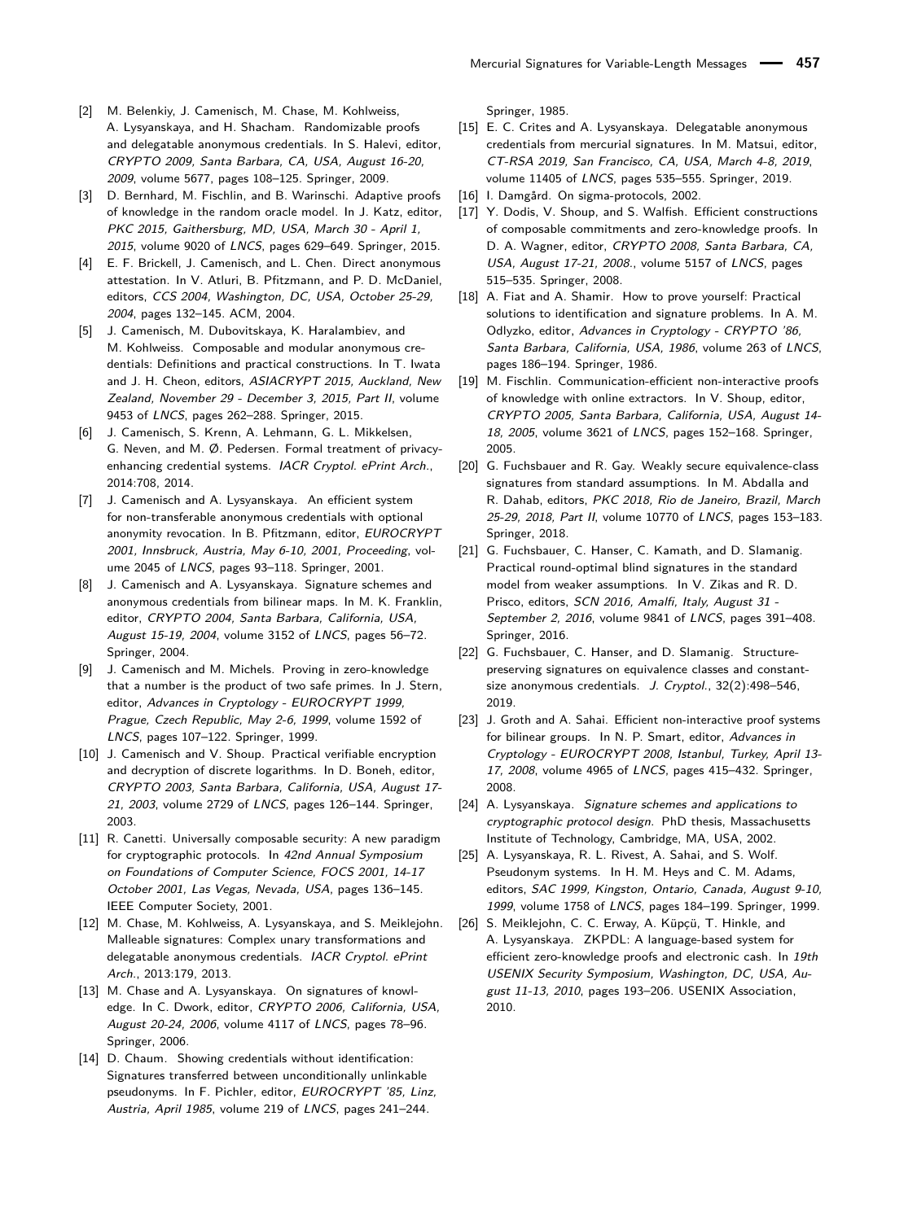[2] M. Belenkiy, J. Camenisch, M. Chase, M. Kohlweiss, A. Lysyanskaya, and H. Shacham. Randomizable proofs and delegatable anonymous credentials. In S. Halevi, editor, *CRYPTO 2009, Santa Barbara, CA, USA, August 16-20, 2009*, volume 5677, pages 108–125. Springer, 2009.

[3] D. Bernhard, M. Fischlin, and B. Warinschi. Adaptive proofs of knowledge in the random oracle model. In J. Katz, editor, *PKC 2015, Gaithersburg, MD, USA, March 30 - April 1, 2015*, volume 9020 of *LNCS*, pages 629–649. Springer, 2015.

[4] E. F. Brickell, J. Camenisch, and L. Chen. Direct anonymous attestation. In V. Atluri, B. Pfitzmann, and P. D. McDaniel, editors, *CCS 2004, Washington, DC, USA, October 25-29, 2004*, pages 132–145. ACM, 2004.

[5] J. Camenisch, M. Dubovitskaya, K. Haralambiev, and M. Kohlweiss. Composable and modular anonymous credentials: Definitions and practical constructions. In T. Iwata and J. H. Cheon, editors, *ASIACRYPT 2015, Auckland, New Zealand, November 29 - December 3, 2015, Part II*, volume 9453 of *LNCS*, pages 262–288. Springer, 2015.

[6] J. Camenisch, S. Krenn, A. Lehmann, G. L. Mikkelsen, G. Neven, and M. Ø. Pedersen. Formal treatment of privacy-enhancing credential systems. *IACR Cryptol. ePrint Arch.*, 2014:708, 2014.

[7] J. Camenisch and A. Lysyanskaya. An efficient system for non-transferable anonymous credentials with optional anonymity revocation. In B. Pfitzmann, editor, *EUROCRYPT 2001, Innsbruck, Austria, May 6-10, 2001, Proceeding*, volume 2045 of *LNCS*, pages 93–118. Springer, 2001.

[8] J. Camenisch and A. Lysyanskaya. Signature schemes and anonymous credentials from bilinear maps. In M. K. Franklin, editor, *CRYPTO 2004, Santa Barbara, California, USA, August 15-19, 2004*, volume 3152 of *LNCS*, pages 56–72. Springer, 2004.

[9] J. Camenisch and M. Michels. Proving in zero-knowledge that a number is the product of two safe primes. In J. Stern, editor, *Advances in Cryptology - EUROCRYPT 1999, Prague, Czech Republic, May 2-6, 1999*, volume 1592 of *LNCS*, pages 107–122. Springer, 1999.

[10] J. Camenisch and V. Shoup. Practical verifiable encryption and decryption of discrete logarithms. In D. Boneh, editor, *CRYPTO 2003, Santa Barbara, California, USA, August 17-21, 2003*, volume 2729 of *LNCS*, pages 126–144. Springer, 2003.

[11] R. Canetti. Universally composable security: A new paradigm for cryptographic protocols. In *42nd Annual Symposium on Foundations of Computer Science, FOCS 2001, 14-17 October 2001, Las Vegas, Nevada, USA*, pages 136–145. IEEE Computer Society, 2001.

[12] M. Chase, M. Kohlweiss, A. Lysyanskaya, and S. Meiklejohn. Malleable signatures: Complex unary transformations and delegatable anonymous credentials. *IACR Cryptol. ePrint Arch.*, 2013:179, 2013.

[13] M. Chase and A. Lysyanskaya. On signatures of knowledge. In C. Dwork, editor, *CRYPTO 2006, California, USA, August 20-24, 2006*, volume 4117 of *LNCS*, pages 78–96. Springer, 2006.

[14] D. Chaum. Showing credentials without identification: Signatures transferred between unconditionally unlinkable pseudonyms. In F. Pichler, editor, *EUROCRYPT '85, Linz, Austria, April 1985*, volume 219 of *LNCS*, pages 241–244. Springer, 1985.

[15] E. C. Crites and A. Lysyanskaya. Delegatable anonymous credentials from mercurial signatures. In M. Matsui, editor, *CT-RSA 2019, San Francisco, CA, USA, March 4-8, 2019*, volume 11405 of *LNCS*, pages 535–555. Springer, 2019.

[16] I. Damgård. On sigma-protocols, 2002.

[17] Y. Dodis, V. Shoup, and S. Walfish. Efficient constructions of composable commitments and zero-knowledge proofs. In D. A. Wagner, editor, *CRYPTO 2008, Santa Barbara, CA, USA, August 17-21, 2008.*, volume 5157 of *LNCS*, pages 515–535. Springer, 2008.

[18] A. Fiat and A. Shamir. How to prove yourself: Practical solutions to identification and signature problems. In A. M. Odlyzko, editor, *Advances in Cryptology - CRYPTO '86, Santa Barbara, California, USA, 1986*, volume 263 of *LNCS*, pages 186–194. Springer, 1986.

[19] M. Fischlin. Communication-efficient non-interactive proofs of knowledge with online extractors. In V. Shoup, editor, *CRYPTO 2005, Santa Barbara, California, USA, August 14-18, 2005*, volume 3621 of *LNCS*, pages 152–168. Springer, 2005.

[20] G. Fuchsbauer and R. Gay. Weakly secure equivalence-class signatures from standard assumptions. In M. Abdalla and R. Dahab, editors, *PKC 2018, Rio de Janeiro, Brazil, March 25-29, 2018, Part II*, volume 10770 of *LNCS*, pages 153–183. Springer, 2018.

[21] G. Fuchsbauer, C. Hanser, C. Kamath, and D. Slamanig. Practical round-optimal blind signatures in the standard model from weaker assumptions. In V. Zikas and R. D. Prisco, editors, *SCN 2016, Amalfi, Italy, August 31 - September 2, 2016*, volume 9841 of *LNCS*, pages 391–408. Springer, 2016.

[22] G. Fuchsbauer, C. Hanser, and D. Slamanig. Structure-preserving signatures on equivalence classes and constant-size anonymous credentials. *J. Cryptol.*, 32(2):498–546, 2019.

[23] J. Groth and A. Sahai. Efficient non-interactive proof systems for bilinear groups. In N. P. Smart, editor, *Advances in Cryptology - EUROCRYPT 2008, Istanbul, Turkey, April 13-17, 2008*, volume 4965 of *LNCS*, pages 415–432. Springer, 2008.

[24] A. Lysyanskaya. *Signature schemes and applications to cryptographic protocol design*. PhD thesis, Massachusetts Institute of Technology, Cambridge, MA, USA, 2002.

[25] A. Lysyanskaya, R. L. Rivest, A. Sahai, and S. Wolf. Pseudonym systems. In H. M. Heys and C. M. Adams, editors, *SAC 1999, Kingston, Ontario, Canada, August 9-10, 1999*, volume 1758 of *LNCS*, pages 184–199. Springer, 1999.

[26] S. Meiklejohn, C. C. Erway, A. Küpçü, T. Hinkle, and A. Lysyanskaya. ZKPDL: A language-based system for efficient zero-knowledge proofs and electronic cash. In *19th USENIX Security Symposium, Washington, DC, USA, August 11-13, 2010*, pages 193–206. USENIX Association, 2010.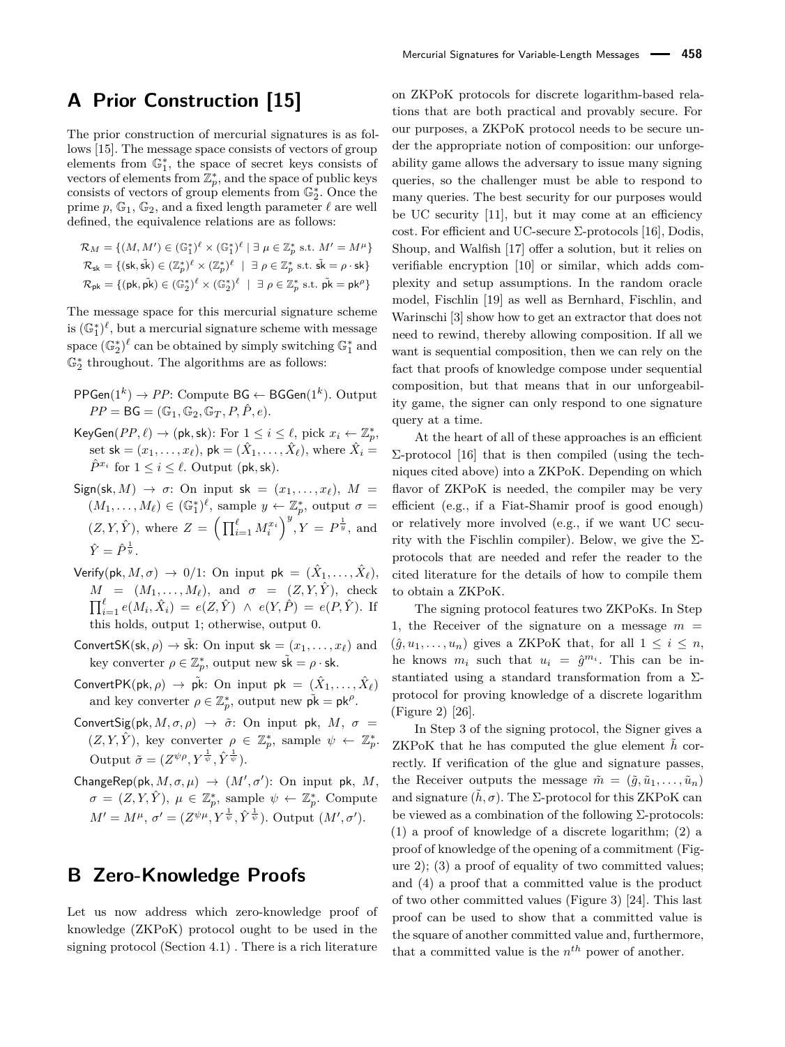# A Prior Construction [15]

The prior construction of mercurial signatures is as follows [15]. The message space consists of vectors of group elements from $\mathbb{G}_1^*$, the space of secret keys consists of vectors of elements from $\mathbb{Z}_p^*$, and the space of public keys consists of vectors of group elements from $\mathbb{G}_2^*$. Once the prime $p$, $\mathbb{G}_1$, $\mathbb{G}_2$, and a fixed length parameter $\ell$ are well defined, the equivalence relations are as follows:

$$\mathcal{R}_M = \{(M, M') \in (\mathbb{G}_1^*)^\ell \times (\mathbb{G}_1^*)^\ell \mid \exists\, \mu \in \mathbb{Z}_p^* \text{ s.t. } M' = M^\mu\}$$
$$\mathcal{R}_{\mathsf{sk}} = \{(\mathsf{sk}, \tilde{\mathsf{sk}}) \in (\mathbb{Z}_p^*)^\ell \times (\mathbb{Z}_p^*)^\ell \mid \exists\, \rho \in \mathbb{Z}_p^* \text{ s.t. } \tilde{\mathsf{sk}} = \rho \cdot \mathsf{sk}\}$$
$$\mathcal{R}_{\mathsf{pk}} = \{(\mathsf{pk}, \tilde{\mathsf{pk}}) \in (\mathbb{G}_2^*)^\ell \times (\mathbb{G}_2^*)^\ell \mid \exists\, \rho \in \mathbb{Z}_p^* \text{ s.t. } \tilde{\mathsf{pk}} = \mathsf{pk}^\rho\}$$

The message space for this mercurial signature scheme is $(\mathbb{G}_1^*)^\ell$, but a mercurial signature scheme with message space $(\mathbb{G}_2^*)^\ell$ can be obtained by simply switching $\mathbb{G}_1^*$ and $\mathbb{G}_2^*$ throughout. The algorithms are as follows:

- $\mathsf{PPGen}(1^k) \rightarrow PP$: Compute $\mathsf{BG} \leftarrow \mathsf{BGGen}(1^k)$. Output $PP = \mathsf{BG} = (\mathbb{G}_1, \mathbb{G}_2, \mathbb{G}_T, P, \hat{P}, e)$.
- $\mathsf{KeyGen}(PP, \ell) \rightarrow (\mathsf{pk}, \mathsf{sk})$: For $1 \le i \le \ell$, pick $x_i \leftarrow \mathbb{Z}_p^*$, set $\mathsf{sk} = (x_1, \ldots, x_\ell)$, $\mathsf{pk} = (\hat{X}_1, \ldots, \hat{X}_\ell)$, where $\hat{X}_i = \hat{P}^{x_i}$ for $1 \le i \le \ell$. Output $(\mathsf{pk}, \mathsf{sk})$.
- $\mathsf{Sign}(\mathsf{sk}, M) \rightarrow \sigma$: On input $\mathsf{sk} = (x_1, \ldots, x_\ell)$, $M = (M_1, \ldots, M_\ell) \in (\mathbb{G}_1^*)^\ell$, sample $y \leftarrow \mathbb{Z}_p^*$, output $\sigma = (Z, Y, \hat{Y})$, where $Z = \left(\prod_{i=1}^{\ell} M_i^{x_i}\right)^y, Y = P^{\frac{1}{y}}$, and $\hat{Y} = \hat{P}^{\frac{1}{y}}$.
- $\mathsf{Verify}(\mathsf{pk}, M, \sigma) \rightarrow 0/1$: On input $\mathsf{pk} = (\hat{X}_1, \ldots, \hat{X}_\ell)$, $M = (M_1, \ldots, M_\ell)$, and $\sigma = (Z, Y, \hat{Y})$, check $\prod_{i=1}^{\ell} e(M_i, \hat{X}_i) = e(Z, \hat{Y}) \wedge e(Y, \hat{P}) = e(P, \hat{Y})$. If this holds, output 1; otherwise, output 0.
- $\mathsf{ConvertSK}(\mathsf{sk}, \rho) \rightarrow \tilde{\mathsf{sk}}$: On input $\mathsf{sk} = (x_1, \ldots, x_\ell)$ and key converter $\rho \in \mathbb{Z}_p^*$, output new $\tilde{\mathsf{sk}} = \rho \cdot \mathsf{sk}$.
- $\mathsf{ConvertPK}(\mathsf{pk}, \rho) \rightarrow \tilde{\mathsf{pk}}$: On input $\mathsf{pk} = (\hat{X}_1, \ldots, \hat{X}_\ell)$ and key converter $\rho \in \mathbb{Z}_p^*$, output new $\tilde{\mathsf{pk}} = \mathsf{pk}^\rho$.
- $\mathsf{ConvertSig}(\mathsf{pk}, M, \sigma, \rho) \rightarrow \tilde{\sigma}$: On input $\mathsf{pk}$, $M$, $\sigma = (Z, Y, \hat{Y})$, key converter $\rho \in \mathbb{Z}_p^*$, sample $\psi \leftarrow \mathbb{Z}_p^*$. Output $\tilde{\sigma} = (Z^{\psi\rho}, Y^{\frac{1}{\psi}}, \hat{Y}^{\frac{1}{\psi}})$.
- $\mathsf{ChangeRep}(\mathsf{pk}, M, \sigma, \mu) \rightarrow (M', \sigma')$: On input $\mathsf{pk}$, $M$, $\sigma = (Z, Y, \hat{Y})$, $\mu \in \mathbb{Z}_p^*$, sample $\psi \leftarrow \mathbb{Z}_p^*$. Compute $M' = M^\mu$, $\sigma' = (Z^{\psi\mu}, Y^{\frac{1}{\psi}}, \hat{Y}^{\frac{1}{\psi}})$. Output $(M', \sigma')$.

# B Zero-Knowledge Proofs

Let us now address which zero-knowledge proof of knowledge (ZKPoK) protocol ought to be used in the signing protocol (Section 4.1) . There is a rich literature on ZKPoK protocols for discrete logarithm-based relations that are both practical and provably secure. For our purposes, a ZKPoK protocol needs to be secure under the appropriate notion of composition: our unforgeability game allows the adversary to issue many signing queries, so the challenger must be able to respond to many queries. The best security for our purposes would be UC security [11], but it may come at an efficiency cost. For efficient and UC-secure Σ-protocols [16], Dodis, Shoup, and Walfish [17] offer a solution, but it relies on verifiable encryption [10] or similar, which adds complexity and setup assumptions. In the random oracle model, Fischlin [19] as well as Bernhard, Fischlin, and Warinschi [3] show how to get an extractor that does not need to rewind, thereby allowing composition. If all we want is sequential composition, then we can rely on the fact that proofs of knowledge compose under sequential composition, but that means that in our unforgeability game, the signer can only respond to one signature query at a time.

At the heart of all of these approaches is an efficient Σ-protocol [16] that is then compiled (using the techniques cited above) into a ZKPoK. Depending on which flavor of ZKPoK is needed, the compiler may be very efficient (e.g., if a Fiat-Shamir proof is good enough) or relatively more involved (e.g., if we want UC security with the Fischlin compiler). Below, we give the Σ-protocols that are needed and refer the reader to the cited literature for the details of how to compile them to obtain a ZKPoK.

The signing protocol features two ZKPoKs. In Step 1, the Receiver of the signature on a message $m = (\hat{g}, u_1, \ldots, u_n)$ gives a ZKPoK that, for all $1 \le i \le n$, he knows $m_i$ such that $u_i = \hat{g}^{m_i}$. This can be instantiated using a standard transformation from a Σ-protocol for proving knowledge of a discrete logarithm (Figure 2) [26].

In Step 3 of the signing protocol, the Signer gives a ZKPoK that he has computed the glue element $\tilde{h}$ correctly. If verification of the glue and signature passes, the Receiver outputs the message $\tilde{m} = (\tilde{g}, \tilde{u}_1, \ldots, \tilde{u}_n)$ and signature $(\tilde{h}, \sigma)$. The Σ-protocol for this ZKPoK can be viewed as a combination of the following Σ-protocols: (1) a proof of knowledge of a discrete logarithm; (2) a proof of knowledge of the opening of a commitment (Figure 2); (3) a proof of equality of two committed values; and (4) a proof that a committed value is the product of two other committed values (Figure 3) [24]. This last proof can be used to show that a committed value is the square of another committed value and, furthermore, that a committed value is the $n^{th}$ power of another.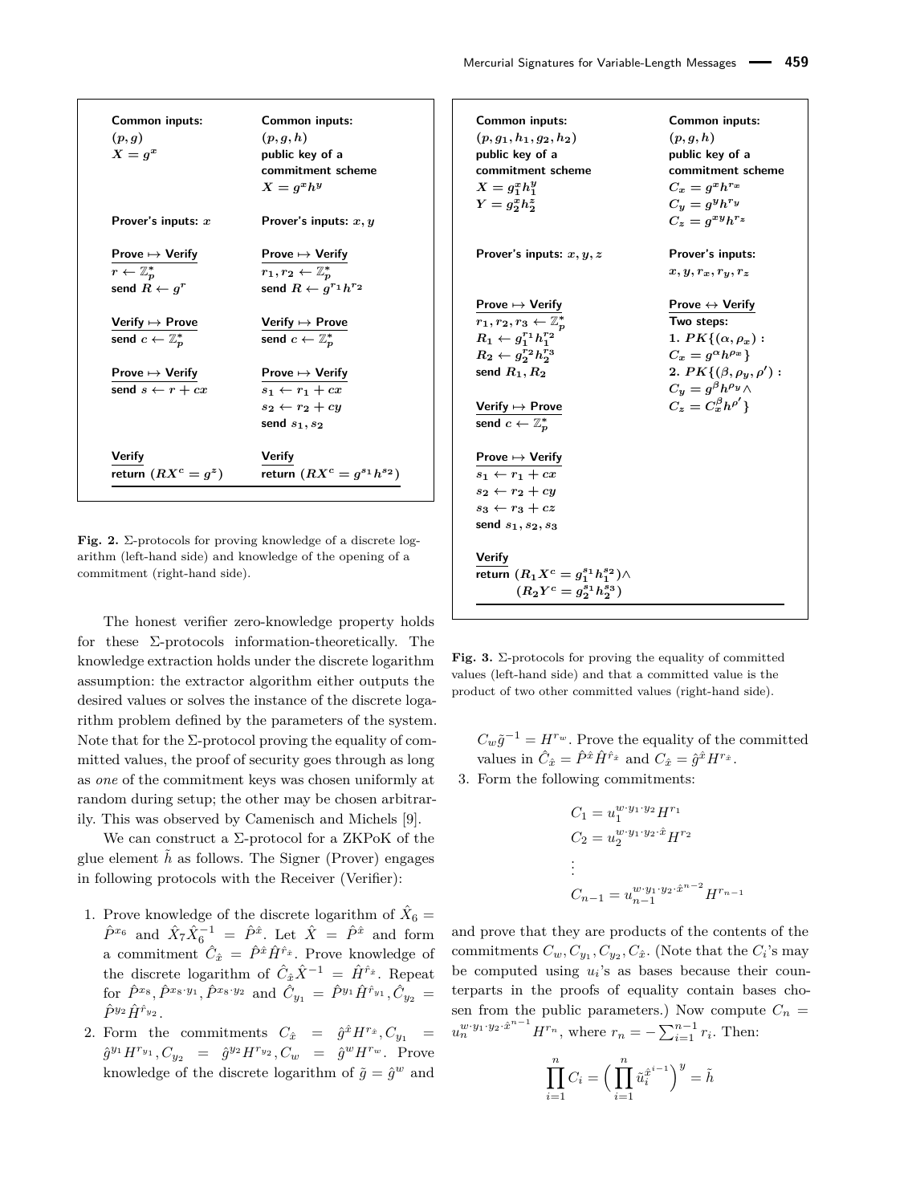| **Common inputs:** | **Common inputs:** |
|---|---|
| $(p, g)$ | $(p, g, h)$ |
| $X = g^x$ | public key of a commitment scheme |
| | $X = g^x h^y$ |
| **Prover's inputs:** $x$ | **Prover's inputs:** $x, y$ |
| **Prove $\mapsto$ Verify** | **Prove $\mapsto$ Verify** |
| $r \leftarrow \mathbb{Z}_p^*$ | $r_1, r_2 \leftarrow \mathbb{Z}_p^*$ |
| send $R \leftarrow g^r$ | send $R \leftarrow g^{r_1} h^{r_2}$ |
| **Verify $\mapsto$ Prove** | **Verify $\mapsto$ Prove** |
| send $c \leftarrow \mathbb{Z}_p^*$ | send $c \leftarrow \mathbb{Z}_p^*$ |
| **Prove $\mapsto$ Verify** | **Prove $\mapsto$ Verify** |
| send $s \leftarrow r + cx$ | $s_1 \leftarrow r_1 + cx$ |
| | $s_2 \leftarrow r_2 + cy$ |
| | send $s_1, s_2$ |
| **Verify** | **Verify** |
| return $(RX^c = g^z)$ | return $(RX^c = g^{s_1} h^{s_2})$ |

**Fig. 2.** Σ-protocols for proving knowledge of a discrete logarithm (left-hand side) and knowledge of the opening of a commitment (right-hand side).

| **Common inputs:** | **Common inputs:** |
|---|---|
| $(p, g_1, h_1, g_2, h_2)$ | $(p, g, h)$ |
| public key of a commitment scheme | public key of a commitment scheme |
| $X = g_1^x h_1^y$ | $C_x = g^x h^{r_x}$ |
| $Y = g_2^x h_2^z$ | $C_y = g^y h^{r_y}$ |
| | $C_z = g^{xy} h^{r_z}$ |
| **Prover's inputs:** $x, y, z$ | **Prover's inputs:** $x, y, r_x, r_y, r_z$ |
| **Prove $\mapsto$ Verify** | **Prove $\leftrightarrow$ Verify** |
| $r_1, r_2, r_3 \leftarrow \mathbb{Z}_p^*$ | **Two steps:** |
| $R_1 \leftarrow g_1^{r_1} h_1^{r_2}$ | **1.** $PK\{(\alpha, \rho_x) : C_x = g^\alpha h^{\rho_x}\}$ |
| $R_2 \leftarrow g_2^{r_2} h_2^{r_3}$ | **2.** $PK\{(\beta, \rho_y, \rho') : C_y = g^\beta h^{\rho_y} \wedge C_z = C_x^\beta h^{\rho'}\}$ |
| send $R_1, R_2$ | |
| **Verify $\mapsto$ Prove** | |
| send $c \leftarrow \mathbb{Z}_p^*$ | |
| **Prove $\mapsto$ Verify** | |
| $s_1 \leftarrow r_1 + cx$ | |
| $s_2 \leftarrow r_2 + cy$ | |
| $s_3 \leftarrow r_3 + cz$ | |
| send $s_1, s_2, s_3$ | |
| **Verify** | |
| return $(R_1 X^c = g_1^{s_1} h_1^{s_2}) \wedge (R_2 Y^c = g_2^{s_1} h_2^{s_3})$ | |

**Fig. 3.** Σ-protocols for proving the equality of committed values (left-hand side) and that a committed value is the product of two other committed values (right-hand side).

The honest verifier zero-knowledge property holds for these Σ-protocols information-theoretically. The knowledge extraction holds under the discrete logarithm assumption: the extractor algorithm either outputs the desired values or solves the instance of the discrete logarithm problem defined by the parameters of the system. Note that for the Σ-protocol proving the equality of committed values, the proof of security goes through as long as *one* of the commitment keys was chosen uniformly at random during setup; the other may be chosen arbitrarily. This was observed by Camenisch and Michels [9].

We can construct a Σ-protocol for a ZKPoK of the glue element $\tilde{h}$ as follows. The Signer (Prover) engages in following protocols with the Receiver (Verifier):

1. Prove knowledge of the discrete logarithm of $\hat{X}_6 = \hat{P}^{x_6}$ and $\hat{X}_7\hat{X}_6^{-1} = \hat{P}^{\hat{x}}$. Let $\hat{X} = \hat{P}^{\hat{x}}$ and form a commitment $\hat{C}_{\hat{x}} = \hat{P}^{\hat{x}}\hat{H}^{\hat{r}_{\hat{x}}}$. Prove knowledge of the discrete logarithm of $\hat{C}_{\hat{x}}\hat{X}^{-1} = \hat{H}^{\hat{r}_{\hat{x}}}$. Repeat for $\hat{P}^{x_8}, \hat{P}^{x_8 \cdot y_1}, \hat{P}^{x_8 \cdot y_2}$ and $\hat{C}_{y_1} = \hat{P}^{y_1}\hat{H}^{\hat{r}_{y_1}}, \hat{C}_{y_2} = \hat{P}^{y_2}\hat{H}^{\hat{r}_{y_2}}$.
2. Form the commitments $C_{\hat{x}} = \hat{g}^{\hat{x}}H^{r_{\hat{x}}}, C_{y_1} = \hat{g}^{y_1}H^{r_{y_1}}, C_{y_2} = \hat{g}^{y_2}H^{r_{y_2}}, C_w = \hat{g}^w H^{r_w}$. Prove knowledge of the discrete logarithm of $\tilde{g} = \hat{g}^w$ and $C_w\tilde{g}^{-1} = H^{r_w}$. Prove the equality of the committed values in $\hat{C}_{\hat{x}} = \hat{P}^{\hat{x}}\hat{H}^{\hat{r}_{\hat{x}}}$ and $C_{\hat{x}} = \hat{g}^{\hat{x}}H^{r_{\hat{x}}}$.
3. Form the following commitments:

$$C_1 = u_1^{w \cdot y_1 \cdot y_2} H^{r_1}$$
$$C_2 = u_2^{w \cdot y_1 \cdot y_2 \cdot \hat{x}} H^{r_2}$$
$$\vdots$$
$$C_{n-1} = u_{n-1}^{w \cdot y_1 \cdot y_2 \cdot \hat{x}^{n-2}} H^{r_{n-1}}$$

and prove that they are products of the contents of the commitments $C_w, C_{y_1}, C_{y_2}, C_{\hat{x}}$. (Note that the $C_i$'s may be computed using $u_i$'s as bases because their counterparts in the proofs of equality contain bases chosen from the public parameters.) Now compute $C_n = u_n^{w \cdot y_1 \cdot y_2 \cdot \hat{x}^{n-1}} H^{r_n}$, where $r_n = -\sum_{i=1}^{n-1} r_i$. Then:

$$\prod_{i=1}^{n} C_i = \Big(\prod_{i=1}^{n} \tilde{u}_i^{\hat{x}^{i-1}}\Big)^y = \tilde{h}$$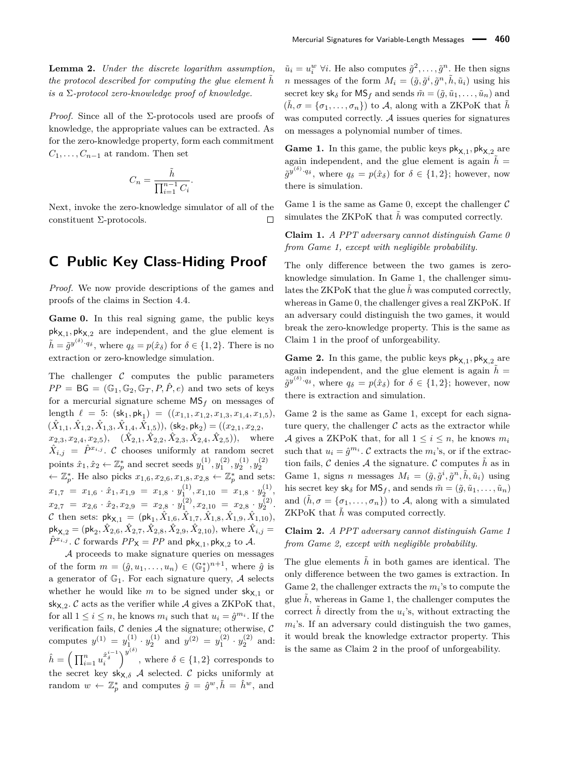**Lemma 2.** *Under the discrete logarithm assumption, the protocol described for computing the glue element $\tilde{h}$ is a $\Sigma$-protocol zero-knowledge proof of knowledge.*

*Proof.* Since all of the $\Sigma$-protocols used are proofs of knowledge, the appropriate values can be extracted. As for the zero-knowledge property, form each commitment $C_1, \dots, C_{n-1}$ at random. Then set

$$C_n = \frac{\tilde{h}}{\prod_{i=1}^{n-1} C_i}.$$

Next, invoke the zero-knowledge simulator of all of the constituent $\Sigma$-protocols. $\square$

## C Public Key Class-Hiding Proof

*Proof.* We now provide descriptions of the games and proofs of the claims in Section 4.4.

**Game 0.** In this real signing game, the public keys $\mathsf{pk}_{\mathsf{X},1}, \mathsf{pk}_{\mathsf{X},2}$ are independent, and the glue element is $\tilde{h} = \tilde{g}^{y^{(\delta)} \cdot q_\delta}$, where $q_\delta = p(\hat{x}_\delta)$ for $\delta \in \{1, 2\}$. There is no extraction or zero-knowledge simulation.

The challenger $\mathcal{C}$ computes the public parameters $PP = \mathsf{BG} = (\mathbb{G}_1, \mathbb{G}_2, \mathbb{G}_T, P, \hat{P}, e)$ and two sets of keys for a mercurial signature scheme $\mathsf{MS}_f$ on messages of length $\ell = 5$: $(\mathsf{sk}_1, \mathsf{pk}_1) = ((x_{1,1}, x_{1,2}, x_{1,3}, x_{1,4}, x_{1,5}), (\hat{X}_{1,1}, \hat{X}_{1,2}, \hat{X}_{1,3}, \hat{X}_{1,4}, \hat{X}_{1,5}))$, $(\mathsf{sk}_2, \mathsf{pk}_2) = ((x_{2,1}, x_{2,2}, x_{2,3}, x_{2,4}, x_{2,5}), (\hat{X}_{2,1}, \hat{X}_{2,2}, \hat{X}_{2,3}, \hat{X}_{2,4}, \hat{X}_{2,5}))$, where $\hat{X}_{i,j} = \hat{P}^{x_{i,j}}$. $\mathcal{C}$ chooses uniformly at random secret points $\hat{x}_1, \hat{x}_2 \leftarrow \mathbb{Z}_p^*$ and secret seeds $y_1^{(1)}, y_1^{(2)}, y_2^{(1)}, y_2^{(2)} \leftarrow \mathbb{Z}_p^*$. He also picks $x_{1,6}, x_{2,6}, x_{1,8}, x_{2,8} \leftarrow \mathbb{Z}_p^*$ and sets: $x_{1,7} = x_{1,6} \cdot \hat{x}_1, x_{1,9} = x_{1,8} \cdot y_1^{(1)}, x_{1,10} = x_{1,8} \cdot y_2^{(1)}$, $x_{2,7} = x_{2,6} \cdot \hat{x}_2, x_{2,9} = x_{2,8} \cdot y_1^{(2)}, x_{2,10} = x_{2,8} \cdot y_2^{(2)}$. $\mathcal{C}$ then sets: $\mathsf{pk}_{\mathsf{X},1} = (\mathsf{pk}_1, \hat{X}_{1,6}, \hat{X}_{1,7}, \hat{X}_{1,8}, \hat{X}_{1,9}, \hat{X}_{1,10})$, $\mathsf{pk}_{\mathsf{X},2} = (\mathsf{pk}_2, \hat{X}_{2,6}, \hat{X}_{2,7}, \hat{X}_{2,8}, \hat{X}_{2,9}, \hat{X}_{2,10})$, where $\hat{X}_{i,j} = \hat{P}^{x_{i,j}}$. $\mathcal{C}$ forwards $PP_{\mathsf{X}} = PP$ and $\mathsf{pk}_{\mathsf{X},1}, \mathsf{pk}_{\mathsf{X},2}$ to $\mathcal{A}$.

$\mathcal{A}$ proceeds to make signature queries on messages of the form $m = (\hat{g}, u_1, \dots, u_n) \in (\mathbb{G}_1^*)^{n+1}$, where $\hat{g}$ is a generator of $\mathbb{G}_1$. For each signature query, $\mathcal{A}$ selects whether he would like $m$ to be signed under $\mathsf{sk}_{\mathsf{X},1}$ or $\mathsf{sk}_{\mathsf{X},2}$. $\mathcal{C}$ acts as the verifier while $\mathcal{A}$ gives a ZKPoK that, for all $1 \leq i \leq n$, he knows $m_i$ such that $u_i = \hat{g}^{m_i}$. If the verification fails, $\mathcal{C}$ denies $\mathcal{A}$ the signature; otherwise, $\mathcal{C}$ computes $y^{(1)} = y_1^{(1)} \cdot y_2^{(1)}$ and $y^{(2)} = y_1^{(2)} \cdot y_2^{(2)}$ and: $\hat{h} = \left( \prod_{i=1}^{n} u_i^{\hat{x}_\delta^{i-1}} \right)^{y^{(\delta)}}$, where $\delta \in \{1, 2\}$ corresponds to the secret key $\mathsf{sk}_{\mathsf{X},\delta}$ $\mathcal{A}$ selected. $\mathcal{C}$ picks uniformly at random $w \leftarrow \mathbb{Z}_p^*$ and computes $\tilde{g} = \hat{g}^w, \tilde{h} = \hat{h}^w$, and $\tilde{u}_i = u_i^w \ \forall i$. He also computes $\tilde{g}^2, \dots, \tilde{g}^n$. He then signs $n$ messages of the form $M_i = (\tilde{g}, \tilde{g}^i, \tilde{g}^n, \tilde{h}, \tilde{u}_i)$ using his secret key $\mathsf{sk}_\delta$ for $\mathsf{MS}_f$ and sends $\tilde{m} = (\tilde{g}, \tilde{u}_1, \dots, \tilde{u}_n)$ and $(\tilde{h}, \sigma = \{\sigma_1, \dots, \sigma_n\})$ to $\mathcal{A}$, along with a ZKPoK that $\tilde{h}$ was computed correctly. $\mathcal{A}$ issues queries for signatures on messages a polynomial number of times.

**Game 1.** In this game, the public keys $\mathsf{pk}_{\mathsf{X},1}, \mathsf{pk}_{\mathsf{X},2}$ are again independent, and the glue element is again $\tilde{h} = \tilde{g}^{y^{(\delta)} \cdot q_\delta}$, where $q_\delta = p(\hat{x}_\delta)$ for $\delta \in \{1, 2\}$; however, now there is simulation.

Game 1 is the same as Game 0, except the challenger $\mathcal{C}$ simulates the ZKPoK that $\tilde{h}$ was computed correctly.

**Claim 1.** *A PPT adversary cannot distinguish Game 0 from Game 1, except with negligible probability.*

The only difference between the two games is zero-knowledge simulation. In Game 1, the challenger simulates the ZKPoK that the glue $\tilde{h}$ was computed correctly, whereas in Game 0, the challenger gives a real ZKPoK. If an adversary could distinguish the two games, it would break the zero-knowledge property. This is the same as Claim 1 in the proof of unforgeability.

**Game 2.** In this game, the public keys $\mathsf{pk}_{\mathsf{X},1}, \mathsf{pk}_{\mathsf{X},2}$ are again independent, and the glue element is again $\tilde{h} = \tilde{g}^{y^{(\delta)} \cdot q_\delta}$, where $q_\delta = p(\hat{x}_\delta)$ for $\delta \in \{1, 2\}$; however, now there is extraction and simulation.

Game 2 is the same as Game 1, except for each signature query, the challenger $\mathcal{C}$ acts as the extractor while $\mathcal{A}$ gives a ZKPoK that, for all $1 \leq i \leq n$, he knows $m_i$ such that $u_i = \hat{g}^{m_i}$. $\mathcal{C}$ extracts the $m_i$'s, or if the extraction fails, $\mathcal{C}$ denies $\mathcal{A}$ the signature. $\mathcal{C}$ computes $\tilde{h}$ as in Game 1, signs $n$ messages $M_i = (\tilde{g}, \tilde{g}^i, \tilde{g}^n, \tilde{h}, \tilde{u}_i)$ using his secret key $\mathsf{sk}_\delta$ for $\mathsf{MS}_f$, and sends $\tilde{m} = (\tilde{g}, \tilde{u}_1, \dots, \tilde{u}_n)$ and $(\tilde{h}, \sigma = \{\sigma_1, \dots, \sigma_n\})$ to $\mathcal{A}$, along with a simulated ZKPoK that $\tilde{h}$ was computed correctly.

**Claim 2.** *A PPT adversary cannot distinguish Game 1 from Game 2, except with negligible probability.*

The glue elements $\tilde{h}$ in both games are identical. The only difference between the two games is extraction. In Game 2, the challenger extracts the $m_i$'s to compute the glue $\tilde{h}$, whereas in Game 1, the challenger computes the correct $\tilde{h}$ directly from the $u_i$'s, without extracting the $m_i$'s. If an adversary could distinguish the two games, it would break the knowledge extractor property. This is the same as Claim 2 in the proof of unforgeability.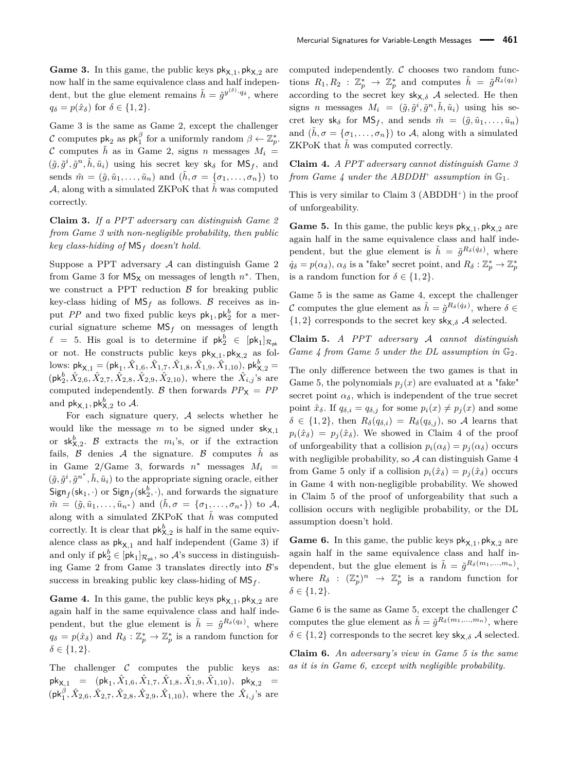**Game 3.** In this game, the public keys $\mathsf{pk}_{\mathsf{X},1}, \mathsf{pk}_{\mathsf{X},2}$ are now half in the same equivalence class and half independent, but the glue element remains $\tilde{h} = \tilde{g}^{y^{(\delta)} \cdot q_\delta}$, where $q_\delta = p(\hat{x}_\delta)$ for $\delta \in \{1, 2\}$.

Game 3 is the same as Game 2, except the challenger $\mathcal{C}$ computes $\mathsf{pk}_2$ as $\mathsf{pk}_1^\beta$ for a uniformly random $\beta \leftarrow \mathbb{Z}_p^*$. $\mathcal{C}$ computes $\tilde{h}$ as in Game 2, signs $n$ messages $M_i = (\tilde{g}, \tilde{g}^i, \tilde{g}^n, \tilde{h}, \tilde{u}_i)$ using his secret key $\mathsf{sk}_\delta$ for $\mathsf{MS}_f$, and sends $\tilde{m} = (\tilde{g}, \tilde{u}_1, \ldots, \tilde{u}_n)$ and $(\tilde{h}, \sigma = \{\sigma_1, \ldots, \sigma_n\})$ to $\mathcal{A}$, along with a simulated ZKPoK that $\tilde{h}$ was computed correctly.

**Claim 3.** *If a PPT adversary can distinguish Game 2 from Game 3 with non-negligible probability, then public key class-hiding of $\mathsf{MS}_f$ doesn't hold.*

Suppose a PPT adversary $\mathcal{A}$ can distinguish Game 2 from Game 3 for $\mathsf{MS}_\mathsf{X}$ on messages of length $n^*$. Then, we construct a PPT reduction $\mathcal{B}$ for breaking public key-class hiding of $\mathsf{MS}_f$ as follows. $\mathcal{B}$ receives as input $PP$ and two fixed public keys $\mathsf{pk}_1, \mathsf{pk}_2^b$ for a mercurial signature scheme $\mathsf{MS}_f$ on messages of length $\ell = 5$. His goal is to determine if $\mathsf{pk}_2^b \in [\mathsf{pk}_1]_{\mathcal{R}_{\mathsf{pk}}}$ or not. He constructs public keys $\mathsf{pk}_{\mathsf{X},1}, \mathsf{pk}_{\mathsf{X},2}$ as follows: $\mathsf{pk}_{\mathsf{X},1} = (\mathsf{pk}_1, \hat{X}_{1,6}, \hat{X}_{1,7}, \hat{X}_{1,8}, \hat{X}_{1,9}, \hat{X}_{1,10})$, $\mathsf{pk}_{\mathsf{X},2}^b = (\mathsf{pk}_2^b, \hat{X}_{2,6}, \hat{X}_{2,7}, \hat{X}_{2,8}, \hat{X}_{2,9}, \hat{X}_{2,10})$, where the $\hat{X}_{i,j}$'s are computed independently. $\mathcal{B}$ then forwards $PP_\mathsf{X} = PP$ and $\mathsf{pk}_{\mathsf{X},1}, \mathsf{pk}_{\mathsf{X},2}^b$ to $\mathcal{A}$.

For each signature query, $\mathcal{A}$ selects whether he would like the message $m$ to be signed under $\mathsf{sk}_{\mathsf{X},1}$ or $\mathsf{sk}_{\mathsf{X},2}^b$. $\mathcal{B}$ extracts the $m_i$'s, or if the extraction fails, $\mathcal{B}$ denies $\mathcal{A}$ the signature. $\mathcal{B}$ computes $\tilde{h}$ as in Game 2/Game 3, forwards $n^*$ messages $M_i = (\tilde{g}, \tilde{g}^i, \tilde{g}^{n^*}, \tilde{h}, \tilde{u}_i)$ to the appropriate signing oracle, either $\mathsf{Sign}_f(\mathsf{sk}_1, \cdot)$ or $\mathsf{Sign}_f(\mathsf{sk}_2^b, \cdot)$, and forwards the signature $\tilde{m} = (\tilde{g}, \tilde{u}_1, \ldots, \tilde{u}_{n^*})$ and $(\tilde{h}, \sigma = \{\sigma_1, \ldots, \sigma_{n^*}\})$ to $\mathcal{A}$, along with a simulated ZKPoK that $\tilde{h}$ was computed correctly. It is clear that $\mathsf{pk}_{\mathsf{X},2}^b$ is half in the same equivalence class as $\mathsf{pk}_{\mathsf{X},1}$ and half independent (Game 3) if and only if $\mathsf{pk}_2^b \in [\mathsf{pk}_1]_{\mathcal{R}_{\mathsf{pk}}}$, so $\mathcal{A}$'s success in distinguishing Game 2 from Game 3 translates directly into $\mathcal{B}$'s success in breaking public key class-hiding of $\mathsf{MS}_f$.

**Game 4.** In this game, the public keys $\mathsf{pk}_{\mathsf{X},1}, \mathsf{pk}_{\mathsf{X},2}$ are again half in the same equivalence class and half independent, but the glue element is $\tilde{h} = \tilde{g}^{R_\delta(q_\delta)}$, where $q_\delta = p(\hat{x}_\delta)$ and $R_\delta : \mathbb{Z}_p^* \to \mathbb{Z}_p^*$ is a random function for $\delta \in \{1, 2\}$.

The challenger $\mathcal{C}$ computes the public keys as: $\mathsf{pk}_{\mathsf{X},1} = (\mathsf{pk}_1, \hat{X}_{1,6}, \hat{X}_{1,7}, \hat{X}_{1,8}, \hat{X}_{1,9}, \hat{X}_{1,10})$, $\mathsf{pk}_{\mathsf{X},2} = (\mathsf{pk}_1^\beta, \hat{X}_{2,6}, \hat{X}_{2,7}, \hat{X}_{2,8}, \hat{X}_{2,9}, \hat{X}_{1,10})$, where the $\hat{X}_{i,j}$'s are computed independently. $\mathcal{C}$ chooses two random functions $R_1, R_2 : \mathbb{Z}_p^* \to \mathbb{Z}_p^*$ and computes $\tilde{h} = \tilde{g}^{R_\delta(q_\delta)}$ according to the secret key $\mathsf{sk}_{\mathsf{X},\delta}$ $\mathcal{A}$ selected. He then signs $n$ messages $M_i = (\tilde{g}, \tilde{g}^i, \tilde{g}^n, \tilde{h}, \tilde{u}_i)$ using his secret key $\mathsf{sk}_\delta$ for $\mathsf{MS}_f$, and sends $\tilde{m} = (\tilde{g}, \tilde{u}_1, \ldots, \tilde{u}_n)$ and $(\tilde{h}, \sigma = \{\sigma_1, \ldots, \sigma_n\})$ to $\mathcal{A}$, along with a simulated ZKPoK that $\tilde{h}$ was computed correctly.

**Claim 4.** *A PPT adversary cannot distinguish Game 3 from Game 4 under the ABDDH*$^+$ *assumption in* $\mathbb{G}_1$.

This is very similar to Claim 3 (ABDDH$^+$) in the proof of unforgeability.

**Game 5.** In this game, the public keys $\mathsf{pk}_{\mathsf{X},1}, \mathsf{pk}_{\mathsf{X},2}$ are again half in the same equivalence class and half independent, but the glue element is $\tilde{h} = \tilde{g}^{R_\delta(\dot{q}_\delta)}$, where $\dot{q}_\delta = p(\alpha_\delta)$, $\alpha_\delta$ is a "fake" secret point, and $R_\delta : \mathbb{Z}_p^* \to \mathbb{Z}_p^*$ is a random function for $\delta \in \{1, 2\}$.

Game 5 is the same as Game 4, except the challenger $\mathcal{C}$ computes the glue element as $\tilde{h} = \tilde{g}^{R_\delta(\dot{q}_\delta)}$, where $\delta \in \{1, 2\}$ corresponds to the secret key $\mathsf{sk}_{\mathsf{X},\delta}$ $\mathcal{A}$ selected.

**Claim 5.** *A PPT adversary $\mathcal{A}$ cannot distinguish Game 4 from Game 5 under the DL assumption in $\mathbb{G}_2$.*

The only difference between the two games is that in Game 5, the polynomials $p_j(x)$ are evaluated at a "fake" secret point $\alpha_\delta$, which is independent of the true secret point $\hat{x}_\delta$. If $q_{\delta,i} = q_{\delta,j}$ for some $p_i(x) \neq p_j(x)$ and some $\delta \in \{1, 2\}$, then $R_\delta(q_{\delta,i}) = R_\delta(q_{\delta,j})$, so $\mathcal{A}$ learns that $p_i(\hat{x}_\delta) = p_j(\hat{x}_\delta)$. We showed in Claim 4 of the proof of unforgeability that a collision $p_i(\alpha_\delta) = p_j(\alpha_\delta)$ occurs with negligible probability, so $\mathcal{A}$ can distinguish Game 4 from Game 5 only if a collision $p_i(\hat{x}_\delta) = p_j(\hat{x}_\delta)$ occurs in Game 4 with non-negligible probability. We showed in Claim 5 of the proof of unforgeability that such a collision occurs with negligible probability, or the DL assumption doesn't hold.

**Game 6.** In this game, the public keys $\mathsf{pk}_{\mathsf{X},1}, \mathsf{pk}_{\mathsf{X},2}$ are again half in the same equivalence class and half independent, but the glue element is $\tilde{h} = \tilde{g}^{R_\delta(m_1, \ldots, m_n)}$, where $R_\delta : (\mathbb{Z}_p^*)^n \to \mathbb{Z}_p^*$ is a random function for $\delta \in \{1, 2\}$.

Game 6 is the same as Game 5, except the challenger $\mathcal{C}$ computes the glue element as $\tilde{h} = \tilde{g}^{R_\delta(m_1, \ldots, m_n)}$, where $\delta \in \{1, 2\}$ corresponds to the secret key $\mathsf{sk}_{\mathsf{X},\delta}$ $\mathcal{A}$ selected.

**Claim 6.** *An adversary's view in Game 5 is the same as it is in Game 6, except with negligible probability.*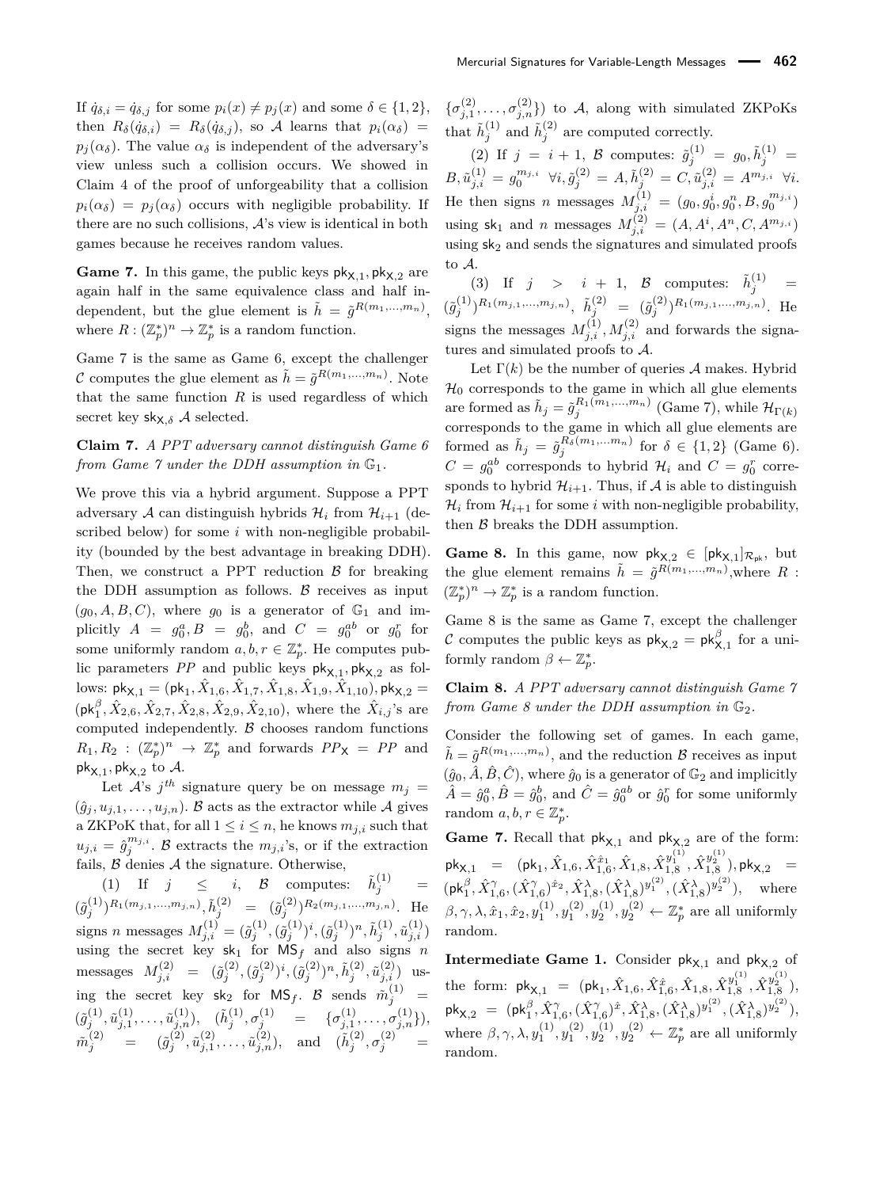If $\dot{q}_{\delta,i} = \dot{q}_{\delta,j}$ for some $p_i(x) \neq p_j(x)$ and some $\delta \in \{1,2\}$, then $R_\delta(\dot{q}_{\delta,i}) = R_\delta(\dot{q}_{\delta,j})$, so $\mathcal{A}$ learns that $p_i(\alpha_\delta) = p_j(\alpha_\delta)$. The value $\alpha_\delta$ is independent of the adversary's view unless such a collision occurs. We showed in Claim 4 of the proof of unforgeability that a collision $p_i(\alpha_\delta) = p_j(\alpha_\delta)$ occurs with negligible probability. If there are no such collisions, $\mathcal{A}$'s view is identical in both games because he receives random values.

**Game 7.** In this game, the public keys $\mathsf{pk}_{\mathsf{X},1}, \mathsf{pk}_{\mathsf{X},2}$ are again half in the same equivalence class and half independent, but the glue element is $\tilde{h} = \tilde{g}^{R(m_1,\ldots,m_n)}$, where $R : (\mathbb{Z}_p^*)^n \to \mathbb{Z}_p^*$ is a random function.

Game 7 is the same as Game 6, except the challenger $\mathcal{C}$ computes the glue element as $\tilde{h} = \tilde{g}^{R(m_1,\ldots,m_n)}$. Note that the same function $R$ is used regardless of which secret key $\mathsf{sk}_{\mathsf{X},\delta}$ $\mathcal{A}$ selected.

**Claim 7.** *A PPT adversary cannot distinguish Game 6 from Game 7 under the DDH assumption in $\mathbb{G}_1$.*

We prove this via a hybrid argument. Suppose a PPT adversary $\mathcal{A}$ can distinguish hybrids $\mathcal{H}_i$ from $\mathcal{H}_{i+1}$ (described below) for some $i$ with non-negligible probability (bounded by the best advantage in breaking DDH). Then, we construct a PPT reduction $\mathcal{B}$ for breaking the DDH assumption as follows. $\mathcal{B}$ receives as input $(g_0, A, B, C)$, where $g_0$ is a generator of $\mathbb{G}_1$ and implicitly $A = g_0^a, B = g_0^b$, and $C = g_0^{ab}$ or $g_0^r$ for some uniformly random $a, b, r \in \mathbb{Z}_p^*$. He computes public parameters $PP$ and public keys $\mathsf{pk}_{\mathsf{X},1}, \mathsf{pk}_{\mathsf{X},2}$ as follows: $\mathsf{pk}_{\mathsf{X},1} = (\mathsf{pk}_1, \hat{X}_{1,6}, \hat{X}_{1,7}, \hat{X}_{1,8}, \hat{X}_{1,9}, \hat{X}_{1,10}), \mathsf{pk}_{\mathsf{X},2} = (\mathsf{pk}_1^\beta, \hat{X}_{2,6}, \hat{X}_{2,7}, \hat{X}_{2,8}, \hat{X}_{2,9}, \hat{X}_{2,10})$, where the $\hat{X}_{i,j}$'s are computed independently. $\mathcal{B}$ chooses random functions $R_1, R_2 : (\mathbb{Z}_p^*)^n \to \mathbb{Z}_p^*$ and forwards $PP_\mathsf{X} = PP$ and $\mathsf{pk}_{\mathsf{X},1}, \mathsf{pk}_{\mathsf{X},2}$ to $\mathcal{A}$.

Let $\mathcal{A}$'s $j^{th}$ signature query be on message $m_j = (\hat{g}_j, u_{j,1}, \ldots, u_{j,n})$. $\mathcal{B}$ acts as the extractor while $\mathcal{A}$ gives a ZKPoK that, for all $1 \le i \le n$, he knows $m_{j,i}$ such that $u_{j,i} = \hat{g}_j^{m_{j,i}}$. $\mathcal{B}$ extracts the $m_{j,i}$'s, or if the extraction fails, $\mathcal{B}$ denies $\mathcal{A}$ the signature. Otherwise,

(1) If $j \le i$, $\mathcal{B}$ computes: $\tilde{h}_j^{(1)} = (\tilde{g}_j^{(1)})^{R_1(m_{j,1},\ldots,m_{j,n})}, \tilde{h}_j^{(2)} = (\tilde{g}_j^{(2)})^{R_2(m_{j,1},\ldots,m_{j,n})}$. He signs $n$ messages $M_{j,i}^{(1)} = (\tilde{g}_j^{(1)}, (\tilde{g}_j^{(1)})^i, (\tilde{g}_j^{(1)})^n, \tilde{h}_j^{(1)}, \tilde{u}_{j,i}^{(1)})$ using the secret key $\mathsf{sk}_1$ for $\mathsf{MS}_f$ and also signs $n$ messages $M_{j,i}^{(2)} = (\tilde{g}_j^{(2)}, (\tilde{g}_j^{(2)})^i, (\tilde{g}_j^{(2)})^n, \tilde{h}_j^{(2)}, \tilde{u}_{j,i}^{(2)})$ using the secret key $\mathsf{sk}_2$ for $\mathsf{MS}_f$. $\mathcal{B}$ sends $\tilde{m}_j^{(1)} = (\tilde{g}_j^{(1)}, \tilde{u}_{j,1}^{(1)}, \ldots, \tilde{u}_{j,n}^{(1)})$, $(\tilde{h}_j^{(1)}, \sigma_j^{(1)} = \{\sigma_{j,1}^{(1)}, \ldots, \sigma_{j,n}^{(1)}\})$, $\tilde{m}_j^{(2)} = (\tilde{g}_j^{(2)}, \tilde{u}_{j,1}^{(2)}, \ldots, \tilde{u}_{j,n}^{(2)})$, and $(\tilde{h}_j^{(2)}, \sigma_j^{(2)} = \{\sigma_{j,1}^{(2)}, \ldots, \sigma_{j,n}^{(2)}\})$ to $\mathcal{A}$, along with simulated ZKPoKs that $\tilde{h}_j^{(1)}$ and $\tilde{h}_j^{(2)}$ are computed correctly.

(2) If $j = i+1$, $\mathcal{B}$ computes: $\tilde{g}_j^{(1)} = g_0, \tilde{h}_j^{(1)} = B, \tilde{u}_{j,i}^{(1)} = g_0^{m_{j,i}}\ \forall i, \tilde{g}_j^{(2)} = A, \tilde{h}_j^{(2)} = C, \tilde{u}_{j,i}^{(2)} = A^{m_{j,i}}\ \forall i$. He then signs $n$ messages $M_{j,i}^{(1)} = (g_0, g_0^i, g_0^n, B, g_0^{m_{j,i}})$ using $\mathsf{sk}_1$ and $n$ messages $M_{j,i}^{(2)} = (A, A^i, A^n, C, A^{m_{j,i}})$ using $\mathsf{sk}_2$ and sends the signatures and simulated proofs to $\mathcal{A}$.

(3) If $j > i+1$, $\mathcal{B}$ computes: $\tilde{h}_j^{(1)} = (\tilde{g}_j^{(1)})^{R_1(m_{j,1},\ldots,m_{j,n})}$, $\tilde{h}_j^{(2)} = (\tilde{g}_j^{(2)})^{R_1(m_{j,1},\ldots,m_{j,n})}$. He signs the messages $M_{j,i}^{(1)}, M_{j,i}^{(2)}$ and forwards the signatures and simulated proofs to $\mathcal{A}$.

Let $\Gamma(k)$ be the number of queries $\mathcal{A}$ makes. Hybrid $\mathcal{H}_0$ corresponds to the game in which all glue elements are formed as $\tilde{h}_j = \tilde{g}_j^{R_1(m_1,\ldots,m_n)}$ (Game 7), while $\mathcal{H}_{\Gamma(k)}$ corresponds to the game in which all glue elements are formed as $\tilde{h}_j = \tilde{g}_j^{R_\delta(m_1,\ldots m_n)}$ for $\delta \in \{1,2\}$ (Game 6). $C = g_0^{ab}$ corresponds to hybrid $\mathcal{H}_i$ and $C = g_0^r$ corresponds to hybrid $\mathcal{H}_{i+1}$. Thus, if $\mathcal{A}$ is able to distinguish $\mathcal{H}_i$ from $\mathcal{H}_{i+1}$ for some $i$ with non-negligible probability, then $\mathcal{B}$ breaks the DDH assumption.

**Game 8.** In this game, now $\mathsf{pk}_{\mathsf{X},2} \in [\mathsf{pk}_{\mathsf{X},1}]_{\mathcal{R}_{\mathsf{pk}}}$, but the glue element remains $\tilde{h} = \tilde{g}^{R(m_1,\ldots,m_n)}$,where $R : (\mathbb{Z}_p^*)^n \to \mathbb{Z}_p^*$ is a random function.

Game 8 is the same as Game 7, except the challenger $\mathcal{C}$ computes the public keys as $\mathsf{pk}_{\mathsf{X},2} = \mathsf{pk}_{\mathsf{X},1}^\beta$ for a uniformly random $\beta \leftarrow \mathbb{Z}_p^*$.

**Claim 8.** *A PPT adversary cannot distinguish Game 7 from Game 8 under the DDH assumption in $\mathbb{G}_2$.*

Consider the following set of games. In each game, $\tilde{h} = \tilde{g}^{R(m_1,\ldots,m_n)}$, and the reduction $\mathcal{B}$ receives as input $(\hat{g}_0, \hat{A}, \hat{B}, \hat{C})$, where $\hat{g}_0$ is a generator of $\mathbb{G}_2$ and implicitly $\hat{A} = \hat{g}_0^a, \hat{B} = \hat{g}_0^b$, and $\hat{C} = \hat{g}_0^{ab}$ or $\hat{g}_0^r$ for some uniformly random $a, b, r \in \mathbb{Z}_p^*$.

**Game 7.** Recall that $\mathsf{pk}_{\mathsf{X},1}$ and $\mathsf{pk}_{\mathsf{X},2}$ are of the form: $\mathsf{pk}_{\mathsf{X},1} = (\mathsf{pk}_1, \hat{X}_{1,6}, \hat{X}_{1,6}^{\hat{x}_1}, \hat{X}_{1,8}, \hat{X}_{1,8}^{y_1^{(1)}}, \hat{X}_{1,8}^{y_2^{(1)}}), \mathsf{pk}_{\mathsf{X},2} = (\mathsf{pk}_1^\beta, \hat{X}_{1,6}^\gamma, (\hat{X}_{1,6}^\gamma)^{\hat{x}_2}, \hat{X}_{1,8}^\lambda, (\hat{X}_{1,8}^\lambda)^{y_1^{(2)}}, (\hat{X}_{1,8}^\lambda)^{y_2^{(2)}})$, where $\beta, \gamma, \lambda, \hat{x}_1, \hat{x}_2, y_1^{(1)}, y_1^{(2)}, y_2^{(1)}, y_2^{(2)} \leftarrow \mathbb{Z}_p^*$ are all uniformly random.

**Intermediate Game 1.** Consider $\mathsf{pk}_{\mathsf{X},1}$ and $\mathsf{pk}_{\mathsf{X},2}$ of the form: $\mathsf{pk}_{\mathsf{X},1} = (\mathsf{pk}_1, \hat{X}_{1,6}, \hat{X}_{1,6}^{\hat{x}}, \hat{X}_{1,8}, \hat{X}_{1,8}^{y_1^{(1)}}, \hat{X}_{1,8}^{y_2^{(1)}})$, $\mathsf{pk}_{\mathsf{X},2} = (\mathsf{pk}_1^\beta, \hat{X}_{1,6}^\gamma, (\hat{X}_{1,6}^\gamma)^{\hat{x}}, \hat{X}_{1,8}^\lambda, (\hat{X}_{1,8}^\lambda)^{y_1^{(2)}}, (\hat{X}_{1,8}^\lambda)^{y_2^{(2)}})$, where $\beta, \gamma, \lambda, y_1^{(1)}, y_1^{(2)}, y_2^{(1)}, y_2^{(2)} \leftarrow \mathbb{Z}_p^*$ are all uniformly random.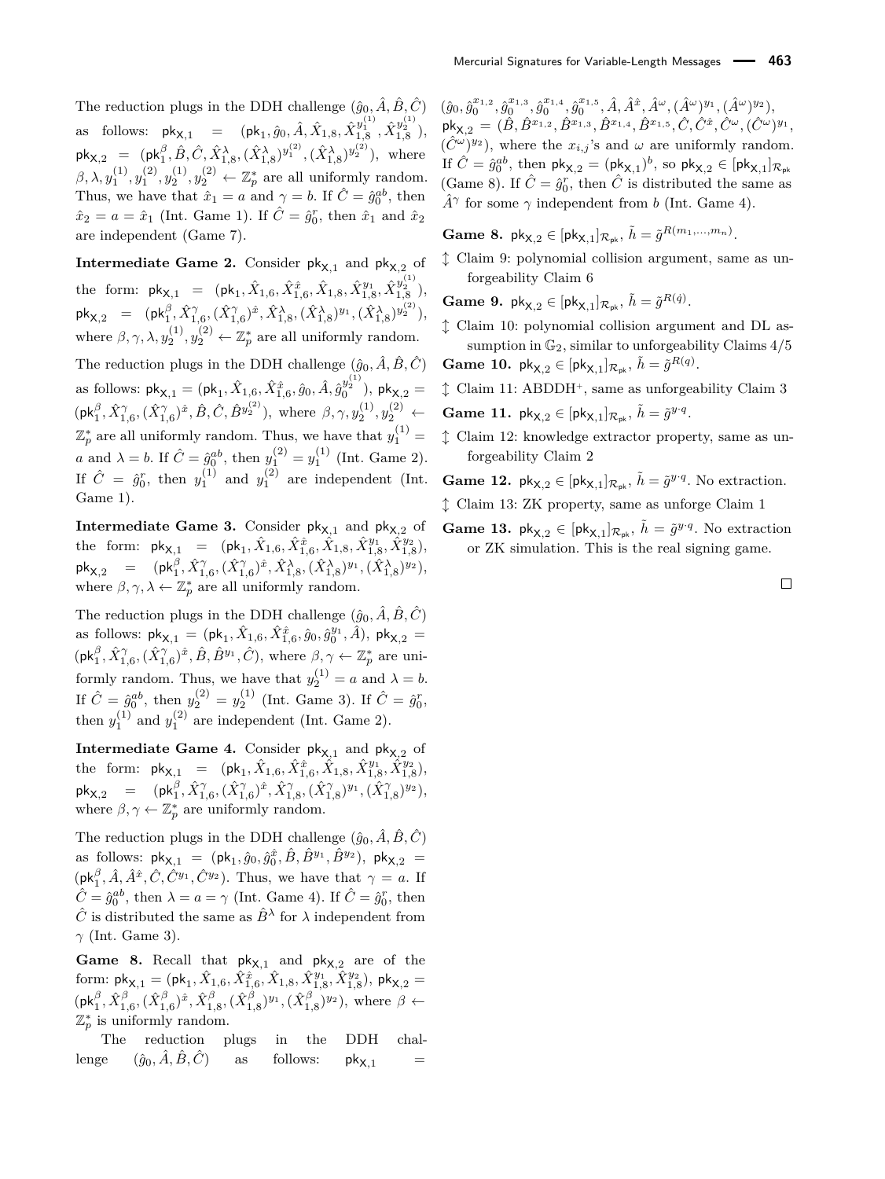The reduction plugs in the DDH challenge $(\hat{g}_0, \hat{A}, \hat{B}, \hat{C})$ as follows: $\mathsf{pk}_{\mathsf{X},1} = (\mathsf{pk}_1, \hat{g}_0, \hat{A}, \hat{X}_{1,8}, \hat{X}_{1,8}^{y_1^{(1)}}, \hat{X}_{1,8}^{y_2^{(1)}})$, $\mathsf{pk}_{\mathsf{X},2} = (\mathsf{pk}_1^{\beta}, \hat{B}, \hat{C}, \hat{X}_{1,8}^{\lambda}, (\hat{X}_{1,8}^{\lambda})^{y_1^{(2)}}, (\hat{X}_{1,8}^{\lambda})^{y_2^{(2)}})$, where $\beta, \lambda, y_1^{(1)}, y_1^{(2)}, y_2^{(1)}, y_2^{(2)} \leftarrow \mathbb{Z}_p^*$ are all uniformly random. Thus, we have that $\hat{x}_1 = a$ and $\gamma = b$. If $\hat{C} = \hat{g}_0^{ab}$, then $\hat{x}_2 = a = \hat{x}_1$ (Int. Game 1). If $\hat{C} = \hat{g}_0^{r}$, then $\hat{x}_1$ and $\hat{x}_2$ are independent (Game 7).

**Intermediate Game 2.** Consider $\mathsf{pk}_{\mathsf{X},1}$ and $\mathsf{pk}_{\mathsf{X},2}$ of the form: $\mathsf{pk}_{\mathsf{X},1} = (\mathsf{pk}_1, \hat{X}_{1,6}, \hat{X}_{1,6}^{\hat{x}}, \hat{X}_{1,8}, \hat{X}_{1,8}^{y_1}, \hat{X}_{1,8}^{y_2^{(1)}})$, $\mathsf{pk}_{\mathsf{X},2} = (\mathsf{pk}_1^{\beta}, \hat{X}_{1,6}^{\gamma}, (\hat{X}_{1,6}^{\gamma})^{\hat{x}}, \hat{X}_{1,8}^{\lambda}, (\hat{X}_{1,8}^{\lambda})^{y_1}, (\hat{X}_{1,8}^{\lambda})^{y_2^{(2)}})$, where $\beta, \gamma, \lambda, y_2^{(1)}, y_2^{(2)} \leftarrow \mathbb{Z}_p^*$ are all uniformly random.

The reduction plugs in the DDH challenge $(\hat{g}_0, \hat{A}, \hat{B}, \hat{C})$ as follows: $\mathsf{pk}_{\mathsf{X},1} = (\mathsf{pk}_1, \hat{X}_{1,6}, \hat{X}_{1,6}^{\hat{x}}, \hat{g}_0, \hat{A}, \hat{g}_0^{y_2^{(1)}})$, $\mathsf{pk}_{\mathsf{X},2} = (\mathsf{pk}_1^{\beta}, \hat{X}_{1,6}^{\gamma}, (\hat{X}_{1,6}^{\gamma})^{\hat{x}}, \hat{B}, \hat{C}, \hat{B}^{y_2^{(2)}})$, where $\beta, \gamma, y_2^{(1)}, y_2^{(2)} \leftarrow \mathbb{Z}_p^*$ are all uniformly random. Thus, we have that $y_1^{(1)} = a$ and $\lambda = b$. If $\hat{C} = \hat{g}_0^{ab}$, then $y_1^{(2)} = y_1^{(1)}$ (Int. Game 2). If $\hat{C} = \hat{g}_0^{r}$, then $y_1^{(1)}$ and $y_1^{(2)}$ are independent (Int. Game 1).

**Intermediate Game 3.** Consider $\mathsf{pk}_{\mathsf{X},1}$ and $\mathsf{pk}_{\mathsf{X},2}$ of the form: $\mathsf{pk}_{\mathsf{X},1} = (\mathsf{pk}_1, \hat{X}_{1,6}, \hat{X}_{1,6}^{\hat{x}}, \hat{X}_{1,8}, \hat{X}_{1,8}^{y_1}, \hat{X}_{1,8}^{y_2})$, $\mathsf{pk}_{\mathsf{X},2} = (\mathsf{pk}_1^{\beta}, \hat{X}_{1,6}^{\gamma}, (\hat{X}_{1,6}^{\gamma})^{\hat{x}}, \hat{X}_{1,8}^{\lambda}, (\hat{X}_{1,8}^{\lambda})^{y_1}, (\hat{X}_{1,8}^{\lambda})^{y_2})$, where $\beta, \gamma, \lambda \leftarrow \mathbb{Z}_p^*$ are all uniformly random.

The reduction plugs in the DDH challenge $(\hat{g}_0, \hat{A}, \hat{B}, \hat{C})$ as follows: $\mathsf{pk}_{\mathsf{X},1} = (\mathsf{pk}_1, \hat{X}_{1,6}, \hat{X}_{1,6}^{\hat{x}}, \hat{g}_0, \hat{g}_0^{y_1}, \hat{A})$, $\mathsf{pk}_{\mathsf{X},2} = (\mathsf{pk}_1^{\beta}, \hat{X}_{1,6}^{\gamma}, (\hat{X}_{1,6}^{\gamma})^{\hat{x}}, \hat{B}, \hat{B}^{y_1}, \hat{C})$, where $\beta, \gamma \leftarrow \mathbb{Z}_p^*$ are uniformly random. Thus, we have that $y_2^{(1)} = a$ and $\lambda = b$. If $\hat{C} = \hat{g}_0^{ab}$, then $y_2^{(2)} = y_2^{(1)}$ (Int. Game 3). If $\hat{C} = \hat{g}_0^{r}$, then $y_1^{(1)}$ and $y_1^{(2)}$ are independent (Int. Game 2).

**Intermediate Game 4.** Consider $\mathsf{pk}_{\mathsf{X},1}$ and $\mathsf{pk}_{\mathsf{X},2}$ of the form: $\mathsf{pk}_{\mathsf{X},1} = (\mathsf{pk}_1, \hat{X}_{1,6}, \hat{X}_{1,6}^{\hat{x}}, \hat{X}_{1,8}, \hat{X}_{1,8}^{y_1}, \hat{X}_{1,8}^{y_2})$, $\mathsf{pk}_{\mathsf{X},2} = (\mathsf{pk}_1^{\beta}, \hat{X}_{1,6}^{\gamma}, (\hat{X}_{1,6}^{\gamma})^{\hat{x}}, \hat{X}_{1,8}^{\gamma}, (\hat{X}_{1,8}^{\gamma})^{y_1}, (\hat{X}_{1,8}^{\gamma})^{y_2})$, where $\beta, \gamma \leftarrow \mathbb{Z}_p^*$ are uniformly random.

The reduction plugs in the DDH challenge $(\hat{g}_0, \hat{A}, \hat{B}, \hat{C})$ as follows: $\mathsf{pk}_{\mathsf{X},1} = (\mathsf{pk}_1, \hat{g}_0, \hat{g}_0^{\hat{x}}, \hat{B}, \hat{B}^{y_1}, \hat{B}^{y_2})$, $\mathsf{pk}_{\mathsf{X},2} = (\mathsf{pk}_1^{\beta}, \hat{A}, \hat{A}^{\hat{x}}, \hat{C}, \hat{C}^{y_1}, \hat{C}^{y_2})$. Thus, we have that $\gamma = a$. If $\hat{C} = \hat{g}_0^{ab}$, then $\lambda = a = \gamma$ (Int. Game 4). If $\hat{C} = \hat{g}_0^{r}$, then $\hat{C}$ is distributed the same as $\hat{B}^{\lambda}$ for $\lambda$ independent from $\gamma$ (Int. Game 3).

**Game 8.** Recall that $\mathsf{pk}_{\mathsf{X},1}$ and $\mathsf{pk}_{\mathsf{X},2}$ are of the form: $\mathsf{pk}_{\mathsf{X},1} = (\mathsf{pk}_1, \hat{X}_{1,6}, \hat{X}_{1,6}^{\hat{x}}, \hat{X}_{1,8}, \hat{X}_{1,8}^{y_1}, \hat{X}_{1,8}^{y_2})$, $\mathsf{pk}_{\mathsf{X},2} = (\mathsf{pk}_1^{\beta}, \hat{X}_{1,6}^{\beta}, (\hat{X}_{1,6}^{\beta})^{\hat{x}}, \hat{X}_{1,8}^{\beta}, (\hat{X}_{1,8}^{\beta})^{y_1}, (\hat{X}_{1,8}^{\beta})^{y_2})$, where $\beta \leftarrow \mathbb{Z}_p^*$ is uniformly random.

The reduction plugs in the DDH challenge $(\hat{g}_0, \hat{A}, \hat{B}, \hat{C})$ as follows: $\mathsf{pk}_{\mathsf{X},1} = (\hat{g}_0, \hat{g}_0^{x_{1,2}}, \hat{g}_0^{x_{1,3}}, \hat{g}_0^{x_{1,4}}, \hat{g}_0^{x_{1,5}}, \hat{A}, \hat{A}^{\hat{x}}, \hat{A}^{\omega}, (\hat{A}^{\omega})^{y_1}, (\hat{A}^{\omega})^{y_2})$, $\mathsf{pk}_{\mathsf{X},2} = (\hat{B}, \hat{B}^{x_{1,2}}, \hat{B}^{x_{1,3}}, \hat{B}^{x_{1,4}}, \hat{B}^{x_{1,5}}, \hat{C}, \hat{C}^{\hat{x}}, \hat{C}^{\omega}, (\hat{C}^{\omega})^{y_1}, (\hat{C}^{\omega})^{y_2})$, where the $x_{i,j}$'s and $\omega$ are uniformly random. If $\hat{C} = \hat{g}_0^{ab}$, then $\mathsf{pk}_{\mathsf{X},2} = (\mathsf{pk}_{\mathsf{X},1})^b$, so $\mathsf{pk}_{\mathsf{X},2} \in [\mathsf{pk}_{\mathsf{X},1}]_{\mathcal{R}_{\mathsf{pk}}}$ (Game 8). If $\hat{C} = \hat{g}_0^{r}$, then $\hat{C}$ is distributed the same as $\hat{A}^{\gamma}$ for some $\gamma$ independent from $b$ (Int. Game 4).

**Game 8.** $\mathsf{pk}_{\mathsf{X},2} \in [\mathsf{pk}_{\mathsf{X},1}]_{\mathcal{R}_{\mathsf{pk}}}$, $\tilde{h} = \tilde{g}^{R(m_1,\ldots,m_n)}$.

$\updownarrow$ Claim 9: polynomial collision argument, same as unforgeability Claim 6

**Game 9.** $\mathsf{pk}_{\mathsf{X},2} \in [\mathsf{pk}_{\mathsf{X},1}]_{\mathcal{R}_{\mathsf{pk}}}$, $\tilde{h} = \tilde{g}^{R(\dot{q})}$.

$\updownarrow$ Claim 10: polynomial collision argument and DL assumption in $\mathbb{G}_2$, similar to unforgeability Claims 4/5

**Game 10.** $\mathsf{pk}_{\mathsf{X},2} \in [\mathsf{pk}_{\mathsf{X},1}]_{\mathcal{R}_{\mathsf{pk}}}$, $\tilde{h} = \tilde{g}^{R(q)}$.

$\updownarrow$ Claim 11: ABDDH$^{+}$, same as unforgeability Claim 3

**Game 11.** $\mathsf{pk}_{\mathsf{X},2} \in [\mathsf{pk}_{\mathsf{X},1}]_{\mathcal{R}_{\mathsf{pk}}}$, $\tilde{h} = \tilde{g}^{y \cdot q}$.

$\updownarrow$ Claim 12: knowledge extractor property, same as unforgeability Claim 2

**Game 12.** $\mathsf{pk}_{\mathsf{X},2} \in [\mathsf{pk}_{\mathsf{X},1}]_{\mathcal{R}_{\mathsf{pk}}}$, $\tilde{h} = \tilde{g}^{y \cdot q}$. No extraction.

$\updownarrow$ Claim 13: ZK property, same as unforge Claim 1

**Game 13.** $\mathsf{pk}_{\mathsf{X},2} \in [\mathsf{pk}_{\mathsf{X},1}]_{\mathcal{R}_{\mathsf{pk}}}$, $\tilde{h} = \tilde{g}^{y \cdot q}$. No extraction or ZK simulation. This is the real signing game.

$\square$